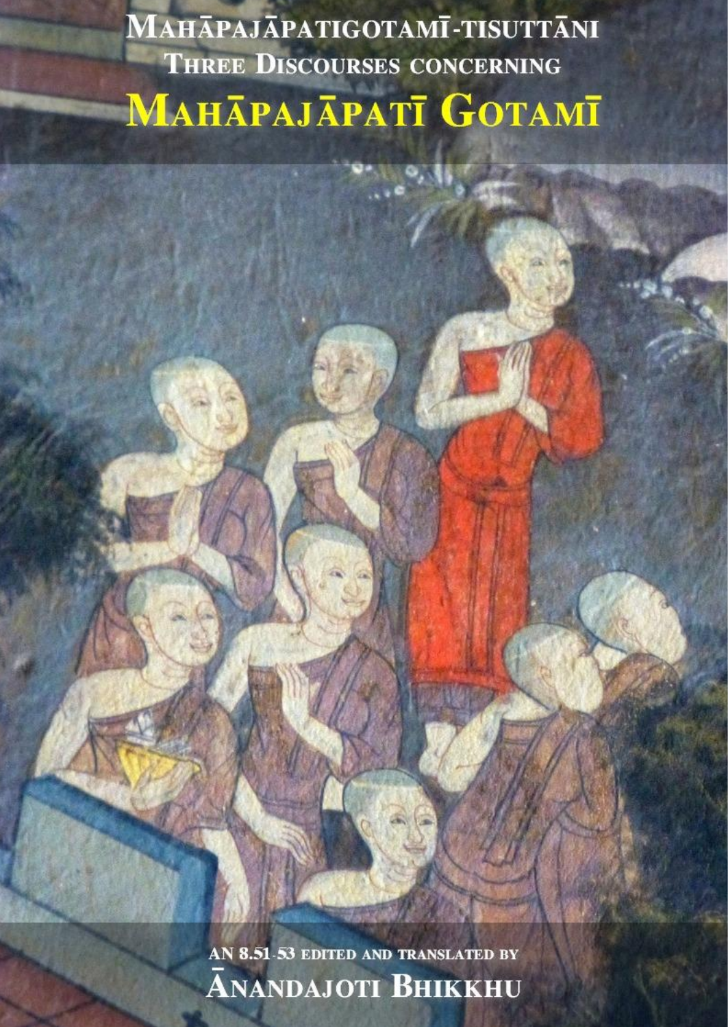# Mahāpajāpatigotamī-tisuttāni

## Three Discourses concerning

# Mahāpajāpatī Gotamī

AN 8.51-53 edited and translated by

**Ānandajoti Bhikkhu**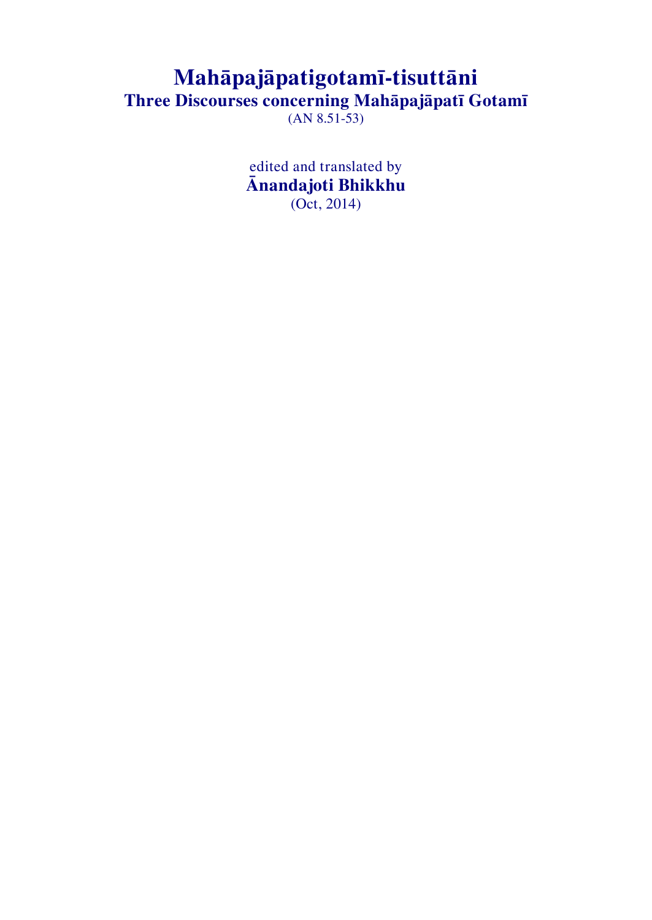# Mahāpajāpatigotamī-tisuttāni

## Three Discourses concerning Mahāpajāpatī Gotamī

(AN 8.51-53)

edited and translated by

**Ānandajoti Bhikkhu**

(Oct, 2014)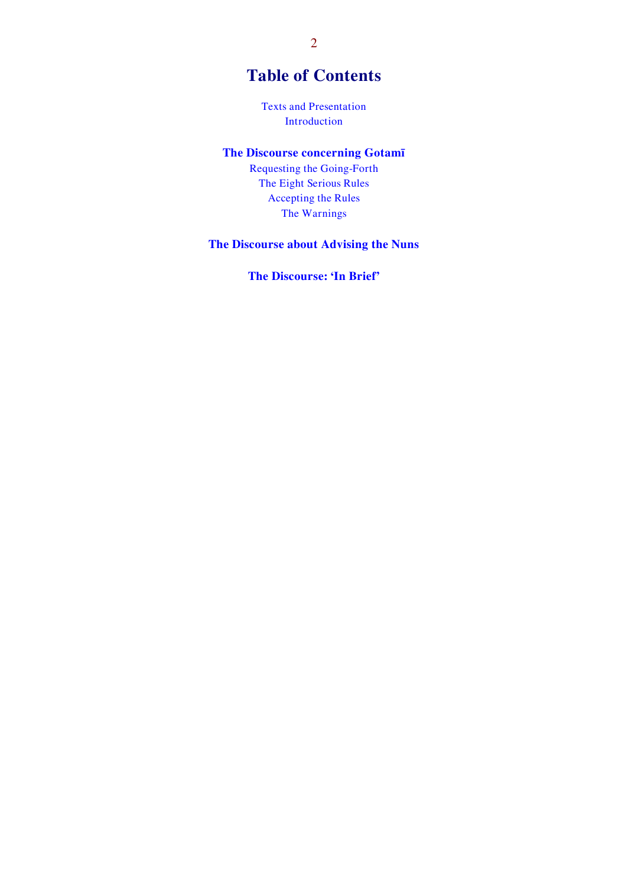# Table of Contents

Texts and Presentation
Introduction

**The Discourse concerning Gotamī**

Requesting the Going-Forth
The Eight Serious Rules
Accepting the Rules
The Warnings

**The Discourse about Advising the Nuns**

**The Discourse: 'In Brief'**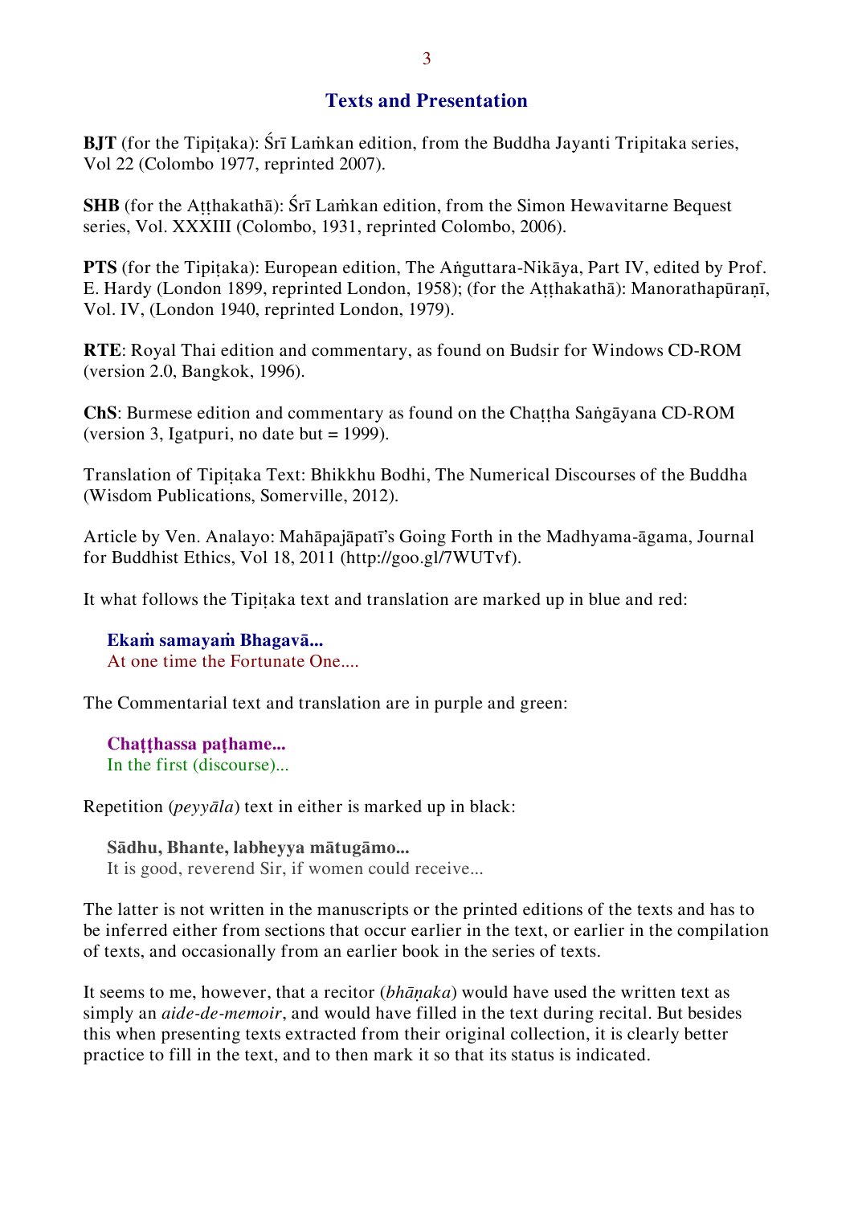## Texts and Presentation

**BJT** (for the Tipiṭaka): Śrī Laṁkan edition, from the Buddha Jayanti Tripitaka series, Vol 22 (Colombo 1977, reprinted 2007).

**SHB** (for the Aṭṭhakathā): Śrī Laṁkan edition, from the Simon Hewavitarne Bequest series, Vol. XXXIII (Colombo, 1931, reprinted Colombo, 2006).

**PTS** (for the Tipiṭaka): European edition, The Aṅguttara-Nikāya, Part IV, edited by Prof. E. Hardy (London 1899, reprinted London, 1958); (for the Aṭṭhakathā): Manorathapūraṇī, Vol. IV, (London 1940, reprinted London, 1979).

**RTE**: Royal Thai edition and commentary, as found on Budsir for Windows CD-ROM (version 2.0, Bangkok, 1996).

**ChS**: Burmese edition and commentary as found on the Chaṭṭha Saṅgāyana CD-ROM (version 3, Igatpuri, no date but = 1999).

Translation of Tipiṭaka Text: Bhikkhu Bodhi, The Numerical Discourses of the Buddha (Wisdom Publications, Somerville, 2012).

Article by Ven. Analayo: Mahāpajāpatī's Going Forth in the Madhyama-āgama, Journal for Buddhist Ethics, Vol 18, 2011 (http://goo.gl/7WUTvf).

It what follows the Tipiṭaka text and translation are marked up in blue and red:

> **Ekaṁ samayaṁ Bhagavā...**
> At one time the Fortunate One....

The Commentarial text and translation are in purple and green:

> **Chaṭṭhassa paṭhame...**
> In the first (discourse)...

Repetition (*peyyāla*) text in either is marked up in black:

> **Sādhu, Bhante, labheyya mātugāmo...**
> It is good, reverend Sir, if women could receive...

The latter is not written in the manuscripts or the printed editions of the texts and has to be inferred either from sections that occur earlier in the text, or earlier in the compilation of texts, and occasionally from an earlier book in the series of texts.

It seems to me, however, that a recitor (*bhāṇaka*) would have used the written text as simply an *aide-de-memoir*, and would have filled in the text during recital. But besides this when presenting texts extracted from their original collection, it is clearly better practice to fill in the text, and to then mark it so that its status is indicated.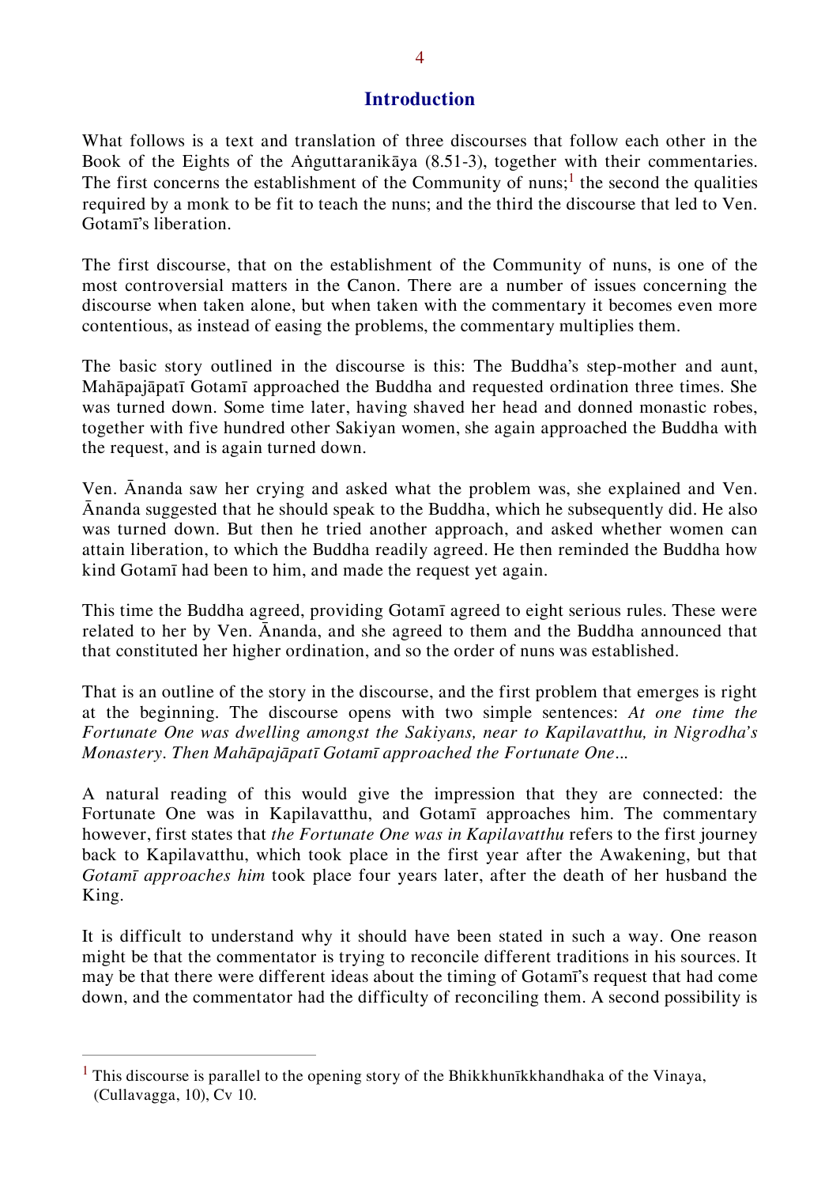# Introduction

What follows is a text and translation of three discourses that follow each other in the Book of the Eights of the Aṅguttaranikāya (8.51-3), together with their commentaries. The first concerns the establishment of the Community of nuns;[1] the second the qualities required by a monk to be fit to teach the nuns; and the third the discourse that led to Ven. Gotamī's liberation.

The first discourse, that on the establishment of the Community of nuns, is one of the most controversial matters in the Canon. There are a number of issues concerning the discourse when taken alone, but when taken with the commentary it becomes even more contentious, as instead of easing the problems, the commentary multiplies them.

The basic story outlined in the discourse is this: The Buddha's step-mother and aunt, Mahāpajāpatī Gotamī approached the Buddha and requested ordination three times. She was turned down. Some time later, having shaved her head and donned monastic robes, together with five hundred other Sakiyan women, she again approached the Buddha with the request, and is again turned down.

Ven. Ānanda saw her crying and asked what the problem was, she explained and Ven. Ānanda suggested that he should speak to the Buddha, which he subsequently did. He also was turned down. But then he tried another approach, and asked whether women can attain liberation, to which the Buddha readily agreed. He then reminded the Buddha how kind Gotamī had been to him, and made the request yet again.

This time the Buddha agreed, providing Gotamī agreed to eight serious rules. These were related to her by Ven. Ānanda, and she agreed to them and the Buddha announced that that constituted her higher ordination, and so the order of nuns was established.

That is an outline of the story in the discourse, and the first problem that emerges is right at the beginning. The discourse opens with two simple sentences: *At one time the Fortunate One was dwelling amongst the Sakiyans, near to Kapilavatthu, in Nigrodha's Monastery. Then Mahāpajāpatī Gotamī approached the Fortunate One…*

A natural reading of this would give the impression that they are connected: the Fortunate One was in Kapilavatthu, and Gotamī approaches him. The commentary however, first states that *the Fortunate One was in Kapilavatthu* refers to the first journey back to Kapilavatthu, which took place in the first year after the Awakening, but that *Gotamī approaches him* took place four years later, after the death of her husband the King.

It is difficult to understand why it should have been stated in such a way. One reason might be that the commentator is trying to reconcile different traditions in his sources. It may be that there were different ideas about the timing of Gotamī's request that had come down, and the commentator had the difficulty of reconciling them. A second possibility is

[1] This discourse is parallel to the opening story of the Bhikkhunīkkhandhaka of the Vinaya, (Cullavagga, 10), Cv 10.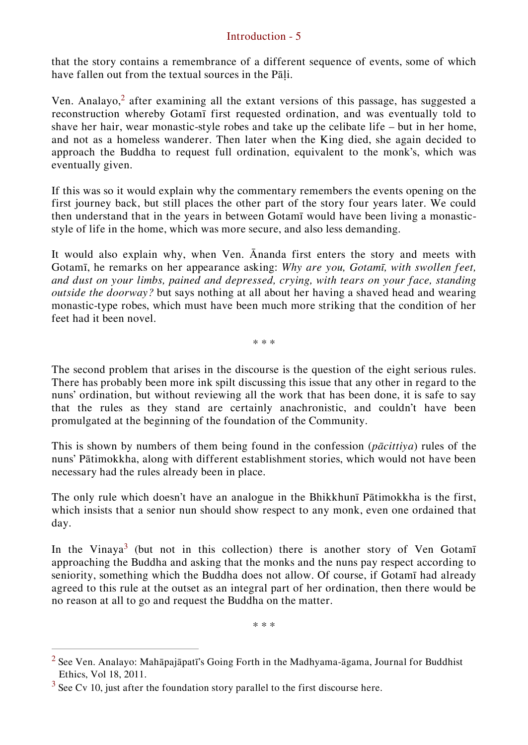that the story contains a remembrance of a different sequence of events, some of which have fallen out from the textual sources in the Pāḷi.

Ven. Analayo,[2] after examining all the extant versions of this passage, has suggested a reconstruction whereby Gotamī first requested ordination, and was eventually told to shave her hair, wear monastic-style robes and take up the celibate life – but in her home, and not as a homeless wanderer. Then later when the King died, she again decided to approach the Buddha to request full ordination, equivalent to the monk's, which was eventually given.

If this was so it would explain why the commentary remembers the events opening on the first journey back, but still places the other part of the story four years later. We could then understand that in the years in between Gotamī would have been living a monastic-style of life in the home, which was more secure, and also less demanding.

It would also explain why, when Ven. Ānanda first enters the story and meets with Gotamī, he remarks on her appearance asking: *Why are you, Gotamī, with swollen feet, and dust on your limbs, pained and depressed, crying, with tears on your face, standing outside the doorway?* but says nothing at all about her having a shaved head and wearing monastic-type robes, which must have been much more striking that the condition of her feet had it been novel.

\* \* \*

The second problem that arises in the discourse is the question of the eight serious rules. There has probably been more ink spilt discussing this issue that any other in regard to the nuns' ordination, but without reviewing all the work that has been done, it is safe to say that the rules as they stand are certainly anachronistic, and couldn't have been promulgated at the beginning of the foundation of the Community.

This is shown by numbers of them being found in the confession (*pācittiya*) rules of the nuns' Pātimokkha, along with different establishment stories, which would not have been necessary had the rules already been in place.

The only rule which doesn't have an analogue in the Bhikkhunī Pātimokkha is the first, which insists that a senior nun should show respect to any monk, even one ordained that day.

In the Vinaya[3] (but not in this collection) there is another story of Ven Gotamī approaching the Buddha and asking that the monks and the nuns pay respect according to seniority, something which the Buddha does not allow. Of course, if Gotamī had already agreed to this rule at the outset as an integral part of her ordination, then there would be no reason at all to go and request the Buddha on the matter.

\* \* \*

---

[2] See Ven. Analayo: Mahāpajāpatī's Going Forth in the Madhyama-āgama, Journal for Buddhist Ethics, Vol 18, 2011.

[3] See Cv 10, just after the foundation story parallel to the first discourse here.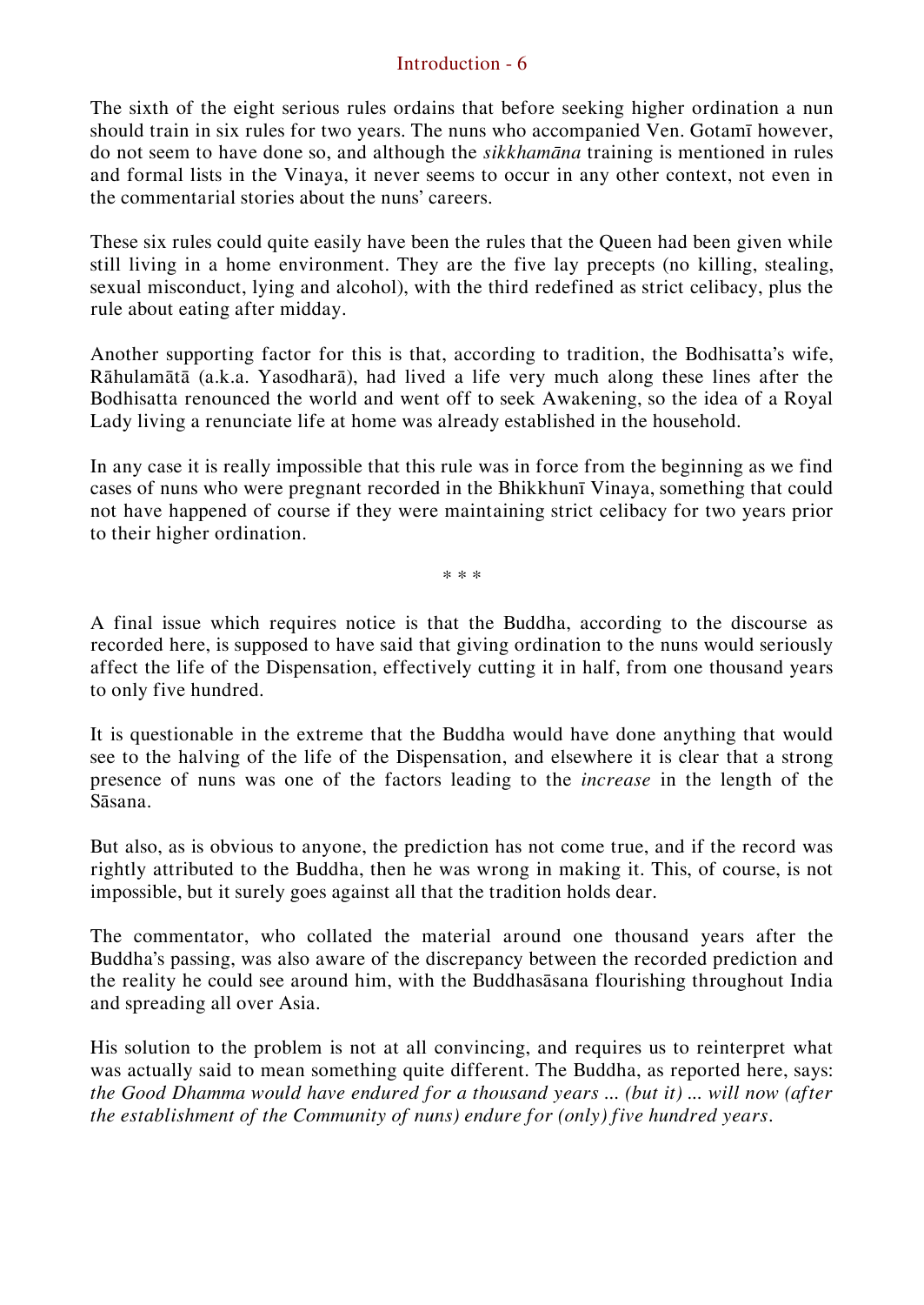## Introduction - 6

The sixth of the eight serious rules ordains that before seeking higher ordination a nun should train in six rules for two years. The nuns who accompanied Ven. Gotamī however, do not seem to have done so, and although the *sikkhamāna* training is mentioned in rules and formal lists in the Vinaya, it never seems to occur in any other context, not even in the commentarial stories about the nuns' careers.

These six rules could quite easily have been the rules that the Queen had been given while still living in a home environment. They are the five lay precepts (no killing, stealing, sexual misconduct, lying and alcohol), with the third redefined as strict celibacy, plus the rule about eating after midday.

Another supporting factor for this is that, according to tradition, the Bodhisatta's wife, Rāhulamātā (a.k.a. Yasodharā), had lived a life very much along these lines after the Bodhisatta renounced the world and went off to seek Awakening, so the idea of a Royal Lady living a renunciate life at home was already established in the household.

In any case it is really impossible that this rule was in force from the beginning as we find cases of nuns who were pregnant recorded in the Bhikkhunī Vinaya, something that could not have happened of course if they were maintaining strict celibacy for two years prior to their higher ordination.

\* \* \*

A final issue which requires notice is that the Buddha, according to the discourse as recorded here, is supposed to have said that giving ordination to the nuns would seriously affect the life of the Dispensation, effectively cutting it in half, from one thousand years to only five hundred.

It is questionable in the extreme that the Buddha would have done anything that would see to the halving of the life of the Dispensation, and elsewhere it is clear that a strong presence of nuns was one of the factors leading to the *increase* in the length of the Sāsana.

But also, as is obvious to anyone, the prediction has not come true, and if the record was rightly attributed to the Buddha, then he was wrong in making it. This, of course, is not impossible, but it surely goes against all that the tradition holds dear.

The commentator, who collated the material around one thousand years after the Buddha's passing, was also aware of the discrepancy between the recorded prediction and the reality he could see around him, with the Buddhasāsana flourishing throughout India and spreading all over Asia.

His solution to the problem is not at all convincing, and requires us to reinterpret what was actually said to mean something quite different. The Buddha, as reported here, says: *the Good Dhamma would have endured for a thousand years ... (but it) ... will now (after the establishment of the Community of nuns) endure for (only) five hundred years.*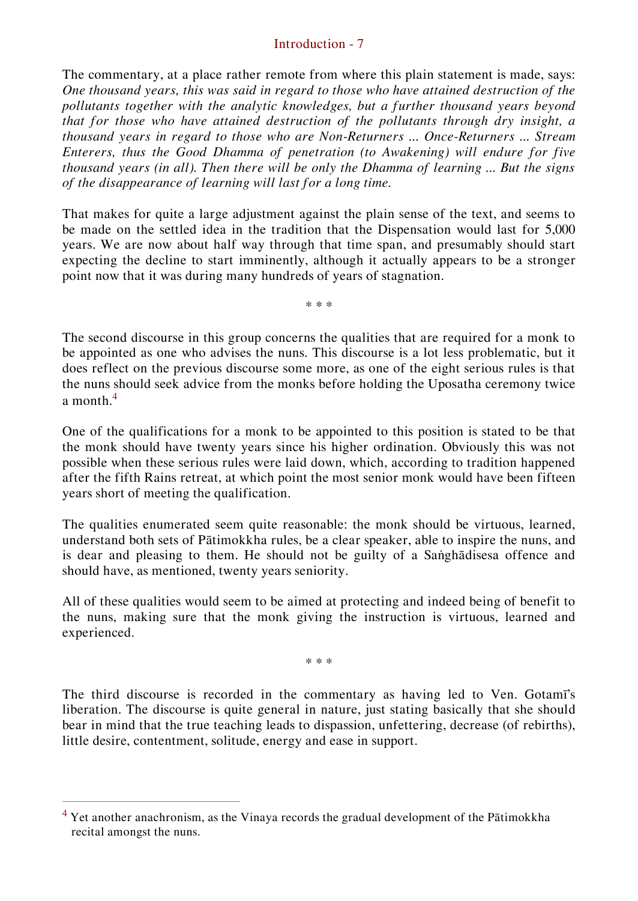The commentary, at a place rather remote from where this plain statement is made, says: *One thousand years, this was said in regard to those who have attained destruction of the pollutants together with the analytic knowledges, but a further thousand years beyond that for those who have attained destruction of the pollutants through dry insight, a thousand years in regard to those who are Non-Returners ... Once-Returners ... Stream Enterers, thus the Good Dhamma of penetration (to Awakening) will endure for five thousand years (in all). Then there will be only the Dhamma of learning ... But the signs of the disappearance of learning will last for a long time.*

That makes for quite a large adjustment against the plain sense of the text, and seems to be made on the settled idea in the tradition that the Dispensation would last for 5,000 years. We are now about half way through that time span, and presumably should start expecting the decline to start imminently, although it actually appears to be a stronger point now that it was during many hundreds of years of stagnation.

\* \* \*

The second discourse in this group concerns the qualities that are required for a monk to be appointed as one who advises the nuns. This discourse is a lot less problematic, but it does reflect on the previous discourse some more, as one of the eight serious rules is that the nuns should seek advice from the monks before holding the Uposatha ceremony twice a month.[4]

One of the qualifications for a monk to be appointed to this position is stated to be that the monk should have twenty years since his higher ordination. Obviously this was not possible when these serious rules were laid down, which, according to tradition happened after the fifth Rains retreat, at which point the most senior monk would have been fifteen years short of meeting the qualification.

The qualities enumerated seem quite reasonable: the monk should be virtuous, learned, understand both sets of Pātimokkha rules, be a clear speaker, able to inspire the nuns, and is dear and pleasing to them. He should not be guilty of a Saṅghādisesa offence and should have, as mentioned, twenty years seniority.

All of these qualities would seem to be aimed at protecting and indeed being of benefit to the nuns, making sure that the monk giving the instruction is virtuous, learned and experienced.

\* \* \*

The third discourse is recorded in the commentary as having led to Ven. Gotamī's liberation. The discourse is quite general in nature, just stating basically that she should bear in mind that the true teaching leads to dispassion, unfettering, decrease (of rebirths), little desire, contentment, solitude, energy and ease in support.

---

[4] Yet another anachronism, as the Vinaya records the gradual development of the Pātimokkha recital amongst the nuns.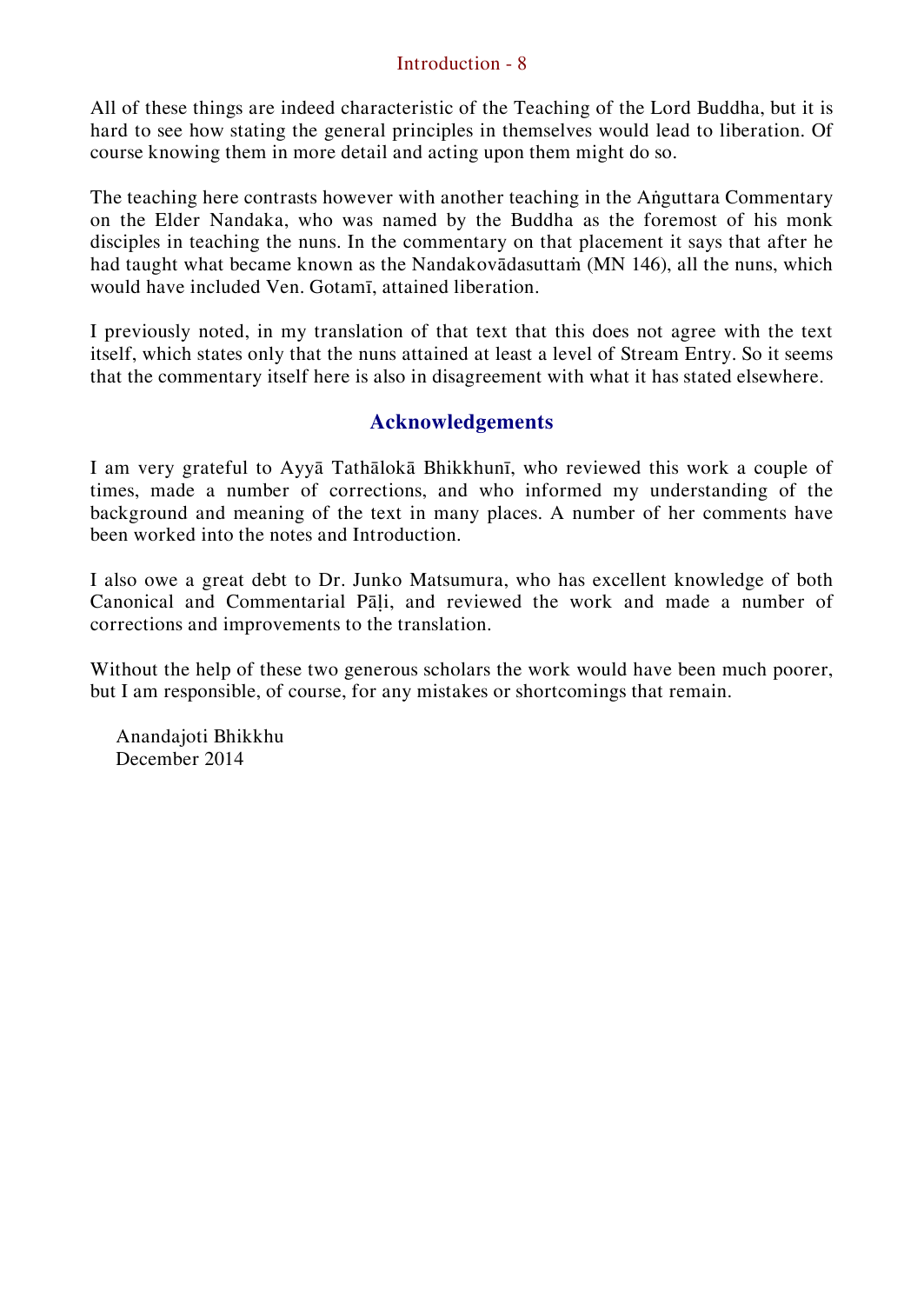All of these things are indeed characteristic of the Teaching of the Lord Buddha, but it is hard to see how stating the general principles in themselves would lead to liberation. Of course knowing them in more detail and acting upon them might do so.

The teaching here contrasts however with another teaching in the Aṅguttara Commentary on the Elder Nandaka, who was named by the Buddha as the foremost of his monk disciples in teaching the nuns. In the commentary on that placement it says that after he had taught what became known as the Nandakovādasuttaṁ (MN 146), all the nuns, which would have included Ven. Gotamī, attained liberation.

I previously noted, in my translation of that text that this does not agree with the text itself, which states only that the nuns attained at least a level of Stream Entry. So it seems that the commentary itself here is also in disagreement with what it has stated elsewhere.

## Acknowledgements

I am very grateful to Ayyā Tathālokā Bhikkhunī, who reviewed this work a couple of times, made a number of corrections, and who informed my understanding of the background and meaning of the text in many places. A number of her comments have been worked into the notes and Introduction.

I also owe a great debt to Dr. Junko Matsumura, who has excellent knowledge of both Canonical and Commentarial Pāḷi, and reviewed the work and made a number of corrections and improvements to the translation.

Without the help of these two generous scholars the work would have been much poorer, but I am responsible, of course, for any mistakes or shortcomings that remain.

Anandajoti Bhikkhu
December 2014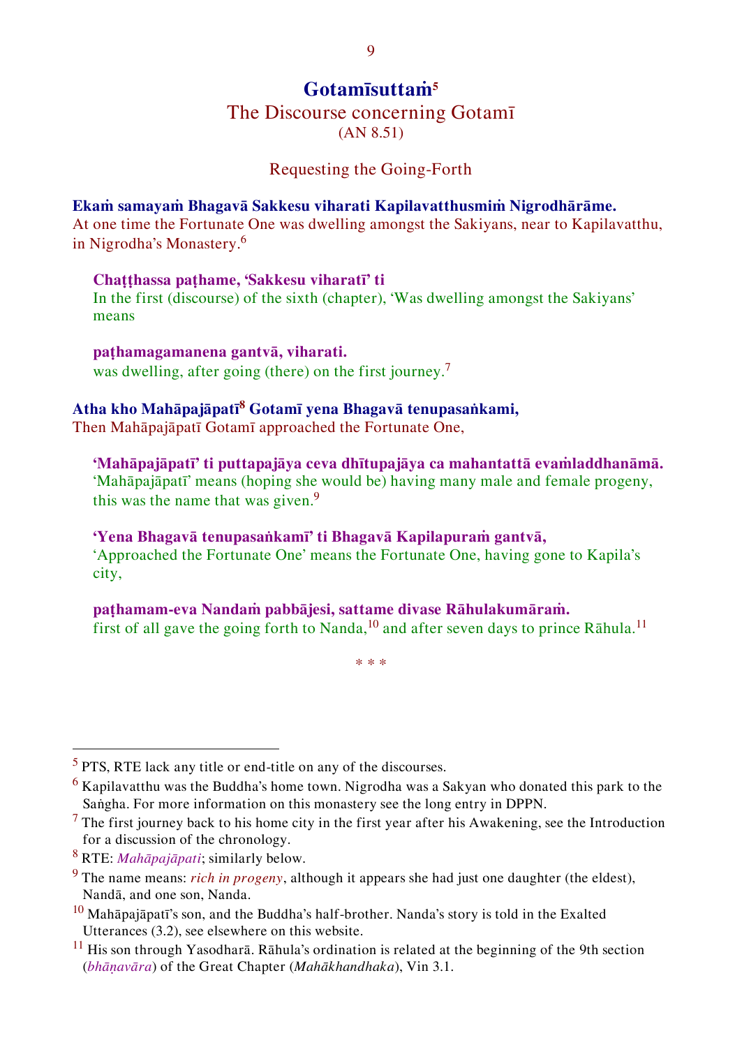## Gotamīsuttaṁ[5]

### The Discourse concerning Gotamī
(AN 8.51)

### Requesting the Going-Forth

**Ekaṁ samayaṁ Bhagavā Sakkesu viharati Kapilavatthusmiṁ Nigrodhārāme.**
At one time the Fortunate One was dwelling amongst the Sakiyans, near to Kapilavatthu, in Nigrodha's Monastery.[6]

> **Chaṭṭhassa paṭhame, 'Sakkesu viharatī' ti**
> In the first (discourse) of the sixth (chapter), 'Was dwelling amongst the Sakiyans' means
>
> **paṭhamagamanena gantvā, viharati.**
> was dwelling, after going (there) on the first journey.[7]

**Atha kho Mahāpajāpatī[8] Gotamī yena Bhagavā tenupasaṅkami,**
Then Mahāpajāpatī Gotamī approached the Fortunate One,

> **'Mahāpajāpatī' ti puttapajāya ceva dhītupajāya ca mahantattā evaṁladdhanāmā.**
> 'Mahāpajāpatī' means (hoping she would be) having many male and female progeny, this was the name that was given.[9]
>
> **'Yena Bhagavā tenupasaṅkamī' ti Bhagavā Kapilapuraṁ gantvā,**
> 'Approached the Fortunate One' means the Fortunate One, having gone to Kapila's city,
>
> **paṭhamam-eva Nandaṁ pabbājesi, sattame divase Rāhulakumāraṁ.**
> first of all gave the going forth to Nanda,[10] and after seven days to prince Rāhula.[11]

\* \* \*

---

[5] PTS, RTE lack any title or end-title on any of the discourses.

[6] Kapilavatthu was the Buddha's home town. Nigrodha was a Sakyan who donated this park to the Saṅgha. For more information on this monastery see the long entry in DPPN.

[7] The first journey back to his home city in the first year after his Awakening, see the Introduction for a discussion of the chronology.

[8] RTE: *Mahāpajāpati*; similarly below.

[9] The name means: *rich in progeny*, although it appears she had just one daughter (the eldest), Nandā, and one son, Nanda.

[10] Mahāpajāpatī's son, and the Buddha's half-brother. Nanda's story is told in the Exalted Utterances (3.2), see elsewhere on this website.

[11] His son through Yasodharā. Rāhula's ordination is related at the beginning of the 9th section (*bhāṇavāra*) of the Great Chapter (*Mahākhandhaka*), Vin 3.1.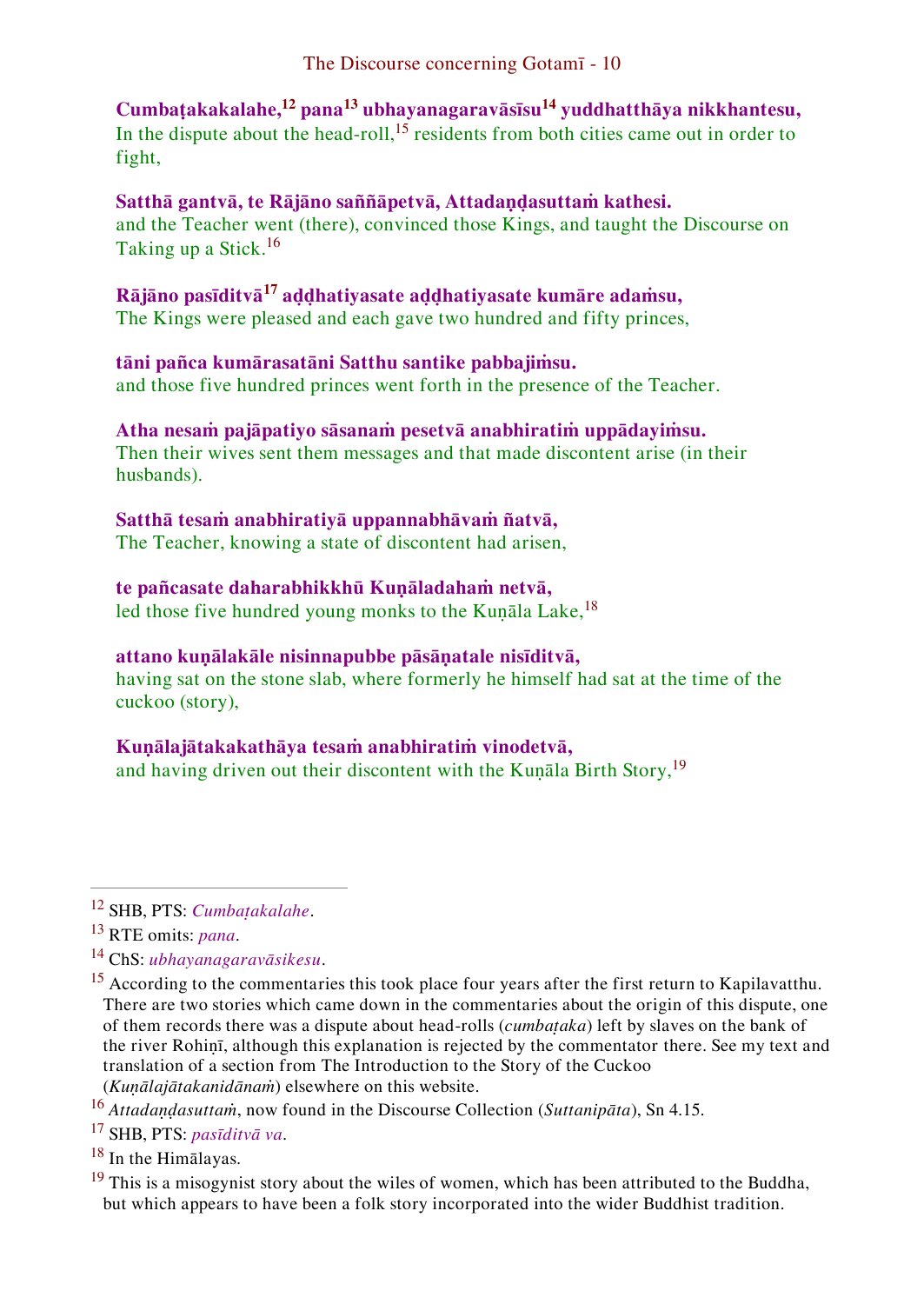**Cumbaṭakakalahe,[12] pana[13] ubhayanagaravāsīsu[14] yuddhatthāya nikkhantesu,**
In the dispute about the head-roll,[15] residents from both cities came out in order to fight,

**Satthā gantvā, te Rājāno saññāpetvā, Attadaṇḍasuttaṁ kathesi.**
and the Teacher went (there), convinced those Kings, and taught the Discourse on Taking up a Stick.[16]

**Rājāno pasīditvā[17] aḍḍhatiyasate aḍḍhatiyasate kumāre adaṁsu,**
The Kings were pleased and each gave two hundred and fifty princes,

**tāni pañca kumārasatāni Satthu santike pabbajiṁsu.**
and those five hundred princes went forth in the presence of the Teacher.

**Atha nesaṁ pajāpatiyo sāsanaṁ pesetvā anabhiratiṁ uppādayiṁsu.**
Then their wives sent them messages and that made discontent arise (in their husbands).

**Satthā tesaṁ anabhiratiyā uppannabhāvaṁ ñatvā,**
The Teacher, knowing a state of discontent had arisen,

**te pañcasate daharabhikkhū Kuṇāladahaṁ netvā,**
led those five hundred young monks to the Kuṇāla Lake,[18]

**attano kuṇālakāle nisinnapubbe pāsāṇatale nisīditvā,**
having sat on the stone slab, where formerly he himself had sat at the time of the cuckoo (story),

**Kuṇālajātakakathāya tesaṁ anabhiratiṁ vinodetvā,**
and having driven out their discontent with the Kuṇāla Birth Story,[19]

---

[12] SHB, PTS: *Cumbaṭakalahe*.

[13] RTE omits: *pana*.

[14] ChS: *ubhayanagaravāsikesu*.

[15] According to the commentaries this took place four years after the first return to Kapilavatthu. There are two stories which came down in the commentaries about the origin of this dispute, one of them records there was a dispute about head-rolls (*cumbaṭaka*) left by slaves on the bank of the river Rohiṇī, although this explanation is rejected by the commentator there. See my text and translation of a section from The Introduction to the Story of the Cuckoo (*Kuṇālajātakanidānaṁ*) elsewhere on this website.

[16] *Attadaṇḍasuttaṁ*, now found in the Discourse Collection (*Suttanipāta*), Sn 4.15.

[17] SHB, PTS: *pasīditvā va*.

[18] In the Himālayas.

[19] This is a misogynist story about the wiles of women, which has been attributed to the Buddha, but which appears to have been a folk story incorporated into the wider Buddhist tradition.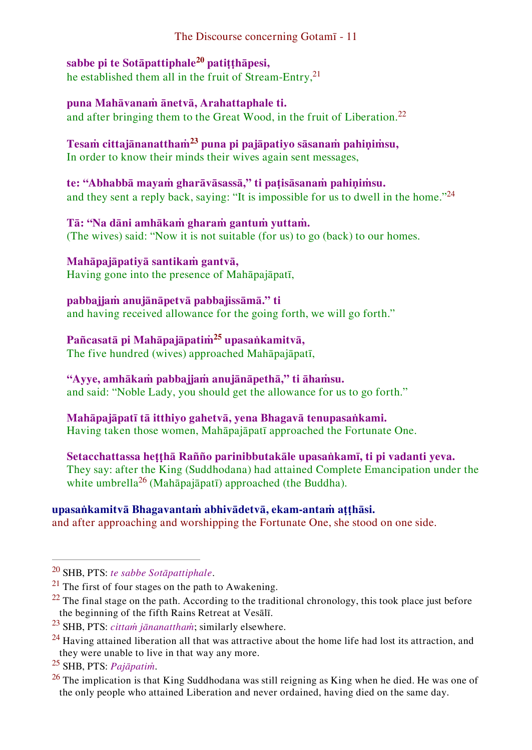**sabbe pi te Sotāpattiphale[20] patiṭṭhāpesi,**
he established them all in the fruit of Stream-Entry,[21]

**puna Mahāvanaṁ ānetvā, Arahattaphale ti.**
and after bringing them to the Great Wood, in the fruit of Liberation.[22]

**Tesaṁ cittajānanatthaṁ[23] puna pi pajāpatiyo sāsanaṁ pahiṇiṁsu,**
In order to know their minds their wives again sent messages,

**te: "Abhabbā mayaṁ gharāvāsassā," ti paṭisāsanaṁ pahiṇiṁsu.**
and they sent a reply back, saying: "It is impossible for us to dwell in the home."[24]

**Tā: "Na dāni amhākaṁ gharaṁ gantuṁ yuttaṁ.**
(The wives) said: "Now it is not suitable (for us) to go (back) to our homes.

**Mahāpajāpatiyā santikaṁ gantvā,**
Having gone into the presence of Mahāpajāpatī,

**pabbajjaṁ anujānāpetvā pabbajissāmā." ti**
and having received allowance for the going forth, we will go forth."

**Pañcasatā pi Mahāpajāpatiṁ[25] upasaṅkamitvā,**
The five hundred (wives) approached Mahāpajāpatī,

**"Ayye, amhākaṁ pabbajjaṁ anujānāpethā," ti āhaṁsu.**
and said: "Noble Lady, you should get the allowance for us to go forth."

**Mahāpajāpatī tā itthiyo gahetvā, yena Bhagavā tenupasaṅkami.**
Having taken those women, Mahāpajāpatī approached the Fortunate One.

**Setacchattassa heṭṭhā Rañño parinibbutakāle upasaṅkamī, ti pi vadanti yeva.**
They say: after the King (Suddhodana) had attained Complete Emancipation under the white umbrella[26] (Mahāpajāpatī) approached (the Buddha).

**upasaṅkamitvā Bhagavantaṁ abhivādetvā, ekam-antaṁ aṭṭhāsi.**
and after approaching and worshipping the Fortunate One, she stood on one side.

---

[20] SHB, PTS: *te sabbe Sotāpattiphale*.

[21] The first of four stages on the path to Awakening.

[22] The final stage on the path. According to the traditional chronology, this took place just before the beginning of the fifth Rains Retreat at Vesālī.

[23] SHB, PTS: *cittaṁ jānanatthaṁ*; similarly elsewhere.

[24] Having attained liberation all that was attractive about the home life had lost its attraction, and they were unable to live in that way any more.

[25] SHB, PTS: *Pajāpatiṁ*.

[26] The implication is that King Suddhodana was still reigning as King when he died. He was one of the only people who attained Liberation and never ordained, having died on the same day.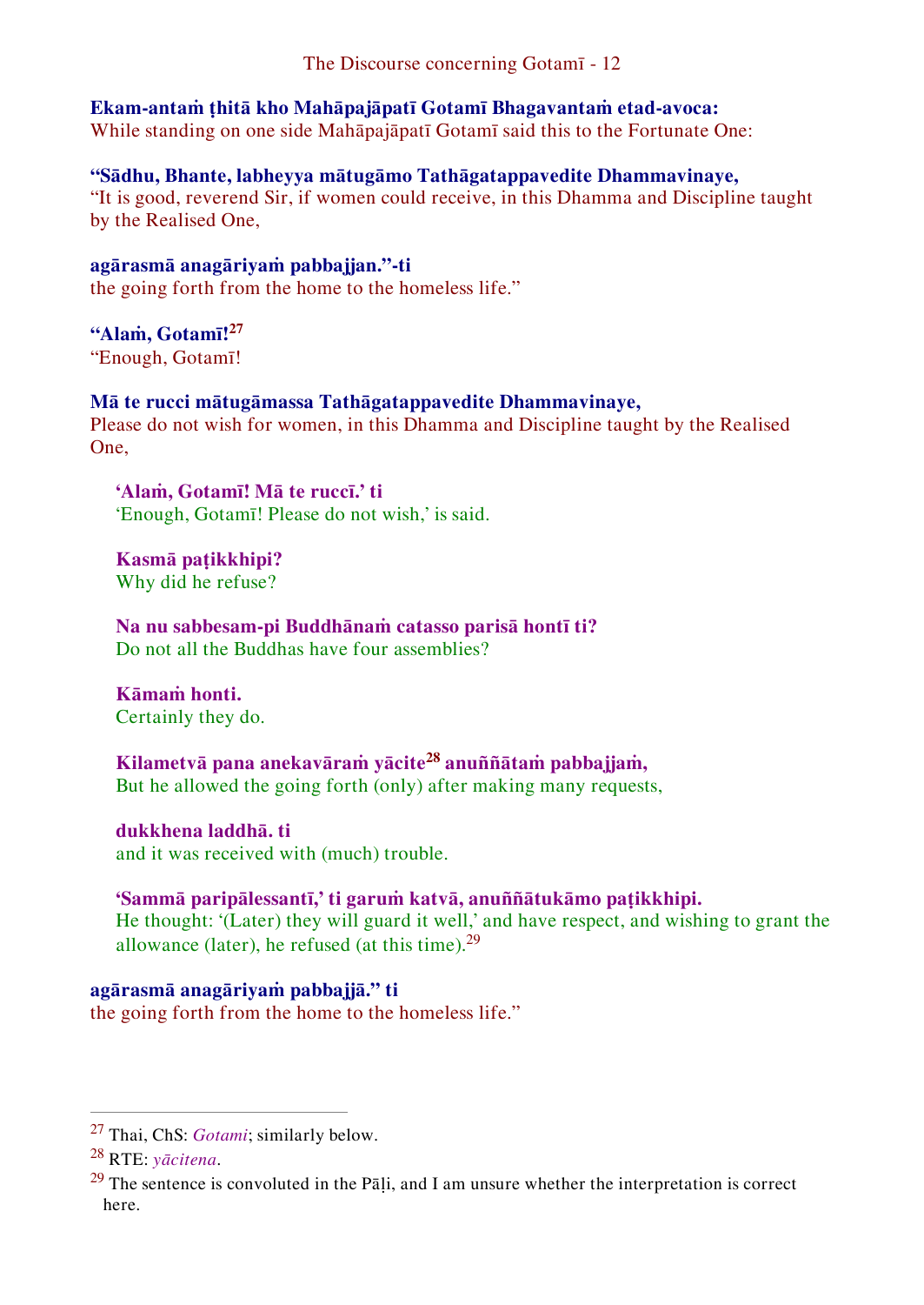**Ekam-antaṁ ṭhitā kho Mahāpajāpatī Gotamī Bhagavantaṁ etad-avoca:**
While standing on one side Mahāpajāpatī Gotamī said this to the Fortunate One:

**"Sādhu, Bhante, labheyya mātugāmo Tathāgatappavedite Dhammavinaye,**
"It is good, reverend Sir, if women could receive, in this Dhamma and Discipline taught by the Realised One,

**agārasmā anagāriyaṁ pabbajjan."-ti**
the going forth from the home to the homeless life."

**"Alaṁ, Gotamī![27]**
"Enough, Gotamī!

**Mā te rucci mātugāmassa Tathāgatappavedite Dhammavinaye,**
Please do not wish for women, in this Dhamma and Discipline taught by the Realised One,

> **'Alaṁ, Gotamī! Mā te ruccī.' ti**
> 'Enough, Gotamī! Please do not wish,' is said.
>
> **Kasmā paṭikkhipi?**
> Why did he refuse?
>
> **Na nu sabbesam-pi Buddhānaṁ catasso parisā hontī ti?**
> Do not all the Buddhas have four assemblies?
>
> **Kāmaṁ honti.**
> Certainly they do.
>
> **Kilametvā pana anekavāraṁ yācite[28] anuññātaṁ pabbajjaṁ,**
> But he allowed the going forth (only) after making many requests,
>
> **dukkhena laddhā. ti**
> and it was received with (much) trouble.
>
> **'Sammā paripālessantī,' ti garuṁ katvā, anuññātukāmo paṭikkhipi.**
> He thought: '(Later) they will guard it well,' and have respect, and wishing to grant the allowance (later), he refused (at this time).[29]

**agārasmā anagāriyaṁ pabbajjā." ti**
the going forth from the home to the homeless life."

---

[27] Thai, ChS: *Gotami*; similarly below.

[28] RTE: *yācitena*.

[29] The sentence is convoluted in the Pāḷi, and I am unsure whether the interpretation is correct here.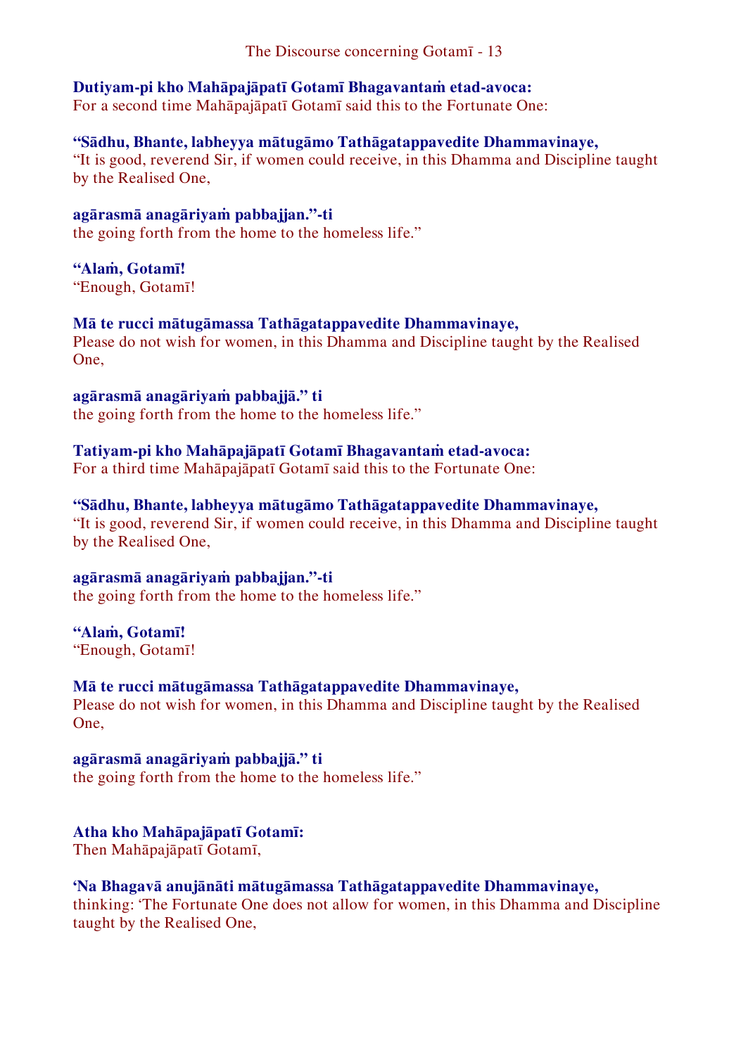**Dutiyam-pi kho Mahāpajāpatī Gotamī Bhagavantaṁ etad-avoca:**
For a second time Mahāpajāpatī Gotamī said this to the Fortunate One:

**“Sādhu, Bhante, labheyya mātugāmo Tathāgatappavedite Dhammavinaye,**
“It is good, reverend Sir, if women could receive, in this Dhamma and Discipline taught by the Realised One,

**agārasmā anagāriyaṁ pabbajjan.”-ti**
the going forth from the home to the homeless life.”

**“Alaṁ, Gotamī!**
“Enough, Gotamī!

**Mā te rucci mātugāmassa Tathāgatappavedite Dhammavinaye,**
Please do not wish for women, in this Dhamma and Discipline taught by the Realised One,

**agārasmā anagāriyaṁ pabbajjā.” ti**
the going forth from the home to the homeless life.”

**Tatiyam-pi kho Mahāpajāpatī Gotamī Bhagavantaṁ etad-avoca:**
For a third time Mahāpajāpatī Gotamī said this to the Fortunate One:

**“Sādhu, Bhante, labheyya mātugāmo Tathāgatappavedite Dhammavinaye,**
“It is good, reverend Sir, if women could receive, in this Dhamma and Discipline taught by the Realised One,

**agārasmā anagāriyaṁ pabbajjan.”-ti**
the going forth from the home to the homeless life.”

**“Alaṁ, Gotamī!**
“Enough, Gotamī!

**Mā te rucci mātugāmassa Tathāgatappavedite Dhammavinaye,**
Please do not wish for women, in this Dhamma and Discipline taught by the Realised One,

**agārasmā anagāriyaṁ pabbajjā.” ti**
the going forth from the home to the homeless life.”

**Atha kho Mahāpajāpatī Gotamī:**
Then Mahāpajāpatī Gotamī,

**‘Na Bhagavā anujānāti mātugāmassa Tathāgatappavedite Dhammavinaye,**
thinking: ‘The Fortunate One does not allow for women, in this Dhamma and Discipline taught by the Realised One,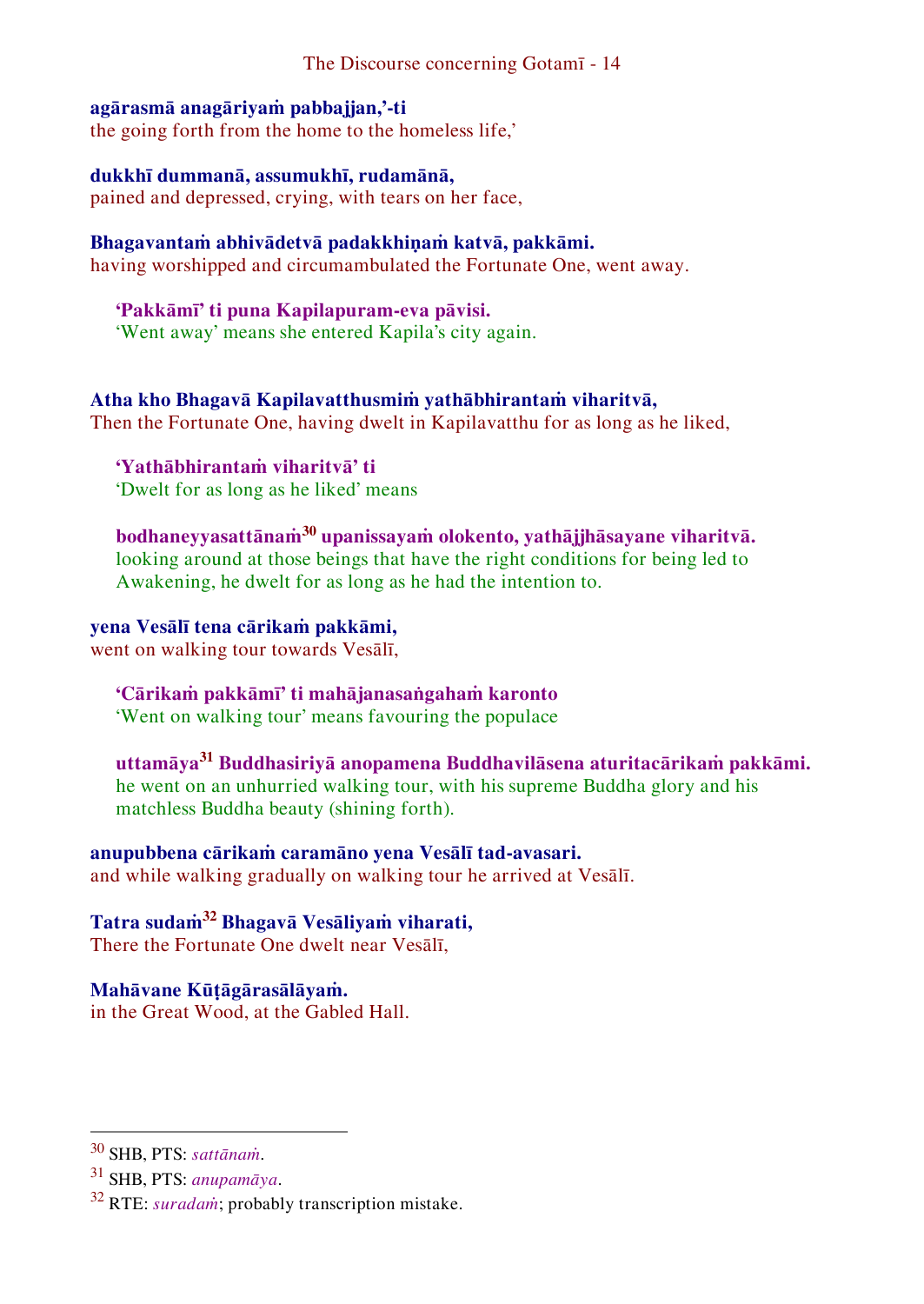**agārasmā anagāriyaṁ pabbajjan,’-ti**
the going forth from the home to the homeless life,’

**dukkhī dummanā, assumukhī, rudamānā,**
pained and depressed, crying, with tears on her face,

**Bhagavantaṁ abhivādetvā padakkhiṇaṁ katvā, pakkāmi.**
having worshipped and circumambulated the Fortunate One, went away.

> **‘Pakkāmī’ ti puna Kapilapuram-eva pāvisi.**
> ‘Went away’ means she entered Kapila’s city again.

**Atha kho Bhagavā Kapilavatthusmiṁ yathābhirantaṁ viharitvā,**
Then the Fortunate One, having dwelt in Kapilavatthu for as long as he liked,

> **‘Yathābhirantaṁ viharitvā’ ti**
> ‘Dwelt for as long as he liked’ means
>
> **bodhaneyyasattānaṁ[30] upanissayaṁ olokento, yathājjhāsayane viharitvā.**
> looking around at those beings that have the right conditions for being led to Awakening, he dwelt for as long as he had the intention to.

**yena Vesālī tena cārikaṁ pakkāmi,**
went on walking tour towards Vesālī,

> **‘Cārikaṁ pakkāmī’ ti mahājanasaṅgahaṁ karonto**
> ‘Went on walking tour’ means favouring the populace
>
> **uttamāya[31] Buddhasiriyā anopamena Buddhavilāsena aturitacārikaṁ pakkāmi.**
> he went on an unhurried walking tour, with his supreme Buddha glory and his matchless Buddha beauty (shining forth).

**anupubbena cārikaṁ caramāno yena Vesālī tad-avasari.**
and while walking gradually on walking tour he arrived at Vesālī.

**Tatra sudaṁ[32] Bhagavā Vesāliyaṁ viharati,**
There the Fortunate One dwelt near Vesālī,

**Mahāvane Kūṭāgārasālāyaṁ.**
in the Great Wood, at the Gabled Hall.

---

[30] SHB, PTS: *sattānaṁ*.

[31] SHB, PTS: *anupamāya*.

[32] RTE: *suradaṁ*; probably transcription mistake.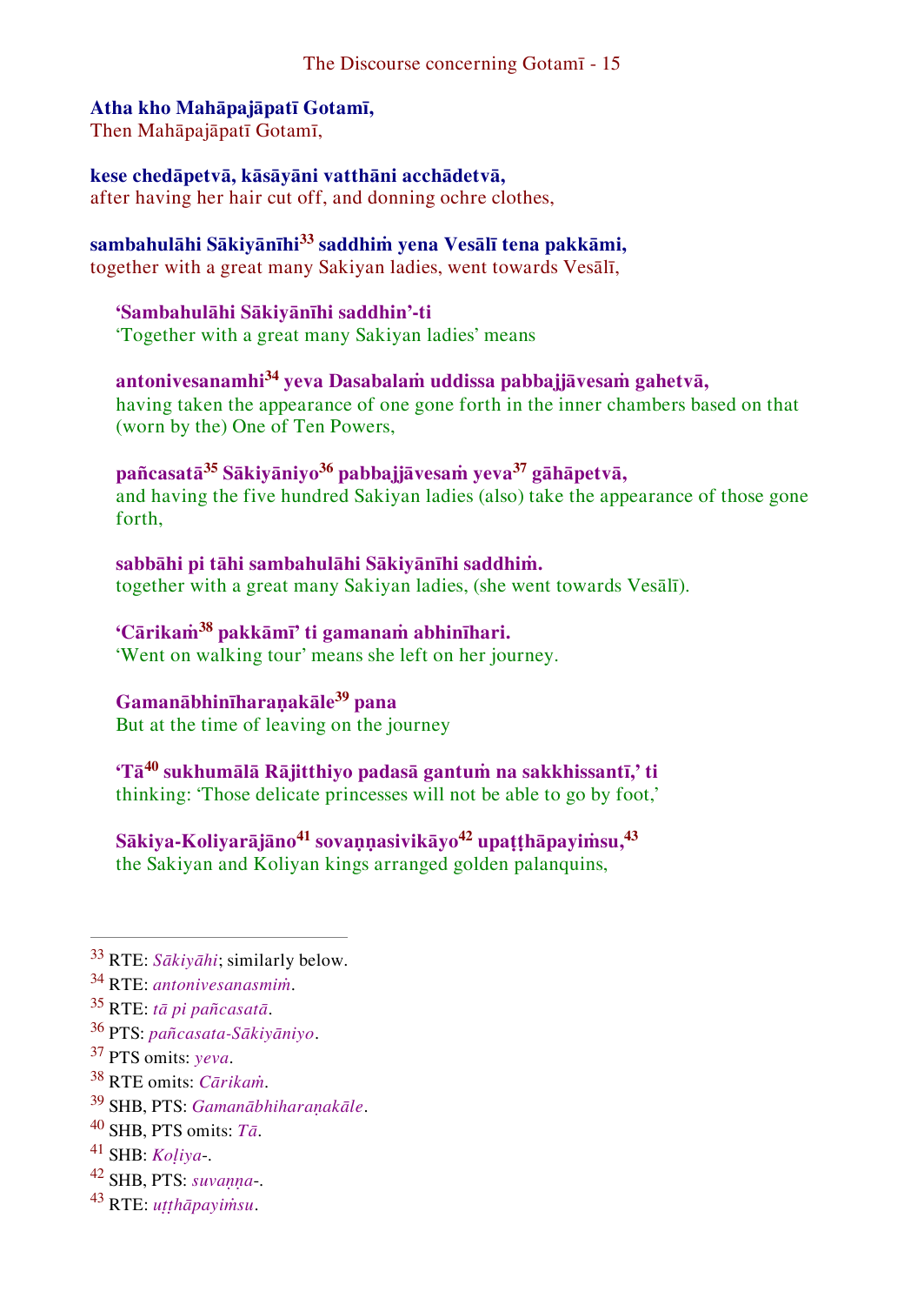**Atha kho Mahāpajāpatī Gotamī,**
Then Mahāpajāpatī Gotamī,

**kese chedāpetvā, kāsāyāni vatthāni acchādetvā,**
after having her hair cut off, and donning ochre clothes,

**sambahulāhi Sākiyānīhi[33] saddhiṁ yena Vesālī tena pakkāmi,**
together with a great many Sakiyan ladies, went towards Vesālī,

> **‘Sambahulāhi Sākiyānīhi saddhin’-ti**
> ‘Together with a great many Sakiyan ladies’ means
>
> **antonivesanamhi[34] yeva Dasabalaṁ uddissa pabbajjāvesaṁ gahetvā,**
> having taken the appearance of one gone forth in the inner chambers based on that (worn by the) One of Ten Powers,
>
> **pañcasatā[35] Sākiyāniyo[36] pabbajjāvesaṁ yeva[37] gāhāpetvā,**
> and having the five hundred Sakiyan ladies (also) take the appearance of those gone forth,
>
> **sabbāhi pi tāhi sambahulāhi Sākiyānīhi saddhiṁ.**
> together with a great many Sakiyan ladies, (she went towards Vesālī).
>
> **‘Cārikaṁ[38] pakkāmī’ ti gamanaṁ abhinīhari.**
> ‘Went on walking tour’ means she left on her journey.
>
> **Gamanābhinīharaṇakāle[39] pana**
> But at the time of leaving on the journey
>
> **‘Tā[40] sukhumālā Rājitthiyo padasā gantuṁ na sakkhissantī,’ ti**
> thinking: ‘Those delicate princesses will not be able to go by foot,’
>
> **Sākiya-Koliyarājāno[41] sovaṇṇasivikāyo[42] upaṭṭhāpayiṁsu,[43]**
> the Sakiyan and Koliyan kings arranged golden palanquins,

---

[33] RTE: *Sākiyāhi*; similarly below.
[34] RTE: *antonivesanasmiṁ*.
[35] RTE: *tā pi pañcasatā*.
[36] PTS: *pañcasata-Sākiyāniyo*.
[37] PTS omits: *yeva*.
[38] RTE omits: *Cārikaṁ*.
[39] SHB, PTS: *Gamanābhiharaṇakāle*.
[40] SHB, PTS omits: *Tā*.
[41] SHB: *Koḷiya-*.
[42] SHB, PTS: *suvaṇṇa-*.
[43] RTE: *uṭṭhāpayiṁsu*.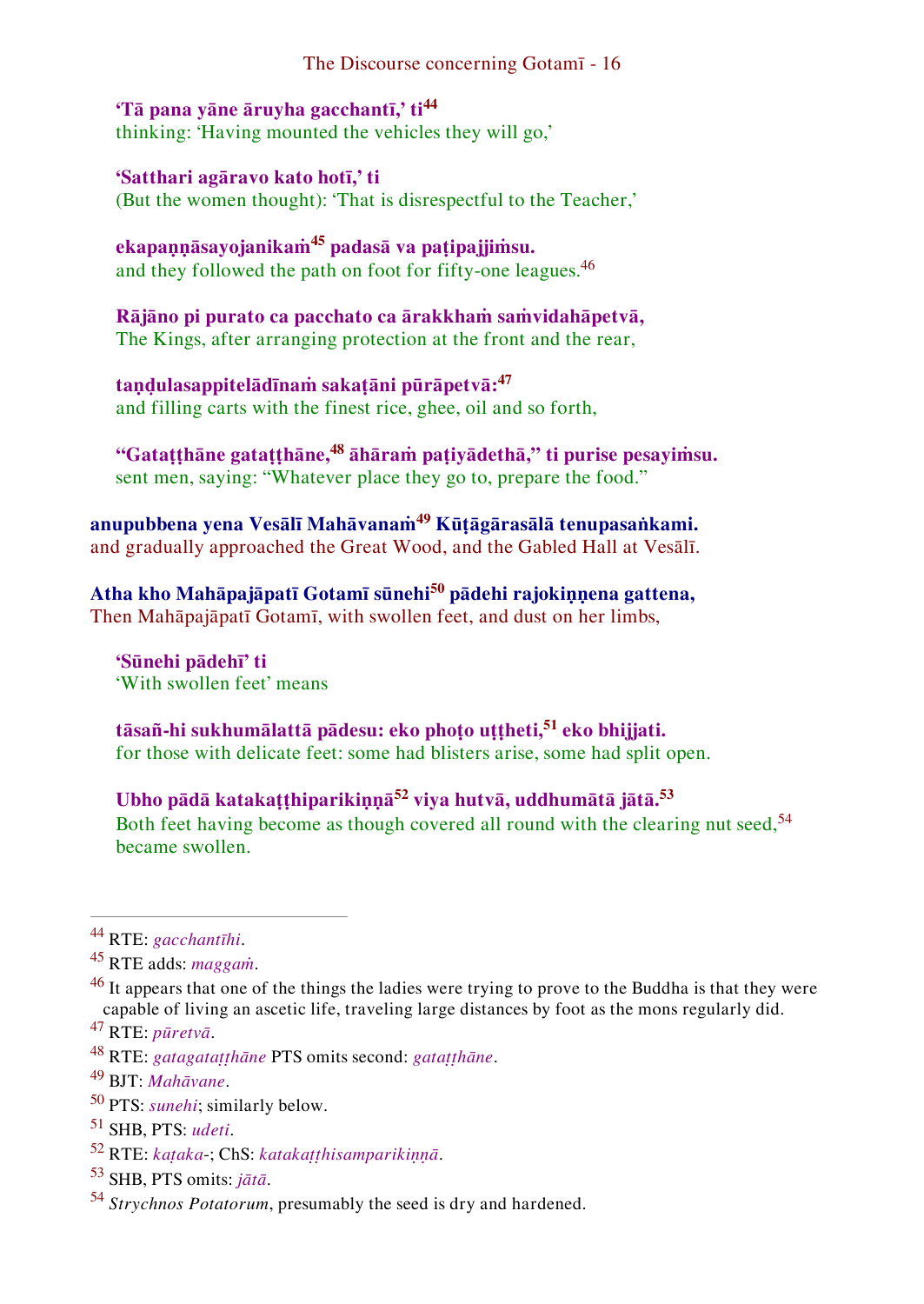**‘Tā pana yāne āruyha gacchantī,’ ti**[44]
thinking: ‘Having mounted the vehicles they will go,’

**‘Satthari agāravo kato hotī,’ ti**
(But the women thought): ‘That is disrespectful to the Teacher,’

**ekapaṇṇāsayojanikaṁ**[45] **padasā va paṭipajjiṁsu.**
and they followed the path on foot for fifty-one leagues.[46]

**Rājāno pi purato ca pacchato ca ārakkhaṁ saṁvidahāpetvā,**
The Kings, after arranging protection at the front and the rear,

**taṇḍulasappitelādīnaṁ sakaṭāni pūrāpetvā:**[47]
and filling carts with the finest rice, ghee, oil and so forth,

**“Gataṭṭhāne gataṭṭhāne,**[48] **āhāraṁ paṭiyādethā,” ti purise pesayiṁsu.**
sent men, saying: “Whatever place they go to, prepare the food.”

**anupubbena yena Vesālī Mahāvanaṁ**[49] **Kūṭāgārasālā tenupasaṅkami.**
and gradually approached the Great Wood, and the Gabled Hall at Vesālī.

**Atha kho Mahāpajāpatī Gotamī sūnehi**[50] **pādehi rajokiṇṇena gattena,**
Then Mahāpajāpatī Gotamī, with swollen feet, and dust on her limbs,

**‘Sūnehi pādehī’ ti**
‘With swollen feet’ means

**tāsañ-hi sukhumālattā pādesu: eko phoṭo uṭṭheti,**[51] **eko bhijjati.**
for those with delicate feet: some had blisters arise, some had split open.

**Ubho pādā katakaṭṭhiparikiṇṇā**[52] **viya hutvā, uddhumātā jātā.**[53]
Both feet having become as though covered all round with the clearing nut seed,[54] became swollen.

---

[44] RTE: *gacchantīhi*.

[45] RTE adds: *maggaṁ*.

[46] It appears that one of the things the ladies were trying to prove to the Buddha is that they were capable of living an ascetic life, traveling large distances by foot as the mons regularly did.

[47] RTE: *pūretvā*.

[48] RTE: *gatagataṭṭhāne* PTS omits second: *gataṭṭhāne*.

[49] BJT: *Mahāvane*.

[50] PTS: *sunehi*; similarly below.

[51] SHB, PTS: *udeti*.

[52] RTE: *kaṭaka-*; ChS: *katakaṭṭhisamparikiṇṇā*.

[53] SHB, PTS omits: *jātā*.

[54] *Strychnos Potatorum*, presumably the seed is dry and hardened.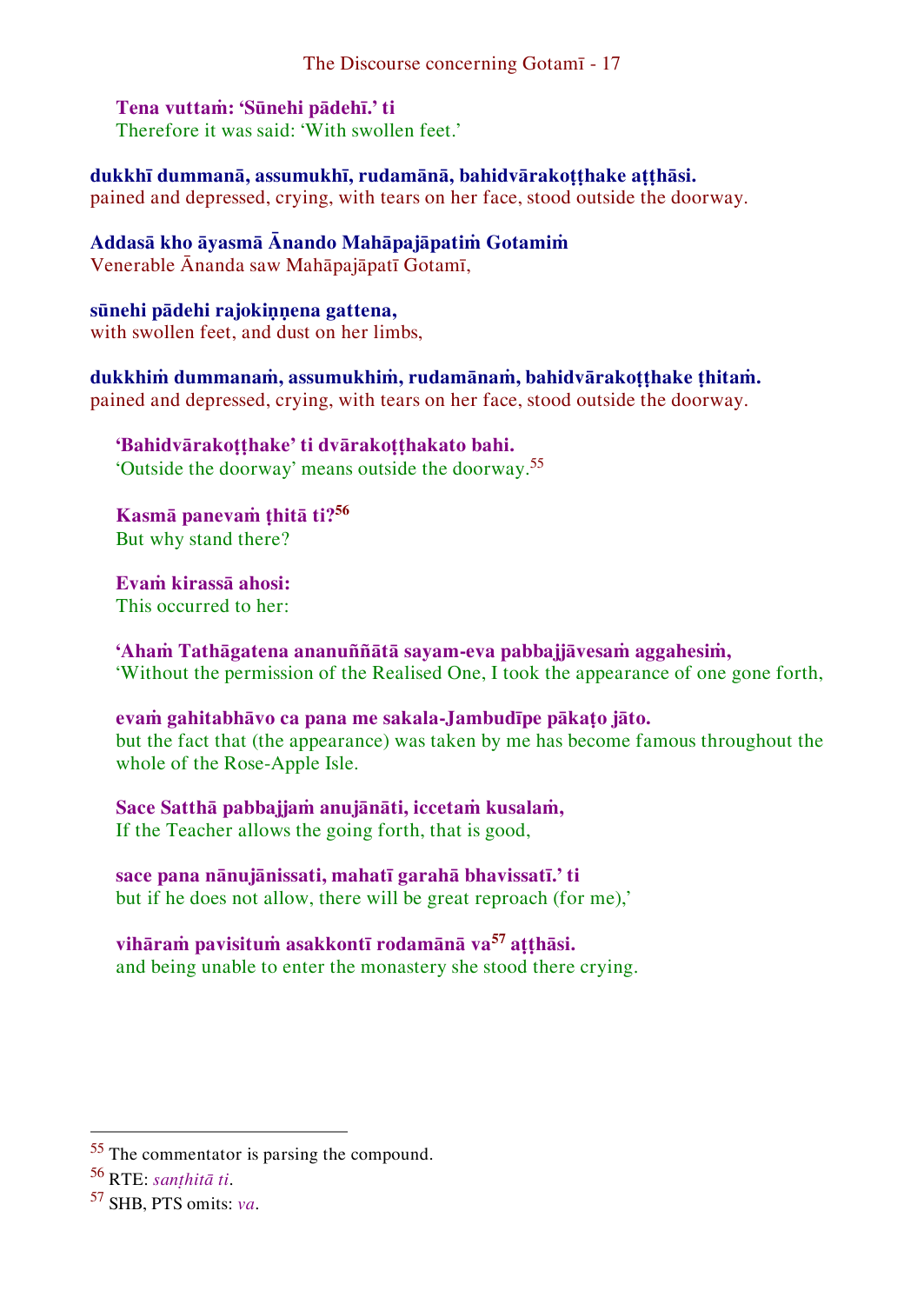**Tena vuttaṁ: 'Sūnehi pādehī.' ti**
Therefore it was said: 'With swollen feet.'

**dukkhī dummanā, assumukhī, rudamānā, bahidvārakoṭṭhake aṭṭhāsi.**
pained and depressed, crying, with tears on her face, stood outside the doorway.

**Addasā kho āyasmā Ānando Mahāpajāpatiṁ Gotamiṁ**
Venerable Ānanda saw Mahāpajāpatī Gotamī,

**sūnehi pādehi rajokiṇṇena gattena,**
with swollen feet, and dust on her limbs,

**dukkhiṁ dummanaṁ, assumukhiṁ, rudamānaṁ, bahidvārakoṭṭhake ṭhitaṁ.**
pained and depressed, crying, with tears on her face, stood outside the doorway.

**'Bahidvārakoṭṭhake' ti dvārakoṭṭhakato bahi.**
'Outside the doorway' means outside the doorway.[55]

**Kasmā panevaṁ ṭhitā ti?[56]**
But why stand there?

**Evaṁ kirassā ahosi:**
This occurred to her:

**'Ahaṁ Tathāgatena ananuññātā sayam-eva pabbajjāvesaṁ aggahesiṁ,**
'Without the permission of the Realised One, I took the appearance of one gone forth,

**evaṁ gahitabhāvo ca pana me sakala-Jambudīpe pākaṭo jāto.**
but the fact that (the appearance) was taken by me has become famous throughout the whole of the Rose-Apple Isle.

**Sace Satthā pabbajjaṁ anujānāti, iccetaṁ kusalaṁ,**
If the Teacher allows the going forth, that is good,

**sace pana nānujānissati, mahatī garahā bhavissatī.' ti**
but if he does not allow, there will be great reproach (for me),'

**vihāraṁ pavisituṁ asakkontī rodamānā va[57] aṭṭhāsi.**
and being unable to enter the monastery she stood there crying.

---

[55] The commentator is parsing the compound.

[56] RTE: *saṇṭhitā ti*.

[57] SHB, PTS omits: *va*.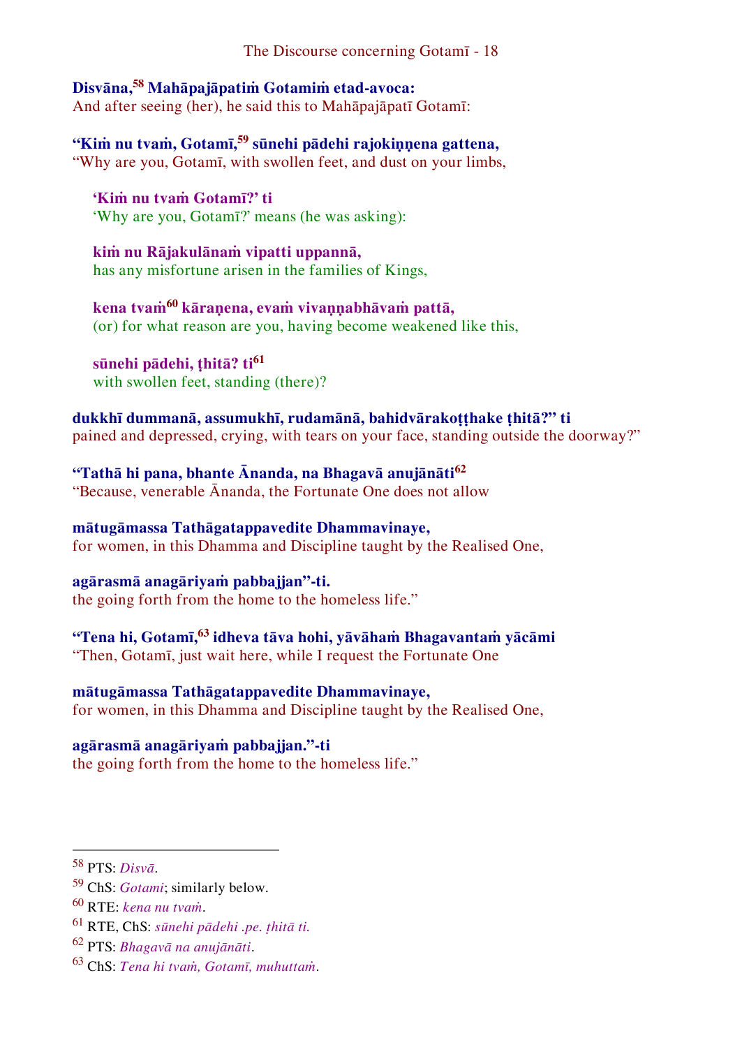**Disvāna,[58] Mahāpajāpatiṁ Gotamiṁ etad-avoca:**
And after seeing (her), he said this to Mahāpajāpatī Gotamī:

**"Kiṁ nu tvaṁ, Gotamī,[59] sūnehi pādehi rajokiṇṇena gattena,**
"Why are you, Gotamī, with swollen feet, and dust on your limbs,

> **'Kiṁ nu tvaṁ Gotamī?' ti**
> 'Why are you, Gotamī?' means (he was asking):
>
> **kiṁ nu Rājakulānaṁ vipatti uppannā,**
> has any misfortune arisen in the families of Kings,
>
> **kena tvaṁ[60] kāraṇena, evaṁ vivaṇṇabhāvaṁ pattā,**
> (or) for what reason are you, having become weakened like this,
>
> **sūnehi pādehi, ṭhitā? ti[61]**
> with swollen feet, standing (there)?

**dukkhī dummanā, assumukhī, rudamānā, bahidvārakoṭṭhake ṭhitā?" ti**
pained and depressed, crying, with tears on your face, standing outside the doorway?"

**"Tathā hi pana, bhante Ānanda, na Bhagavā anujānāti[62]**
"Because, venerable Ānanda, the Fortunate One does not allow

**mātugāmassa Tathāgatappavedite Dhammavinaye,**
for women, in this Dhamma and Discipline taught by the Realised One,

**agārasmā anagāriyaṁ pabbajjan"-ti.**
the going forth from the home to the homeless life."

**"Tena hi, Gotamī,[63] idheva tāva hohi, yāvāhaṁ Bhagavantaṁ yācāmi**
"Then, Gotamī, just wait here, while I request the Fortunate One

**mātugāmassa Tathāgatappavedite Dhammavinaye,**
for women, in this Dhamma and Discipline taught by the Realised One,

**agārasmā anagāriyaṁ pabbajjan."-ti**
the going forth from the home to the homeless life."

---

[58] PTS: *Disvā*.

[59] ChS: *Gotami*; similarly below.

[60] RTE: *kena nu tvaṁ*.

[61] RTE, ChS: *sūnehi pādehi .pe. ṭhitā ti.*

[62] PTS: *Bhagavā na anujānāti*.

[63] ChS: *Tena hi tvaṁ, Gotamī, muhuttaṁ*.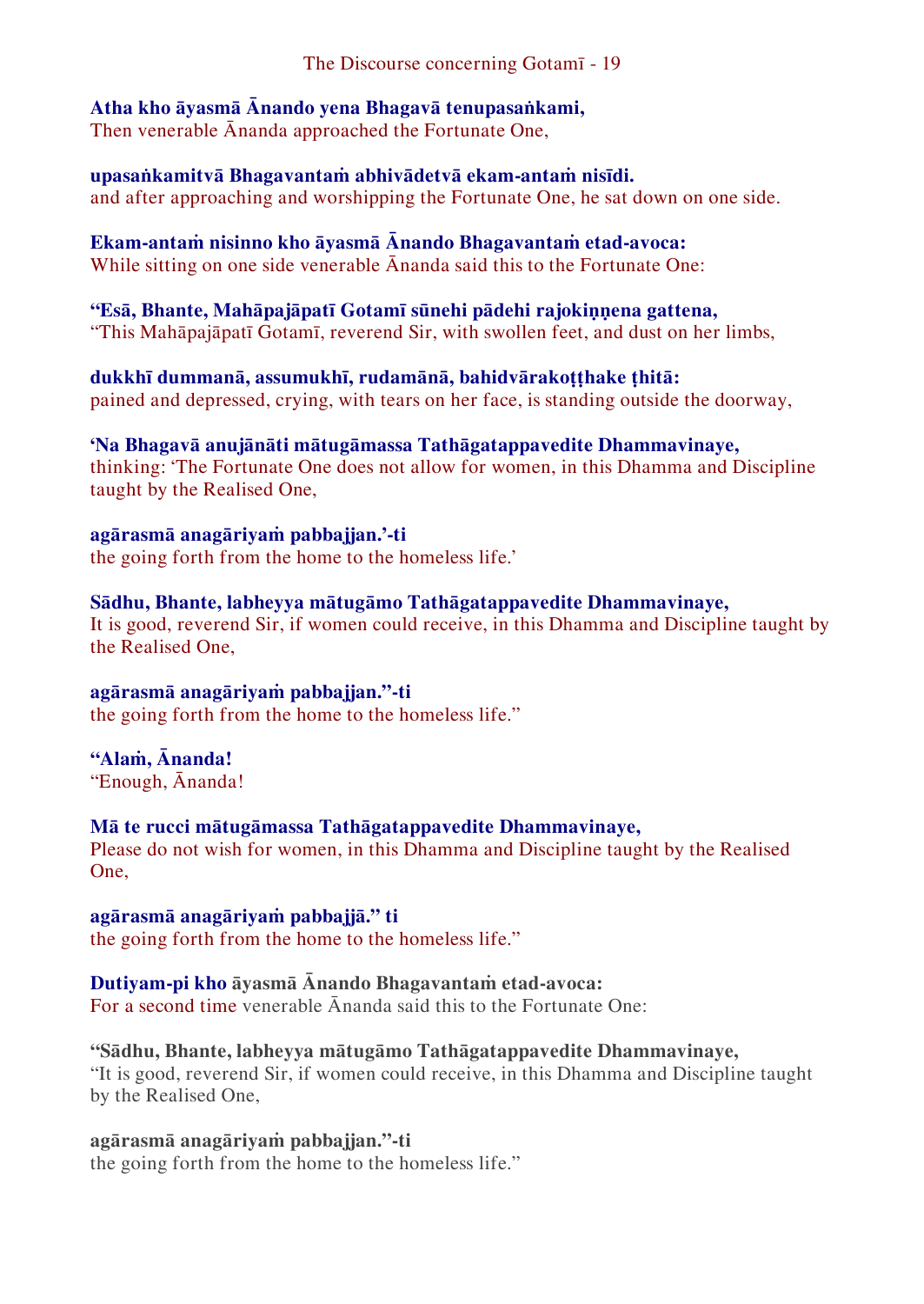**Atha kho āyasmā Ānando yena Bhagavā tenupasaṅkami,**
Then venerable Ānanda approached the Fortunate One,

**upasaṅkamitvā Bhagavantaṁ abhivādetvā ekam-antaṁ nisīdi.**
and after approaching and worshipping the Fortunate One, he sat down on one side.

**Ekam-antaṁ nisinno kho āyasmā Ānando Bhagavantaṁ etad-avoca:**
While sitting on one side venerable Ānanda said this to the Fortunate One:

**“Esā, Bhante, Mahāpajāpatī Gotamī sūnehi pādehi rajokiṇṇena gattena,**
“This Mahāpajāpatī Gotamī, reverend Sir, with swollen feet, and dust on her limbs,

**dukkhī dummanā, assumukhī, rudamānā, bahidvārakoṭṭhake ṭhitā:**
pained and depressed, crying, with tears on her face, is standing outside the doorway,

**‘Na Bhagavā anujānāti mātugāmassa Tathāgatappavedite Dhammavinaye,**
thinking: ‘The Fortunate One does not allow for women, in this Dhamma and Discipline taught by the Realised One,

**agārasmā anagāriyaṁ pabbajjan.’-ti**
the going forth from the home to the homeless life.’

**Sādhu, Bhante, labheyya mātugāmo Tathāgatappavedite Dhammavinaye,**
It is good, reverend Sir, if women could receive, in this Dhamma and Discipline taught by the Realised One,

**agārasmā anagāriyaṁ pabbajjan.”-ti**
the going forth from the home to the homeless life.”

**“Alaṁ, Ānanda!**
“Enough, Ānanda!

**Mā te rucci mātugāmassa Tathāgatappavedite Dhammavinaye,**
Please do not wish for women, in this Dhamma and Discipline taught by the Realised One,

**agārasmā anagāriyaṁ pabbajjā.” ti**
the going forth from the home to the homeless life.”

**Dutiyam-pi kho āyasmā Ānando Bhagavantaṁ etad-avoca:**
For a second time venerable Ānanda said this to the Fortunate One:

**“Sādhu, Bhante, labheyya mātugāmo Tathāgatappavedite Dhammavinaye,**
“It is good, reverend Sir, if women could receive, in this Dhamma and Discipline taught by the Realised One,

**agārasmā anagāriyaṁ pabbajjan.”-ti**
the going forth from the home to the homeless life.”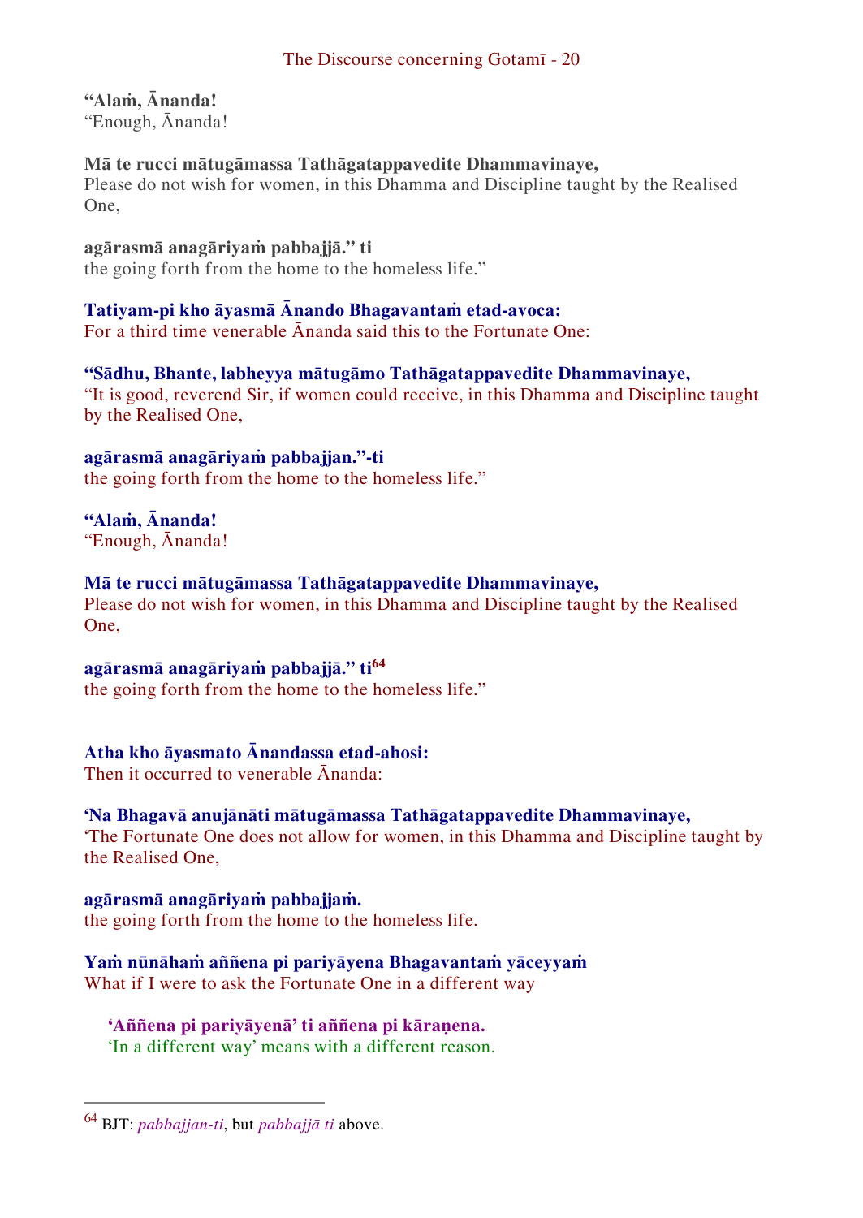**“Alaṁ, Ānanda!**
“Enough, Ānanda!

**Mā te rucci mātugāmassa Tathāgatappavedite Dhammavinaye,**
Please do not wish for women, in this Dhamma and Discipline taught by the Realised One,

**agārasmā anagāriyaṁ pabbajjā.” ti**
the going forth from the home to the homeless life.”

**Tatiyam-pi kho āyasmā Ānando Bhagavantaṁ etad-avoca:**
For a third time venerable Ānanda said this to the Fortunate One:

**“Sādhu, Bhante, labheyya mātugāmo Tathāgatappavedite Dhammavinaye,**
“It is good, reverend Sir, if women could receive, in this Dhamma and Discipline taught by the Realised One,

**agārasmā anagāriyaṁ pabbajjan.”-ti**
the going forth from the home to the homeless life.”

**“Alaṁ, Ānanda!**
“Enough, Ānanda!

**Mā te rucci mātugāmassa Tathāgatappavedite Dhammavinaye,**
Please do not wish for women, in this Dhamma and Discipline taught by the Realised One,

**agārasmā anagāriyaṁ pabbajjā.” ti**[64]
the going forth from the home to the homeless life.”

**Atha kho āyasmato Ānandassa etad-ahosi:**
Then it occurred to venerable Ānanda:

**‘Na Bhagavā anujānāti mātugāmassa Tathāgatappavedite Dhammavinaye,**
‘The Fortunate One does not allow for women, in this Dhamma and Discipline taught by the Realised One,

**agārasmā anagāriyaṁ pabbajjaṁ.**
the going forth from the home to the homeless life.

**Yaṁ nūnāhaṁ aññena pi pariyāyena Bhagavantaṁ yāceyyaṁ**
What if I were to ask the Fortunate One in a different way

> **‘Aññena pi pariyāyenā’ ti aññena pi kāraṇena.**
> ‘In a different way’ means with a different reason.

---

[64] BJT: *pabbajjan-ti*, but *pabbajjā ti* above.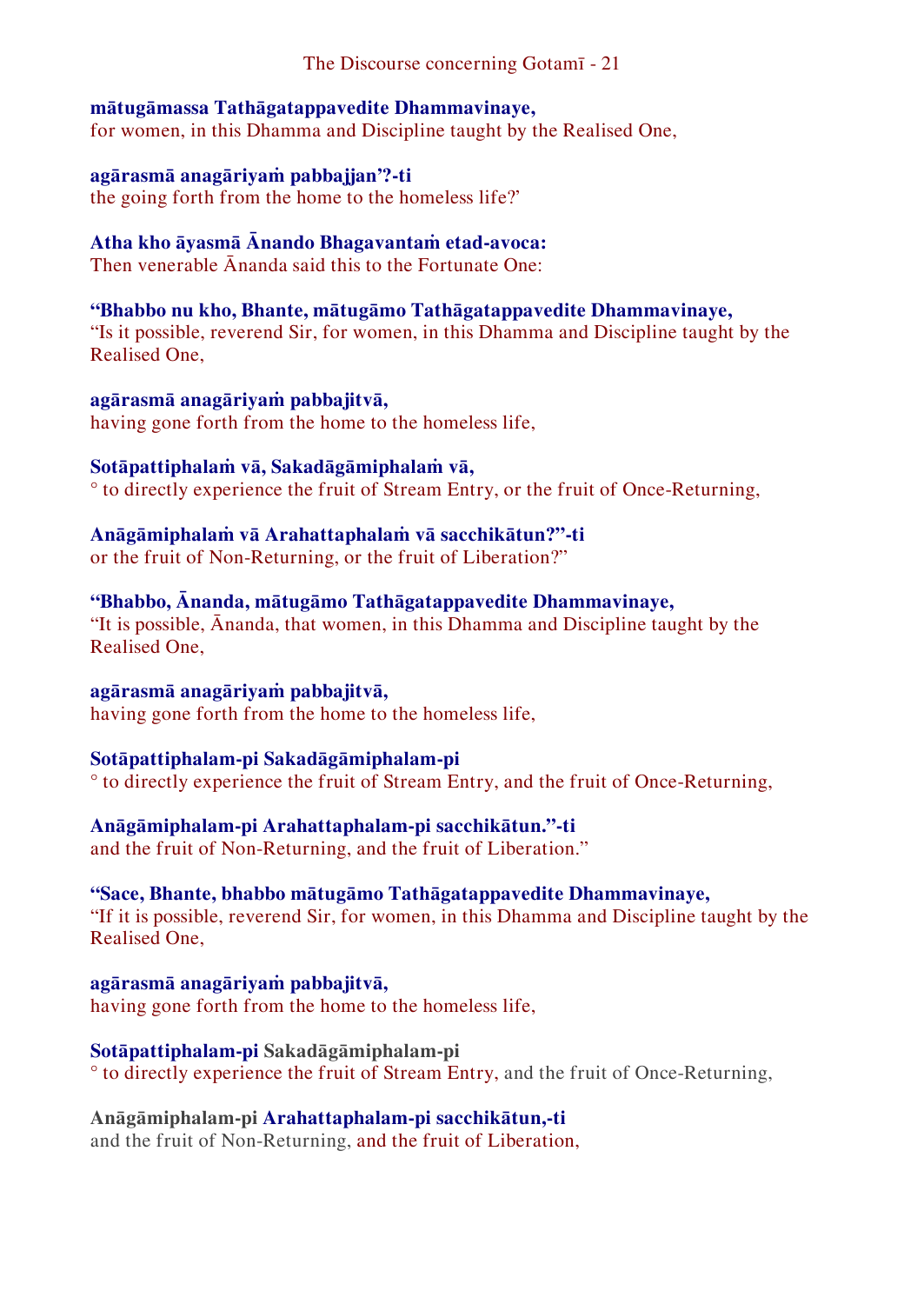**mātugāmassa Tathāgatappavedite Dhammavinaye,**
for women, in this Dhamma and Discipline taught by the Realised One,

**agārasmā anagāriyaṁ pabbajjan'?-ti**
the going forth from the home to the homeless life?'

**Atha kho āyasmā Ānando Bhagavantaṁ etad-avoca:**
Then venerable Ānanda said this to the Fortunate One:

**"Bhabbo nu kho, Bhante, mātugāmo Tathāgatappavedite Dhammavinaye,**
"Is it possible, reverend Sir, for women, in this Dhamma and Discipline taught by the Realised One,

**agārasmā anagāriyaṁ pabbajitvā,**
having gone forth from the home to the homeless life,

**Sotāpattiphalaṁ vā, Sakadāgāmiphalaṁ vā,**
° to directly experience the fruit of Stream Entry, or the fruit of Once-Returning,

**Anāgāmiphalaṁ vā Arahattaphalaṁ vā sacchikātun?"-ti**
or the fruit of Non-Returning, or the fruit of Liberation?"

**"Bhabbo, Ānanda, mātugāmo Tathāgatappavedite Dhammavinaye,**
"It is possible, Ānanda, that women, in this Dhamma and Discipline taught by the Realised One,

**agārasmā anagāriyaṁ pabbajitvā,**
having gone forth from the home to the homeless life,

**Sotāpattiphalam-pi Sakadāgāmiphalam-pi**
° to directly experience the fruit of Stream Entry, and the fruit of Once-Returning,

**Anāgāmiphalam-pi Arahattaphalam-pi sacchikātun."-ti**
and the fruit of Non-Returning, and the fruit of Liberation."

**"Sace, Bhante, bhabbo mātugāmo Tathāgatappavedite Dhammavinaye,**
"If it is possible, reverend Sir, for women, in this Dhamma and Discipline taught by the Realised One,

**agārasmā anagāriyaṁ pabbajitvā,**
having gone forth from the home to the homeless life,

**Sotāpattiphalam-pi Sakadāgāmiphalam-pi**
° to directly experience the fruit of Stream Entry, and the fruit of Once-Returning,

**Anāgāmiphalam-pi Arahattaphalam-pi sacchikātun,-ti**
and the fruit of Non-Returning, and the fruit of Liberation,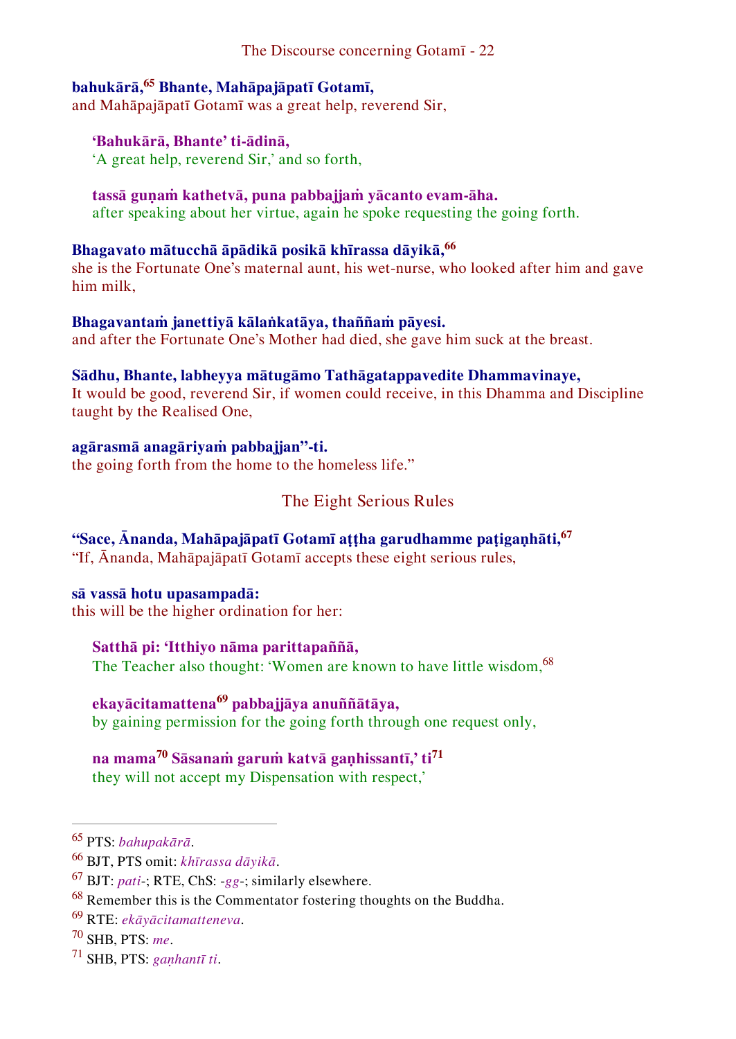**bahukārā,**[65] **Bhante, Mahāpajāpatī Gotamī,**
and Mahāpajāpatī Gotamī was a great help, reverend Sir,

> **‘Bahukārā, Bhante’ ti-ādinā,**
> ‘A great help, reverend Sir,’ and so forth,
>
> **tassā guṇaṁ kathetvā, puna pabbajjaṁ yācanto evam-āha.**
> after speaking about her virtue, again he spoke requesting the going forth.

**Bhagavato mātucchā āpādikā posikā khīrassa dāyikā,**[66]
she is the Fortunate One’s maternal aunt, his wet-nurse, who looked after him and gave him milk,

**Bhagavantaṁ janettiyā kālaṅkatāya, thaññaṁ pāyesi.**
and after the Fortunate One’s Mother had died, she gave him suck at the breast.

**Sādhu, Bhante, labheyya mātugāmo Tathāgatappavedite Dhammavinaye,**
It would be good, reverend Sir, if women could receive, in this Dhamma and Discipline taught by the Realised One,

**agārasmā anagāriyaṁ pabbajjan”-ti.**
the going forth from the home to the homeless life.”

## The Eight Serious Rules

**“Sace, Ānanda, Mahāpajāpatī Gotamī aṭṭha garudhamme paṭigaṇhāti,**[67]
“If, Ānanda, Mahāpajāpatī Gotamī accepts these eight serious rules,

**sā vassā hotu upasampadā:**
this will be the higher ordination for her:

> **Satthā pi: ‘Itthiyo nāma parittapaññā,**
> The Teacher also thought: ‘Women are known to have little wisdom,[68]
>
> **ekayācitamattena**[69] **pabbajjāya anuññātāya,**
> by gaining permission for the going forth through one request only,
>
> **na mama**[70] **Sāsanaṁ garuṁ katvā gaṇhissantī,’ ti**[71]
> they will not accept my Dispensation with respect,’

---

[65] PTS: *bahupakārā*.
[66] BJT, PTS omit: *khīrassa dāyikā*.
[67] BJT: *pati-*; RTE, ChS: *-gg-*; similarly elsewhere.
[68] Remember this is the Commentator fostering thoughts on the Buddha.
[69] RTE: *ekāyācitamatteneva*.
[70] SHB, PTS: *me*.
[71] SHB, PTS: *gaṇhantī ti*.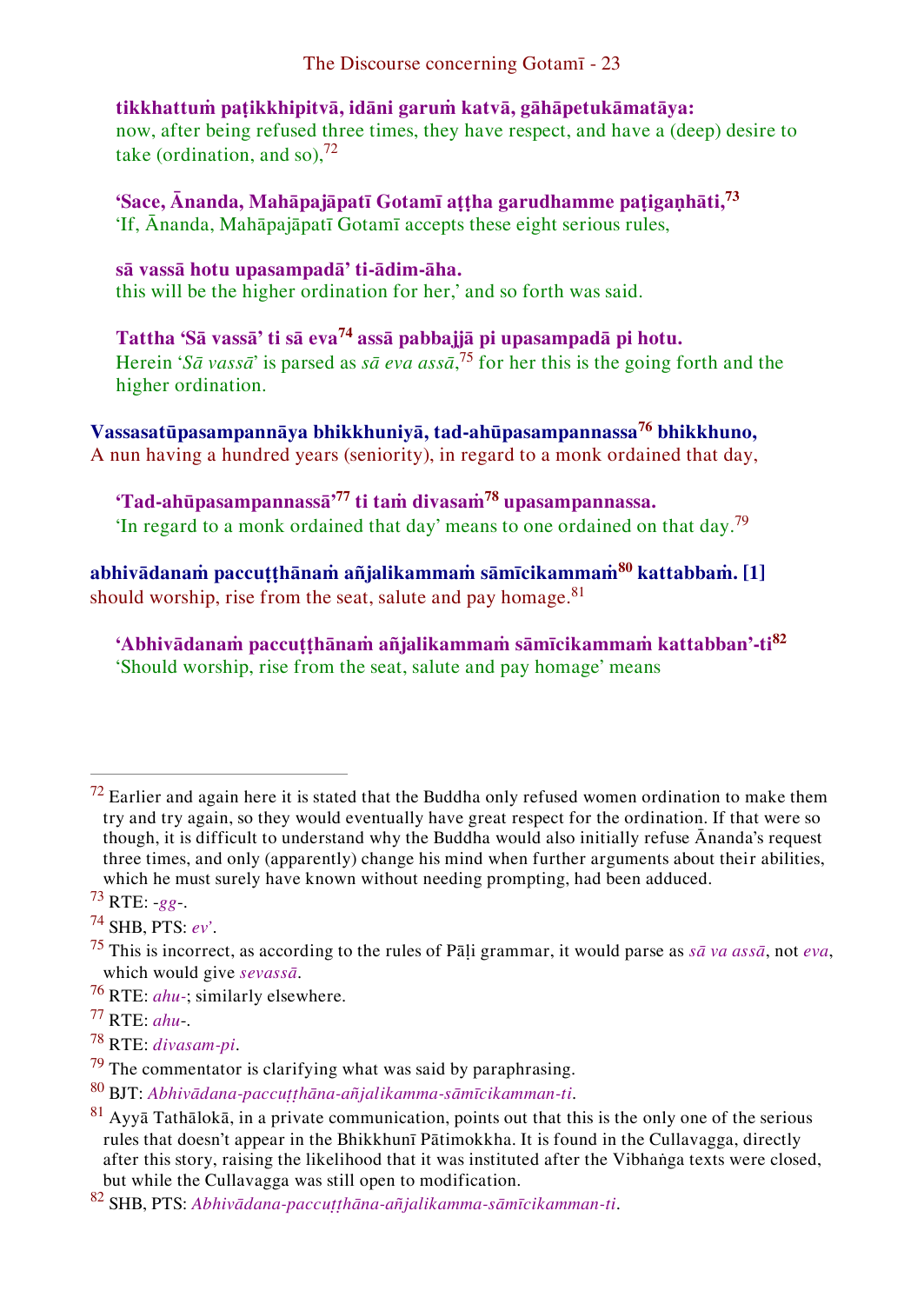**tikkhattuṁ paṭikkhipitvā, idāni garuṁ katvā, gāhāpetukāmatāya:**
now, after being refused three times, they have respect, and have a (deep) desire to take (ordination, and so),[72]

**'Sace, Ānanda, Mahāpajāpatī Gotamī aṭṭha garudhamme paṭigaṇhāti,[73]**
'If, Ānanda, Mahāpajāpatī Gotamī accepts these eight serious rules,

**sā vassā hotu upasampadā' ti-ādim-āha.**
this will be the higher ordination for her,' and so forth was said.

**Tattha 'Sā vassā' ti sā eva[74] assā pabbajjā pi upasampadā pi hotu.**
Herein '*Sā vassā*' is parsed as *sā eva assā*,[75] for her this is the going forth and the higher ordination.

**Vassasatūpasampannāya bhikkhuniyā, tad-ahūpasampannassa[76] bhikkhuno,**
A nun having a hundred years (seniority), in regard to a monk ordained that day,

**'Tad-ahūpasampannassā'[77] ti taṁ divasaṁ[78] upasampannassa.**
'In regard to a monk ordained that day' means to one ordained on that day.[79]

**abhivādanaṁ paccuṭṭhānaṁ añjalikammaṁ sāmīcikammaṁ[80] kattabbaṁ. [1]**
should worship, rise from the seat, salute and pay homage.[81]

**'Abhivādanaṁ paccuṭṭhānaṁ añjalikammaṁ sāmīcikammaṁ kattabban'-ti[82]**
'Should worship, rise from the seat, salute and pay homage' means

---

[72] Earlier and again here it is stated that the Buddha only refused women ordination to make them try and try again, so they would eventually have great respect for the ordination. If that were so though, it is difficult to understand why the Buddha would also initially refuse Ānanda's request three times, and only (apparently) change his mind when further arguments about their abilities, which he must surely have known without needing prompting, had been adduced.

[73] RTE: -*gg*-.

[74] SHB, PTS: *ev'*.

[75] This is incorrect, as according to the rules of Pāḷi grammar, it would parse as *sā va assā*, not *eva*, which would give *sevassā*.

[76] RTE: *ahu*-; similarly elsewhere.

[77] RTE: *ahu*-.

[78] RTE: *divasam-pi*.

[79] The commentator is clarifying what was said by paraphrasing.

[80] BJT: *Abhivādana-paccuṭṭhāna-añjalikamma-sāmīcikamman-ti*.

[81] Ayyā Tathālokā, in a private communication, points out that this is the only one of the serious rules that doesn't appear in the Bhikkhunī Pātimokkha. It is found in the Cullavagga, directly after this story, raising the likelihood that it was instituted after the Vibhaṅga texts were closed, but while the Cullavagga was still open to modification.

[82] SHB, PTS: *Abhivādana-paccuṭṭhāna-añjalikamma-sāmīcikamman-ti*.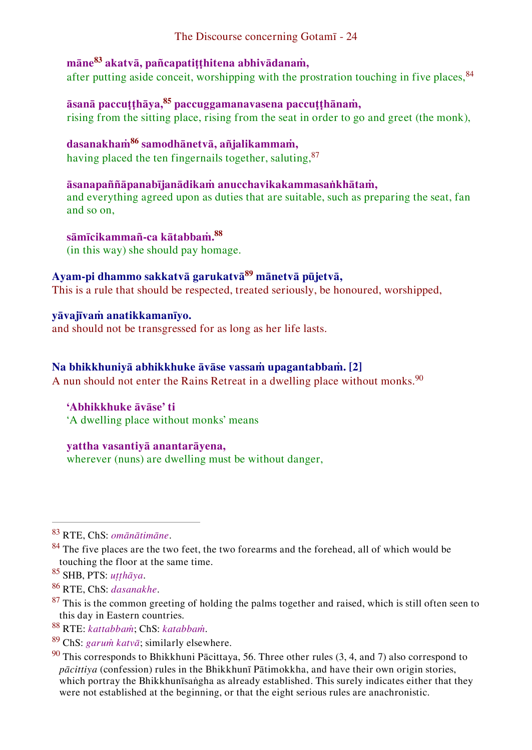**māne[83] akatvā, pañcapatiṭṭhitena abhivādanaṁ,**
after putting aside conceit, worshipping with the prostration touching in five places,[84]

**āsanā paccuṭṭhāya,[85] paccuggamanavasena paccuṭṭhānaṁ,**
rising from the sitting place, rising from the seat in order to go and greet (the monk),

**dasanakhaṁ[86] samodhānetvā, añjalikammaṁ,**
having placed the ten fingernails together, saluting,[87]

**āsanapaññāpanabījanādikaṁ anucchavikakammasaṅkhātaṁ,**
and everything agreed upon as duties that are suitable, such as preparing the seat, fan and so on,

**sāmīcikammañ-ca kātabbaṁ.[88]**
(in this way) she should pay homage.

**Ayam-pi dhammo sakkatvā garukatvā[89] mānetvā pūjetvā,**
This is a rule that should be respected, treated seriously, be honoured, worshipped,

**yāvajīvaṁ anatikkamanīyo.**
and should not be transgressed for as long as her life lasts.

**Na bhikkhuniyā abhikkhuke āvāse vassaṁ upagantabbaṁ. [2]**
A nun should not enter the Rains Retreat in a dwelling place without monks.[90]

**'Abhikkhuke āvāse' ti**
'A dwelling place without monks' means

**yattha vasantiyā anantarāyena,**
wherever (nuns) are dwelling must be without danger,

---

[83] RTE, ChS: *omānātimāne*.

[84] The five places are the two feet, the two forearms and the forehead, all of which would be touching the floor at the same time.

[85] SHB, PTS: *uṭṭhāya*.

[86] RTE, ChS: *dasanakhe*.

[87] This is the common greeting of holding the palms together and raised, which is still often seen to this day in Eastern countries.

[88] RTE: *kattabbaṁ*; ChS: *katabbaṁ*.

[89] ChS: *garuṁ katvā*; similarly elsewhere.

[90] This corresponds to Bhikkhuni Pācittaya, 56. Three other rules (3, 4, and 7) also correspond to *pācittiya* (confession) rules in the Bhikkhunī Pātimokkha, and have their own origin stories, which portray the Bhikkhunīsaṅgha as already established. This surely indicates either that they were not established at the beginning, or that the eight serious rules are anachronistic.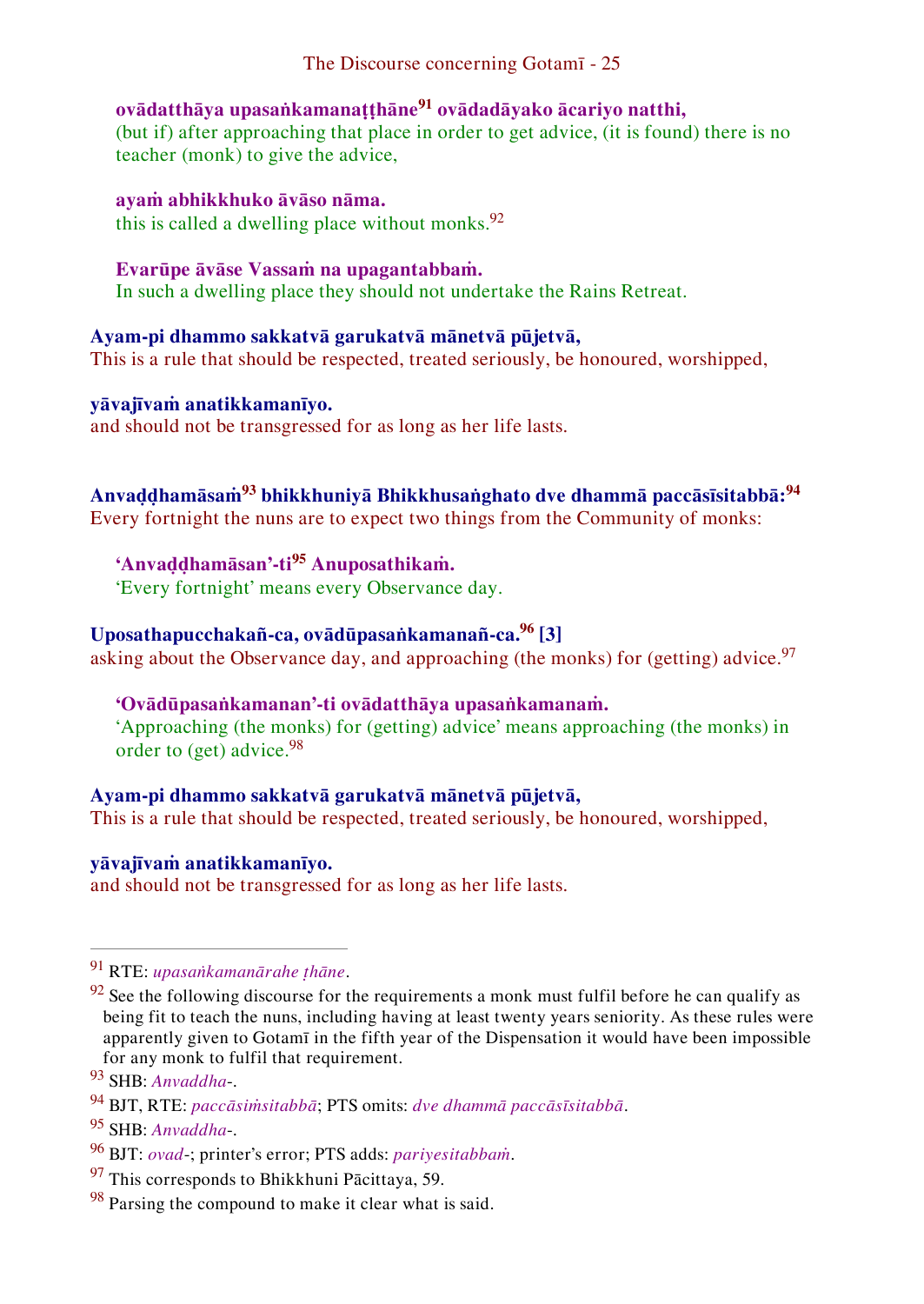**ovādatthāya upasaṅkamanaṭṭhāne[91] ovādadāyako ācariyo natthi,**
(but if) after approaching that place in order to get advice, (it is found) there is no teacher (monk) to give the advice,

**ayaṁ abhikkhuko āvāso nāma.**
this is called a dwelling place without monks.[92]

**Evarūpe āvāse Vassaṁ na upagantabbaṁ.**
In such a dwelling place they should not undertake the Rains Retreat.

**Ayam-pi dhammo sakkatvā garukatvā mānetvā pūjetvā,**
This is a rule that should be respected, treated seriously, be honoured, worshipped,

**yāvajīvaṁ anatikkamanīyo.**
and should not be transgressed for as long as her life lasts.

**Anvaḍḍhamāsaṁ[93] bhikkhuniyā Bhikkhusaṅghato dve dhammā paccāsīsitabbā:[94]**
Every fortnight the nuns are to expect two things from the Community of monks:

**'Anvaḍḍhamāsan'-ti[95] Anuposathikaṁ.**
'Every fortnight' means every Observance day.

**Uposathapucchakañ-ca, ovādūpasaṅkamanañ-ca.[96] [3]**
asking about the Observance day, and approaching (the monks) for (getting) advice.[97]

**'Ovādūpasaṅkamanan'-ti ovādatthāya upasaṅkamanaṁ.**
'Approaching (the monks) for (getting) advice' means approaching (the monks) in order to (get) advice.[98]

**Ayam-pi dhammo sakkatvā garukatvā mānetvā pūjetvā,**
This is a rule that should be respected, treated seriously, be honoured, worshipped,

**yāvajīvaṁ anatikkamanīyo.**
and should not be transgressed for as long as her life lasts.

---

[91] RTE: *upasaṅkamanārahe ṭhāne*.

[92] See the following discourse for the requirements a monk must fulfil before he can qualify as being fit to teach the nuns, including having at least twenty years seniority. As these rules were apparently given to Gotamī in the fifth year of the Dispensation it would have been impossible for any monk to fulfil that requirement.

[93] SHB: *Anvaddha*-.

[94] BJT, RTE: *paccāsiṁsitabbā*; PTS omits: *dve dhammā paccāsīsitabbā*.

[95] SHB: *Anvaddha*-.

[96] BJT: *ovad*-; printer's error; PTS adds: *pariyesitabbaṁ*.

[97] This corresponds to Bhikkhuni Pācittaya, 59.

[98] Parsing the compound to make it clear what is said.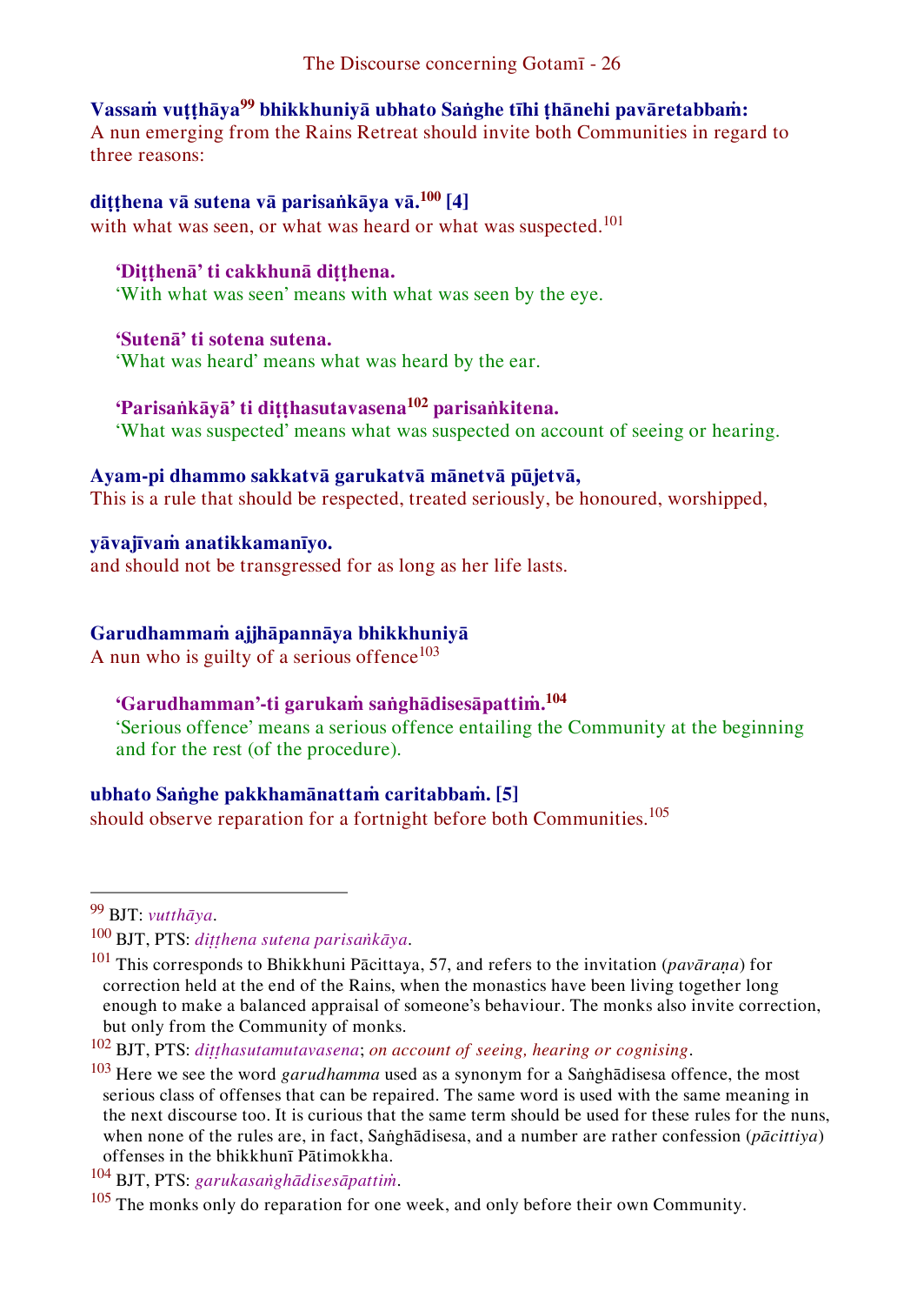**Vassaṁ vuṭṭhāya[99] bhikkhuniyā ubhato Saṅghe tīhi ṭhānehi pavāretabbaṁ:**
A nun emerging from the Rains Retreat should invite both Communities in regard to three reasons:

**diṭṭhena vā sutena vā parisaṅkāya vā.[100] [4]**
with what was seen, or what was heard or what was suspected.[101]

> **'Diṭṭhenā' ti cakkhunā diṭṭhena.**
> 'With what was seen' means with what was seen by the eye.
>
> **'Sutenā' ti sotena sutena.**
> 'What was heard' means what was heard by the ear.
>
> **'Parisaṅkāyā' ti diṭṭhasutavasena[102] parisaṅkitena.**
> 'What was suspected' means what was suspected on account of seeing or hearing.

**Ayam-pi dhammo sakkatvā garukatvā mānetvā pūjetvā,**
This is a rule that should be respected, treated seriously, be honoured, worshipped,

**yāvajīvaṁ anatikkamanīyo.**
and should not be transgressed for as long as her life lasts.

**Garudhammaṁ ajjhāpannāya bhikkhuniyā**
A nun who is guilty of a serious offence[103]

> **'Garudhamman'-ti garukaṁ saṅghādisesāpattiṁ.[104]**
> 'Serious offence' means a serious offence entailing the Community at the beginning and for the rest (of the procedure).

**ubhato Saṅghe pakkhamānattaṁ caritabbaṁ. [5]**
should observe reparation for a fortnight before both Communities.[105]

---

[99] BJT: *vutthāya*.

[100] BJT, PTS: *diṭṭhena sutena parisaṅkāya*.

[101] This corresponds to Bhikkhuni Pācittaya, 57, and refers to the invitation (*pavāraṇa*) for correction held at the end of the Rains, when the monastics have been living together long enough to make a balanced appraisal of someone's behaviour. The monks also invite correction, but only from the Community of monks.

[102] BJT, PTS: *diṭṭhasutamutavasena*; *on account of seeing, hearing or cognising*.

[103] Here we see the word *garudhamma* used as a synonym for a Saṅghādisesa offence, the most serious class of offenses that can be repaired. The same word is used with the same meaning in the next discourse too. It is curious that the same term should be used for these rules for the nuns, when none of the rules are, in fact, Saṅghādisesa, and a number are rather confession (*pācittiya*) offenses in the bhikkhunī Pātimokkha.

[104] BJT, PTS: *garukasaṅghādisesāpattiṁ*.

[105] The monks only do reparation for one week, and only before their own Community.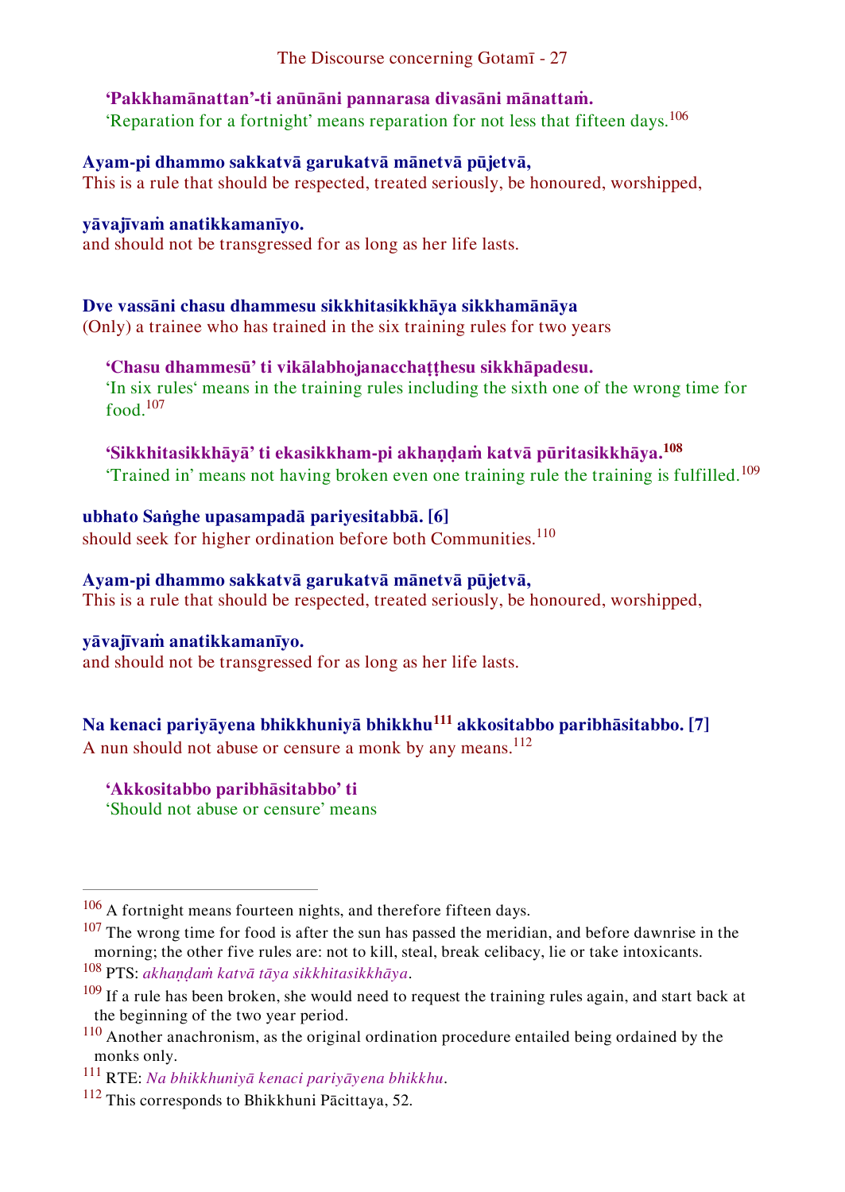**'Pakkhamānattan'-ti anūnāni pannarasa divasāni mānattaṁ.**
'Reparation for a fortnight' means reparation for not less that fifteen days.[106]

**Ayam-pi dhammo sakkatvā garukatvā mānetvā pūjetvā,**
This is a rule that should be respected, treated seriously, be honoured, worshipped,

**yāvajīvaṁ anatikkamanīyo.**
and should not be transgressed for as long as her life lasts.

**Dve vassāni chasu dhammesu sikkhitasikkhāya sikkhamānāya**
(Only) a trainee who has trained in the six training rules for two years

**'Chasu dhammesū' ti vikālabhojanacchaṭṭhesu sikkhāpadesu.**
'In six rules' means in the training rules including the sixth one of the wrong time for food.[107]

**'Sikkhitasikkhāyā' ti ekasikkham-pi akhaṇḍaṁ katvā pūritasikkhāya.[108]**
'Trained in' means not having broken even one training rule the training is fulfilled.[109]

**ubhato Saṅghe upasampadā pariyesitabbā. [6]**
should seek for higher ordination before both Communities.[110]

**Ayam-pi dhammo sakkatvā garukatvā mānetvā pūjetvā,**
This is a rule that should be respected, treated seriously, be honoured, worshipped,

**yāvajīvaṁ anatikkamanīyo.**
and should not be transgressed for as long as her life lasts.

**Na kenaci pariyāyena bhikkhuniyā bhikkhu[111] akkositabbo paribhāsitabbo. [7]**
A nun should not abuse or censure a monk by any means.[112]

**'Akkositabbo paribhāsitabbo' ti**
'Should not abuse or censure' means

---

[106] A fortnight means fourteen nights, and therefore fifteen days.

[107] The wrong time for food is after the sun has passed the meridian, and before dawnrise in the morning; the other five rules are: not to kill, steal, break celibacy, lie or take intoxicants.

[108] PTS: *akhaṇḍaṁ katvā tāya sikkhitasikkhāya*.

[109] If a rule has been broken, she would need to request the training rules again, and start back at the beginning of the two year period.

[110] Another anachronism, as the original ordination procedure entailed being ordained by the monks only.

[111] RTE: *Na bhikkhuniyā kenaci pariyāyena bhikkhu*.

[112] This corresponds to Bhikkhuni Pācittaya, 52.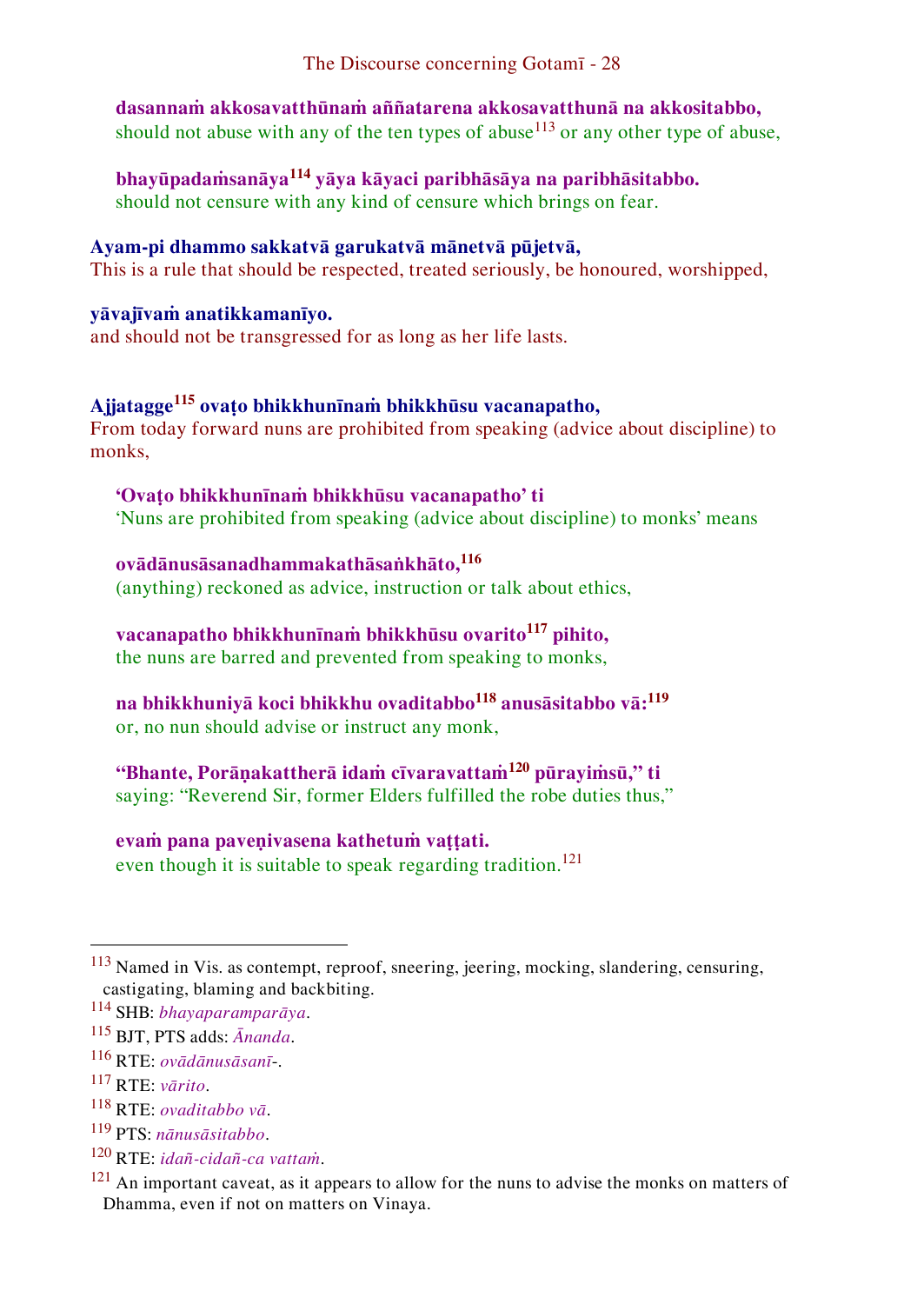**dasannaṁ akkosavatthūnaṁ aññatarena akkosavatthunā na akkositabbo,**
should not abuse with any of the ten types of abuse[113] or any other type of abuse,

**bhayūpadaṁsanāya[114] yāya kāyaci paribhāsāya na paribhāsitabbo.**
should not censure with any kind of censure which brings on fear.

**Ayam-pi dhammo sakkatvā garukatvā mānetvā pūjetvā,**
This is a rule that should be respected, treated seriously, be honoured, worshipped,

**yāvajīvaṁ anatikkamanīyo.**
and should not be transgressed for as long as her life lasts.

**Ajjatagge[115] ovaṭo bhikkhunīnaṁ bhikkhūsu vacanapatho,**
From today forward nuns are prohibited from speaking (advice about discipline) to monks,

**'Ovaṭo bhikkhunīnaṁ bhikkhūsu vacanapatho' ti**
'Nuns are prohibited from speaking (advice about discipline) to monks' means

**ovādānusāsanadhammakathāsaṅkhāto,[116]**
(anything) reckoned as advice, instruction or talk about ethics,

**vacanapatho bhikkhunīnaṁ bhikkhūsu ovarito[117] pihito,**
the nuns are barred and prevented from speaking to monks,

**na bhikkhuniyā koci bhikkhu ovaditabbo[118] anusāsitabbo vā:[119]**
or, no nun should advise or instruct any monk,

**"Bhante, Porāṇakattherā idaṁ cīvaravattaṁ[120] pūrayiṁsū," ti**
saying: "Reverend Sir, former Elders fulfilled the robe duties thus,"

**evaṁ pana paveṇivasena kathetuṁ vaṭṭati.**
even though it is suitable to speak regarding tradition.[121]

---

[113] Named in Vis. as contempt, reproof, sneering, jeering, mocking, slandering, censuring, castigating, blaming and backbiting.

[114] SHB: *bhayaparamparāya*.

[115] BJT, PTS adds: *Ānanda*.

[116] RTE: *ovādānusāsanī-*.

[117] RTE: *vārito*.

[118] RTE: *ovaditabbo vā*.

[119] PTS: *nānusāsitabbo*.

[120] RTE: *idañ-cidañ-ca vattaṁ*.

[121] An important caveat, as it appears to allow for the nuns to advise the monks on matters of Dhamma, even if not on matters on Vinaya.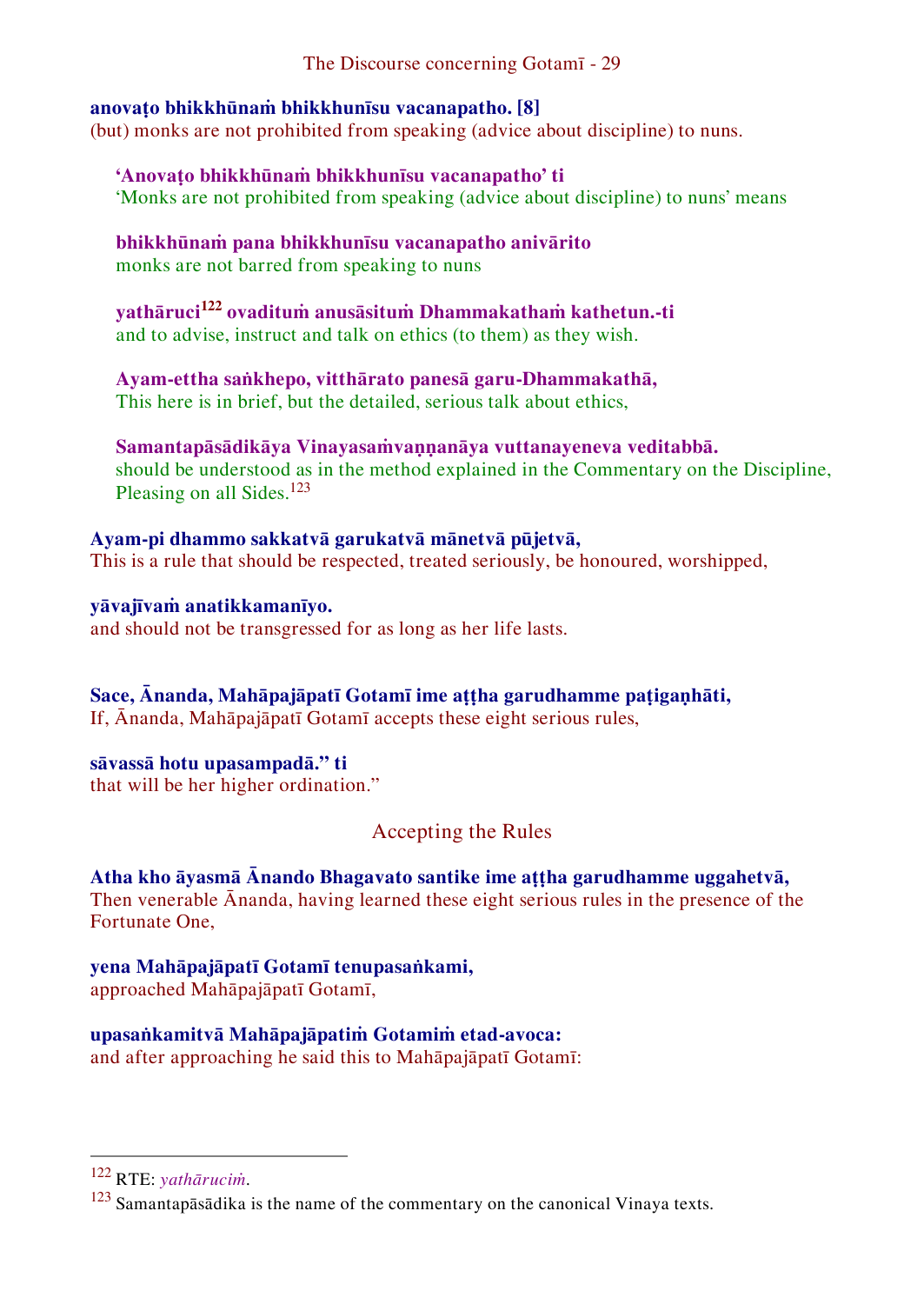**anovaṭo bhikkhūnaṁ bhikkhunīsu vacanapatho. [8]**
(but) monks are not prohibited from speaking (advice about discipline) to nuns.

> **‘Anovaṭo bhikkhūnaṁ bhikkhunīsu vacanapatho’ ti**
> ‘Monks are not prohibited from speaking (advice about discipline) to nuns’ means
>
> **bhikkhūnaṁ pana bhikkhunīsu vacanapatho anivārito**
> monks are not barred from speaking to nuns
>
> **yathāruci[122] ovadituṁ anusāsituṁ Dhammakathaṁ kathetun.-ti**
> and to advise, instruct and talk on ethics (to them) as they wish.
>
> **Ayam-ettha saṅkhepo, vitthārato panesā garu-Dhammakathā,**
> This here is in brief, but the detailed, serious talk about ethics,
>
> **Samantapāsādikāya Vinayasaṁvaṇṇanāya vuttanayeneva veditabbā.**
> should be understood as in the method explained in the Commentary on the Discipline, Pleasing on all Sides.[123]

**Ayam-pi dhammo sakkatvā garukatvā mānetvā pūjetvā,**
This is a rule that should be respected, treated seriously, be honoured, worshipped,

**yāvajīvaṁ anatikkamanīyo.**
and should not be transgressed for as long as her life lasts.

**Sace, Ānanda, Mahāpajāpatī Gotamī ime aṭṭha garudhamme paṭigaṇhāti,**
If, Ānanda, Mahāpajāpatī Gotamī accepts these eight serious rules,

**sāvassā hotu upasampadā.” ti**
that will be her higher ordination.”

## Accepting the Rules

**Atha kho āyasmā Ānando Bhagavato santike ime aṭṭha garudhamme uggahetvā,**
Then venerable Ānanda, having learned these eight serious rules in the presence of the Fortunate One,

**yena Mahāpajāpatī Gotamī tenupasaṅkami,**
approached Mahāpajāpatī Gotamī,

**upasaṅkamitvā Mahāpajāpatiṁ Gotamiṁ etad-avoca:**
and after approaching he said this to Mahāpajāpatī Gotamī:

---

[122] RTE: *yathārucim̐*.

[123] Samantapāsādika is the name of the commentary on the canonical Vinaya texts.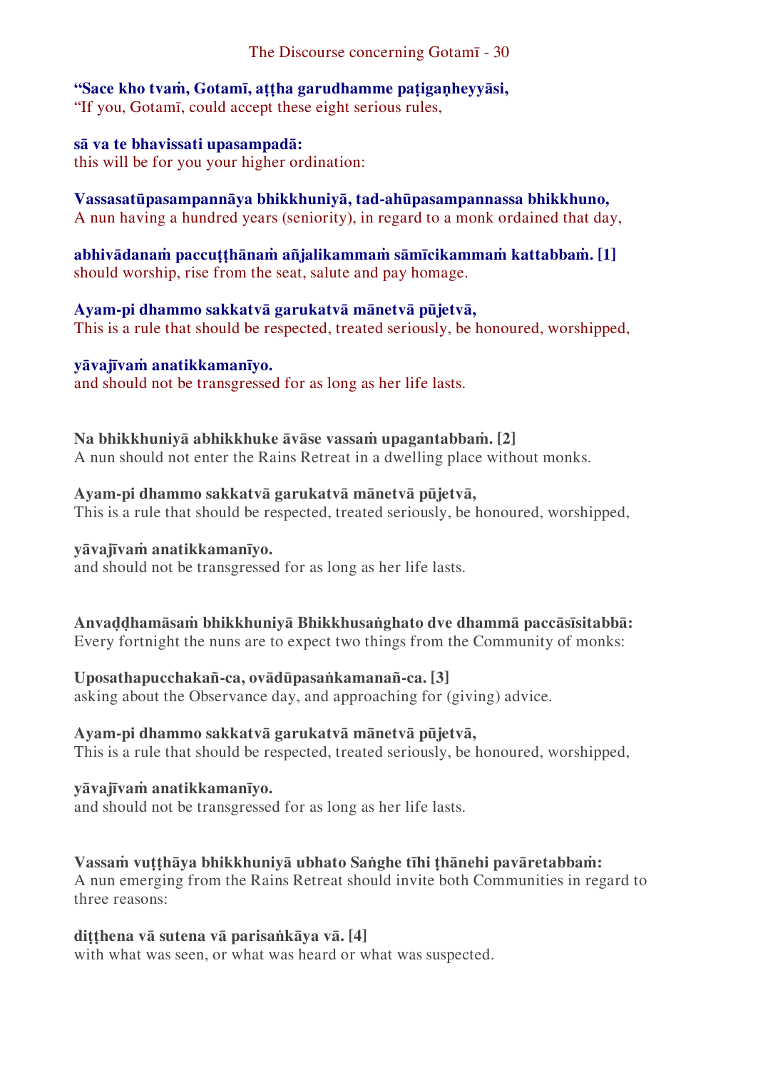**“Sace kho tvaṁ, Gotamī, aṭṭha garudhamme paṭigaṇheyyāsi,**
“If you, Gotamī, could accept these eight serious rules,

**sā va te bhavissati upasampadā:**
this will be for you your higher ordination:

**Vassasatūpasampannāya bhikkhuniyā, tad-ahūpasampannassa bhikkhuno,**
A nun having a hundred years (seniority), in regard to a monk ordained that day,

**abhivādanaṁ paccuṭṭhānaṁ añjalikammaṁ sāmīcikammaṁ kattabbaṁ. [1]**
should worship, rise from the seat, salute and pay homage.

**Ayam-pi dhammo sakkatvā garukatvā mānetvā pūjetvā,**
This is a rule that should be respected, treated seriously, be honoured, worshipped,

**yāvajīvaṁ anatikkamanīyo.**
and should not be transgressed for as long as her life lasts.

**Na bhikkhuniyā abhikkhuke āvāse vassaṁ upagantabbaṁ. [2]**
A nun should not enter the Rains Retreat in a dwelling place without monks.

**Ayam-pi dhammo sakkatvā garukatvā mānetvā pūjetvā,**
This is a rule that should be respected, treated seriously, be honoured, worshipped,

**yāvajīvaṁ anatikkamanīyo.**
and should not be transgressed for as long as her life lasts.

**Anvaḍḍhamāsaṁ bhikkhuniyā Bhikkhusaṅghato dve dhammā paccāsīsitabbā:**
Every fortnight the nuns are to expect two things from the Community of monks:

**Uposathapucchakañ-ca, ovādūpasaṅkamanañ-ca. [3]**
asking about the Observance day, and approaching for (giving) advice.

**Ayam-pi dhammo sakkatvā garukatvā mānetvā pūjetvā,**
This is a rule that should be respected, treated seriously, be honoured, worshipped,

**yāvajīvaṁ anatikkamanīyo.**
and should not be transgressed for as long as her life lasts.

**Vassaṁ vuṭṭhāya bhikkhuniyā ubhato Saṅghe tīhi ṭhānehi pavāretabbaṁ:**
A nun emerging from the Rains Retreat should invite both Communities in regard to three reasons:

**diṭṭhena vā sutena vā parisaṅkāya vā. [4]**
with what was seen, or what was heard or what was suspected.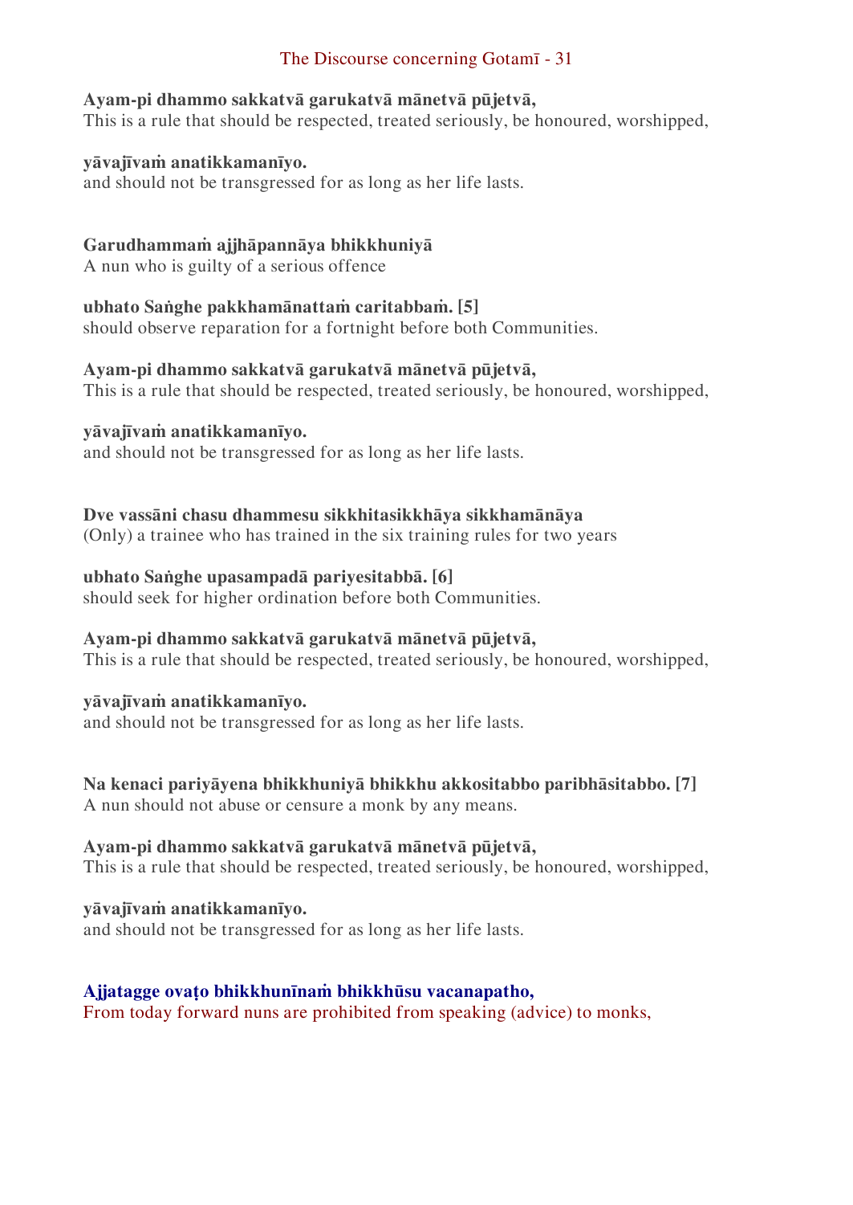**Ayam-pi dhammo sakkatvā garukatvā mānetvā pūjetvā,**
This is a rule that should be respected, treated seriously, be honoured, worshipped,

**yāvajīvaṁ anatikkamanīyo.**
and should not be transgressed for as long as her life lasts.

**Garudhammaṁ ajjhāpannāya bhikkhuniyā**
A nun who is guilty of a serious offence

**ubhato Saṅghe pakkhamānattaṁ caritabbaṁ. [5]**
should observe reparation for a fortnight before both Communities.

**Ayam-pi dhammo sakkatvā garukatvā mānetvā pūjetvā,**
This is a rule that should be respected, treated seriously, be honoured, worshipped,

**yāvajīvaṁ anatikkamanīyo.**
and should not be transgressed for as long as her life lasts.

**Dve vassāni chasu dhammesu sikkhitasikkhāya sikkhamānāya**
(Only) a trainee who has trained in the six training rules for two years

**ubhato Saṅghe upasampadā pariyesitabbā. [6]**
should seek for higher ordination before both Communities.

**Ayam-pi dhammo sakkatvā garukatvā mānetvā pūjetvā,**
This is a rule that should be respected, treated seriously, be honoured, worshipped,

**yāvajīvaṁ anatikkamanīyo.**
and should not be transgressed for as long as her life lasts.

**Na kenaci pariyāyena bhikkhuniyā bhikkhu akkositabbo paribhāsitabbo. [7]**
A nun should not abuse or censure a monk by any means.

**Ayam-pi dhammo sakkatvā garukatvā mānetvā pūjetvā,**
This is a rule that should be respected, treated seriously, be honoured, worshipped,

**yāvajīvaṁ anatikkamanīyo.**
and should not be transgressed for as long as her life lasts.

**Ajjatagge ovaṭo bhikkhunīnaṁ bhikkhūsu vacanapatho,**
From today forward nuns are prohibited from speaking (advice) to monks,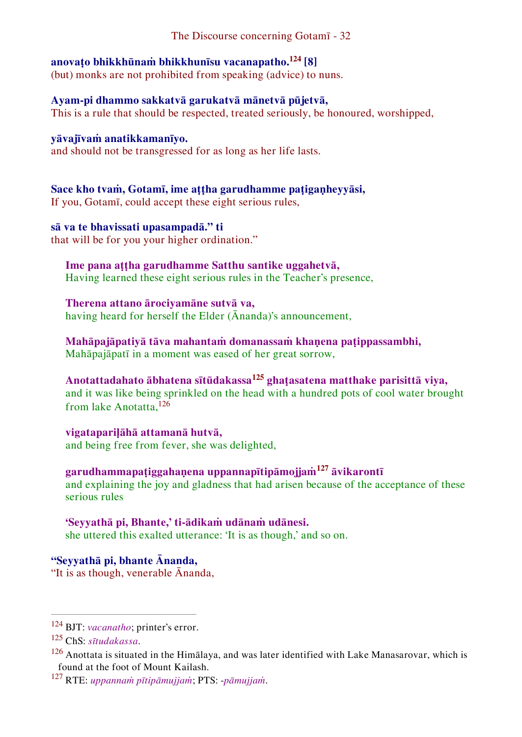**anovaṭo bhikkhūnaṁ bhikkhunīsu vacanapatho.[124] [8]**
(but) monks are not prohibited from speaking (advice) to nuns.

**Ayam-pi dhammo sakkatvā garukatvā mānetvā pūjetvā,**
This is a rule that should be respected, treated seriously, be honoured, worshipped,

**yāvajīvaṁ anatikkamanīyo.**
and should not be transgressed for as long as her life lasts.

**Sace kho tvaṁ, Gotamī, ime aṭṭha garudhamme paṭigaṇheyyāsi,**
If you, Gotamī, could accept these eight serious rules,

**sā va te bhavissati upasampadā." ti**
that will be for you your higher ordination."

> **Ime pana aṭṭha garudhamme Satthu santike uggahetvā,**
> Having learned these eight serious rules in the Teacher's presence,
>
> **Therena attano ārociyamāne sutvā va,**
> having heard for herself the Elder (Ānanda)'s announcement,
>
> **Mahāpajāpatiyā tāva mahantaṁ domanassaṁ khaṇena paṭippassambhi,**
> Mahāpajāpatī in a moment was eased of her great sorrow,
>
> **Anotattadahato ābhatena sītūdakassa[125] ghaṭasatena matthake parisittā viya,**
> and it was like being sprinkled on the head with a hundred pots of cool water brought from lake Anotatta,[126]
>
> **vigatapariḷāhā attamanā hutvā,**
> and being free from fever, she was delighted,
>
> **garudhammapaṭiggahaṇena uppannapītipāmojjaṁ[127] āvikarontī**
> and explaining the joy and gladness that had arisen because of the acceptance of these serious rules
>
> **'Seyyathā pi, Bhante,' ti-ādikaṁ udānaṁ udānesi.**
> she uttered this exalted utterance: 'It is as though,' and so on.

**"Seyyathā pi, bhante Ānanda,**
"It is as though, venerable Ānanda,

---

[124] BJT: *vacanatho*; printer's error.

[125] ChS: *sītudakassa*.

[126] Anottata is situated in the Himālaya, and was later identified with Lake Manasarovar, which is found at the foot of Mount Kailash.

[127] RTE: *uppannaṁ pītipāmujjaṁ*; PTS: *-pāmujjaṁ*.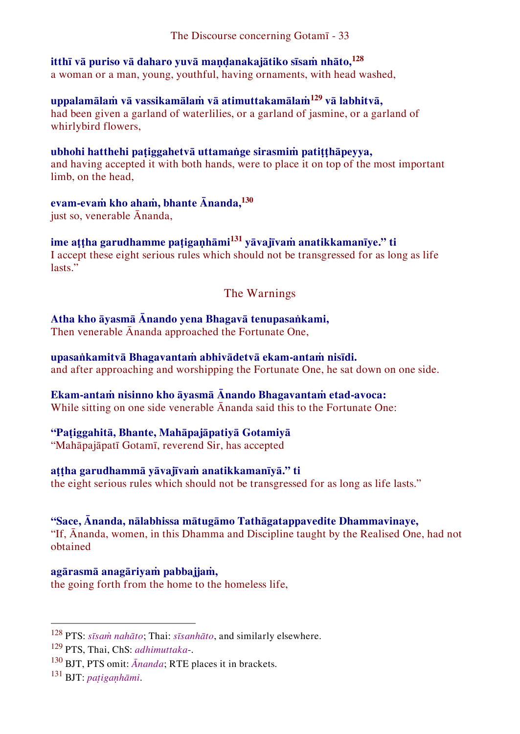**itthī vā puriso vā daharo yuvā maṇḍanakajātiko sīsaṁ nhāto,**[128]
a woman or a man, young, youthful, having ornaments, with head washed,

**uppalamālaṁ vā vassikamālaṁ vā atimuttakamālaṁ**[129] **vā labhitvā,**
had been given a garland of waterlilies, or a garland of jasmine, or a garland of whirlybird flowers,

**ubhohi hatthehi paṭiggahetvā uttamaṅge sirasmiṁ patiṭṭhāpeyya,**
and having accepted it with both hands, were to place it on top of the most important limb, on the head,

**evam-evaṁ kho ahaṁ, bhante Ānanda,**[130]
just so, venerable Ānanda,

**ime aṭṭha garudhamme paṭigaṇhāmi**[131] **yāvajīvaṁ anatikkamanīye.” ti**
I accept these eight serious rules which should not be transgressed for as long as life lasts.”

## The Warnings

**Atha kho āyasmā Ānando yena Bhagavā tenupasaṅkami,**
Then venerable Ānanda approached the Fortunate One,

**upasaṅkamitvā Bhagavantaṁ abhivādetvā ekam-antaṁ nisīdi.**
and after approaching and worshipping the Fortunate One, he sat down on one side.

**Ekam-antaṁ nisinno kho āyasmā Ānando Bhagavantaṁ etad-avoca:**
While sitting on one side venerable Ānanda said this to the Fortunate One:

**“Paṭiggahitā, Bhante, Mahāpajāpatiyā Gotamiyā**
“Mahāpajāpatī Gotamī, reverend Sir, has accepted

**aṭṭha garudhammā yāvajīvaṁ anatikkamanīyā.” ti**
the eight serious rules which should not be transgressed for as long as life lasts.”

**“Sace, Ānanda, nālabhissa mātugāmo Tathāgatappavedite Dhammavinaye,**
“If, Ānanda, women, in this Dhamma and Discipline taught by the Realised One, had not obtained

**agārasmā anagāriyaṁ pabbajjaṁ,**
the going forth from the home to the homeless life,

---

[128] PTS: *sīsaṁ nahāto*; Thai: *sīsanhāto*, and similarly elsewhere.

[129] PTS, Thai, ChS: *adhimuttaka-*.

[130] BJT, PTS omit: *Ānanda*; RTE places it in brackets.

[131] BJT: *paṭigaṇhāmi*.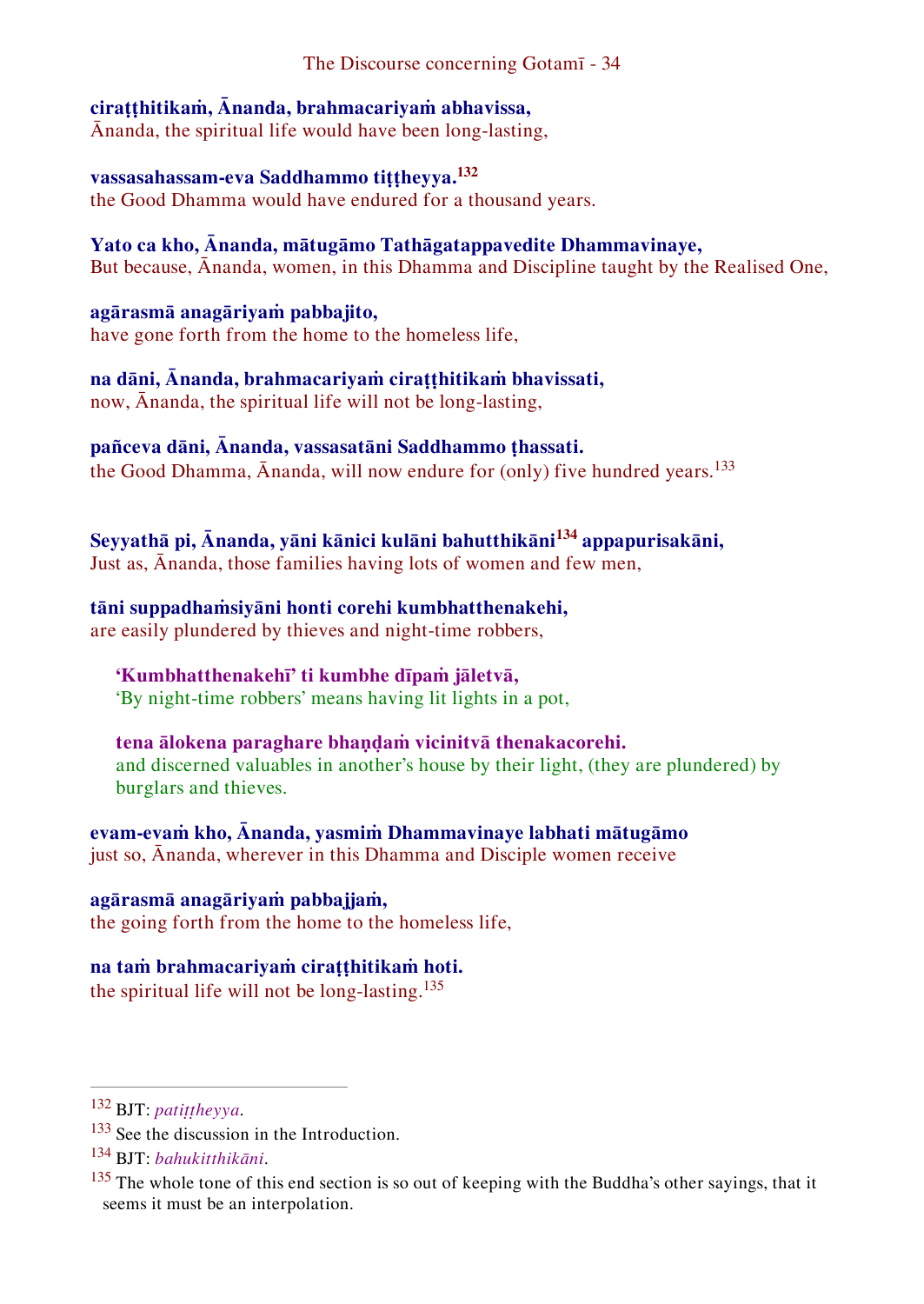**ciraṭṭhitikaṁ, Ānanda, brahmacariyaṁ abhavissa,**
Ānanda, the spiritual life would have been long-lasting,

**vassasahassam-eva Saddhammo tiṭṭheyya.**[132]
the Good Dhamma would have endured for a thousand years.

**Yato ca kho, Ānanda, mātugāmo Tathāgatappavedite Dhammavinaye,**
But because, Ānanda, women, in this Dhamma and Discipline taught by the Realised One,

**agārasmā anagāriyaṁ pabbajito,**
have gone forth from the home to the homeless life,

**na dāni, Ānanda, brahmacariyaṁ ciraṭṭhitikaṁ bhavissati,**
now, Ānanda, the spiritual life will not be long-lasting,

**pañceva dāni, Ānanda, vassasatāni Saddhammo ṭhassati.**
the Good Dhamma, Ānanda, will now endure for (only) five hundred years.[133]

**Seyyathā pi, Ānanda, yāni kānici kulāni bahutthikāni**[134] **appapurisakāni,**
Just as, Ānanda, those families having lots of women and few men,

**tāni suppadhaṁsiyāni honti corehi kumbhatthenakehi,**
are easily plundered by thieves and night-time robbers,

> **'Kumbhatthenakehī' ti kumbhe dīpaṁ jāletvā,**
> 'By night-time robbers' means having lit lights in a pot,
>
> **tena ālokena paraghare bhaṇḍaṁ vicinitvā thenakacorehi.**
> and discerned valuables in another's house by their light, (they are plundered) by burglars and thieves.

**evam-evaṁ kho, Ānanda, yasmiṁ Dhammavinaye labhati mātugāmo**
just so, Ānanda, wherever in this Dhamma and Disciple women receive

**agārasmā anagāriyaṁ pabbajjaṁ,**
the going forth from the home to the homeless life,

**na taṁ brahmacariyaṁ ciraṭṭhitikaṁ hoti.**
the spiritual life will not be long-lasting.[135]

---

[132] BJT: *patiṭṭheyya*.

[133] See the discussion in the Introduction.

[134] BJT: *bahukitthikāni*.

[135] The whole tone of this end section is so out of keeping with the Buddha's other sayings, that it seems it must be an interpolation.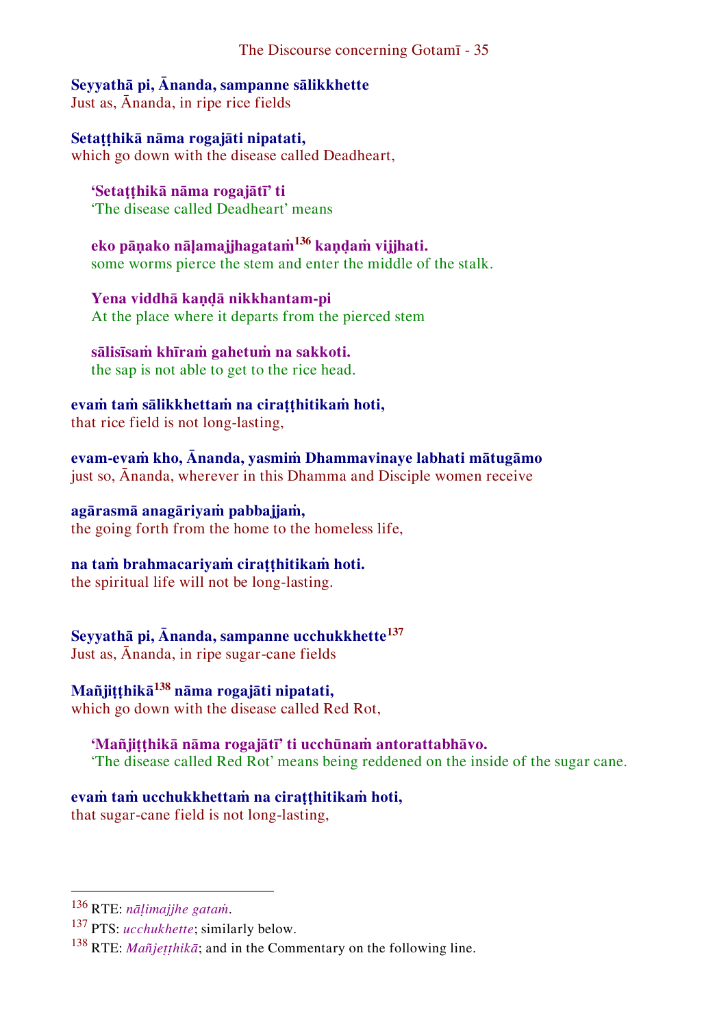**Seyyathā pi, Ānanda, sampanne sālikkhette**
Just as, Ānanda, in ripe rice fields

**Setaṭṭhikā nāma rogajāti nipatati,**
which go down with the disease called Deadheart,

> **‘Setaṭṭhikā nāma rogajātī’ ti**
> ‘The disease called Deadheart’ means
>
> **eko pāṇako nāḷamajjhagataṁ[136] kaṇḍaṁ vijjhati.**
> some worms pierce the stem and enter the middle of the stalk.
>
> **Yena viddhā kaṇḍā nikkhantam-pi**
> At the place where it departs from the pierced stem
>
> **sālisīsaṁ khīraṁ gahetuṁ na sakkoti.**
> the sap is not able to get to the rice head.

**evaṁ taṁ sālikkhettaṁ na ciraṭṭhitikaṁ hoti,**
that rice field is not long-lasting,

**evam-evaṁ kho, Ānanda, yasmiṁ Dhammavinaye labhati mātugāmo**
just so, Ānanda, wherever in this Dhamma and Disciple women receive

**agārasmā anagāriyaṁ pabbajjaṁ,**
the going forth from the home to the homeless life,

**na taṁ brahmacariyaṁ ciraṭṭhitikaṁ hoti.**
the spiritual life will not be long-lasting.

**Seyyathā pi, Ānanda, sampanne ucchukkhette[137]**
Just as, Ānanda, in ripe sugar-cane fields

**Mañjiṭṭhikā[138] nāma rogajāti nipatati,**
which go down with the disease called Red Rot,

> **‘Mañjiṭṭhikā nāma rogajātī’ ti ucchūnaṁ antorattabhāvo.**
> ‘The disease called Red Rot’ means being reddened on the inside of the sugar cane.

**evaṁ taṁ ucchukkhettaṁ na ciraṭṭhitikaṁ hoti,**
that sugar-cane field is not long-lasting,

---

[136] RTE: *nāḷimajjhe gataṁ*.

[137] PTS: *ucchukhette*; similarly below.

[138] RTE: *Mañjeṭṭhikā*; and in the Commentary on the following line.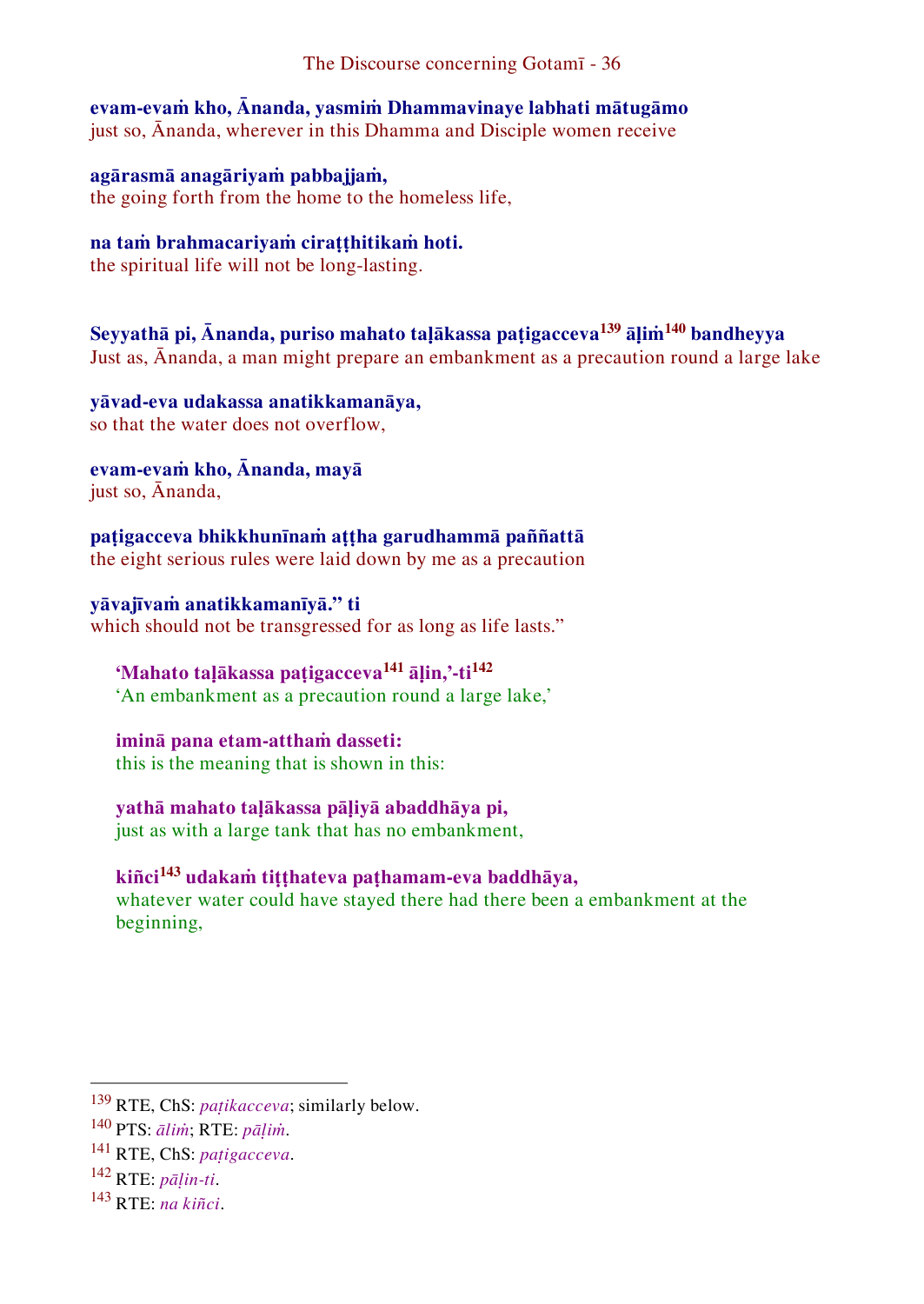**evam-evaṁ kho, Ānanda, yasmiṁ Dhammavinaye labhati mātugāmo**
just so, Ānanda, wherever in this Dhamma and Disciple women receive

**agārasmā anagāriyaṁ pabbajjaṁ,**
the going forth from the home to the homeless life,

**na taṁ brahmacariyaṁ ciraṭṭhitikaṁ hoti.**
the spiritual life will not be long-lasting.

**Seyyathā pi, Ānanda, puriso mahato taḷākassa paṭigacceva[139] āḷiṁ[140] bandheyya**
Just as, Ānanda, a man might prepare an embankment as a precaution round a large lake

**yāvad-eva udakassa anatikkamanāya,**
so that the water does not overflow,

**evam-evaṁ kho, Ānanda, mayā**
just so, Ānanda,

**paṭigacceva bhikkhunīnaṁ aṭṭha garudhammā paññattā**
the eight serious rules were laid down by me as a precaution

**yāvajīvaṁ anatikkamanīyā." ti**
which should not be transgressed for as long as life lasts."

> **'Mahato taḷākassa paṭigacceva[141] āḷin,'-ti[142]**
> 'An embankment as a precaution round a large lake,'
>
> **iminā pana etam-atthaṁ dasseti:**
> this is the meaning that is shown in this:
>
> **yathā mahato taḷākassa pāḷiyā abaddhāya pi,**
> just as with a large tank that has no embankment,
>
> **kiñci[143] udakaṁ tiṭṭhateva paṭhamam-eva baddhāya,**
> whatever water could have stayed there had there been a embankment at the beginning,

---

[139] RTE, ChS: *paṭikacceva*; similarly below.
[140] PTS: *āliṁ*; RTE: *pāḷiṁ*.
[141] RTE, ChS: *paṭigacceva*.
[142] RTE: *pāḷin-ti*.
[143] RTE: *na kiñci*.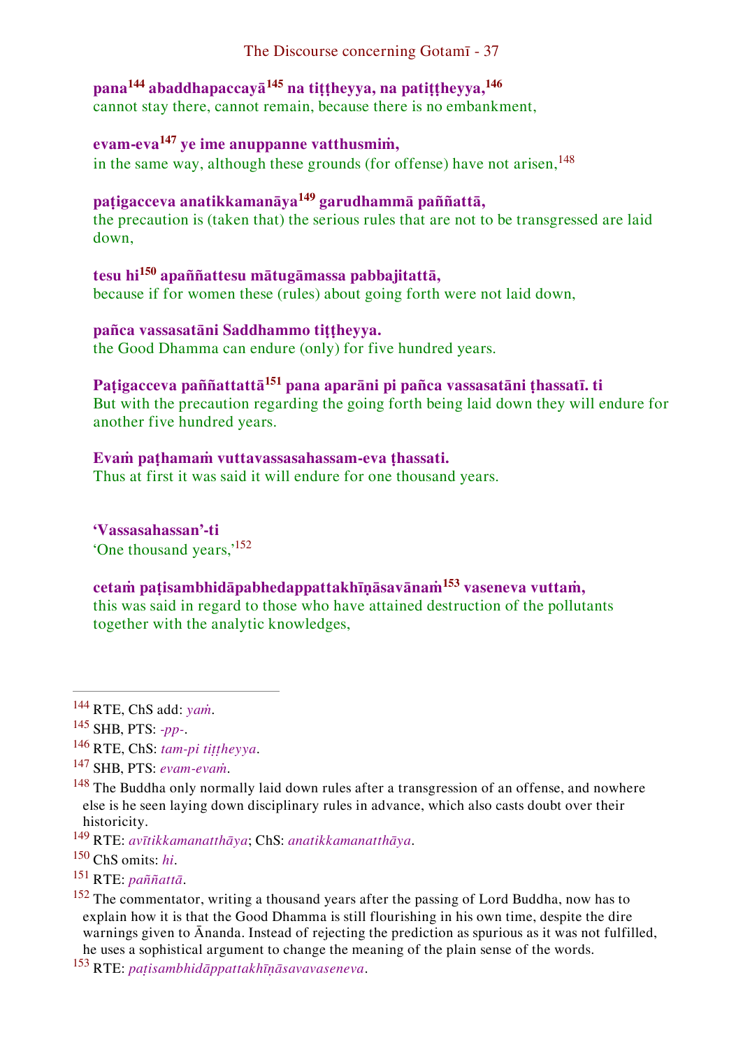**pana[144] abaddhapaccayā[145] na tiṭṭheyya, na patiṭṭheyya,[146]**
cannot stay there, cannot remain, because there is no embankment,

**evam-eva[147] ye ime anuppanne vatthusmiṁ,**
in the same way, although these grounds (for offense) have not arisen,[148]

**paṭigacceva anatikkamanāya[149] garudhammā paññattā,**
the precaution is (taken that) the serious rules that are not to be transgressed are laid down,

**tesu hi[150] apaññattesu mātugāmassa pabbajitattā,**
because if for women these (rules) about going forth were not laid down,

**pañca vassasatāni Saddhammo tiṭṭheyya.**
the Good Dhamma can endure (only) for five hundred years.

**Paṭigacceva paññattattā[151] pana aparāni pi pañca vassasatāni ṭhassatī. ti**
But with the precaution regarding the going forth being laid down they will endure for another five hundred years.

**Evaṁ paṭhamaṁ vuttavassasahassam-eva ṭhassati.**
Thus at first it was said it will endure for one thousand years.

**'Vassasahassan'-ti**
'One thousand years,'[152]

**cetaṁ paṭisambhidāpabhedappattakhīṇāsavānaṁ[153] vaseneva vuttaṁ,**
this was said in regard to those who have attained destruction of the pollutants together with the analytic knowledges,

---

[144] RTE, ChS add: *yaṁ*.

[145] SHB, PTS: *-pp-*.

[146] RTE, ChS: *tam-pi tiṭṭheyya*.

[147] SHB, PTS: *evam-evaṁ*.

[148] The Buddha only normally laid down rules after a transgression of an offense, and nowhere else is he seen laying down disciplinary rules in advance, which also casts doubt over their historicity.

[149] RTE: *avītikkamanatthāya*; ChS: *anatikkamanatthāya*.

[150] ChS omits: *hi*.

[151] RTE: *paññattā*.

[152] The commentator, writing a thousand years after the passing of Lord Buddha, now has to explain how it is that the Good Dhamma is still flourishing in his own time, despite the dire warnings given to Ānanda. Instead of rejecting the prediction as spurious as it was not fulfilled, he uses a sophistical argument to change the meaning of the plain sense of the words.

[153] RTE: *paṭisambhidāppattakhīṇāsavavaseneva*.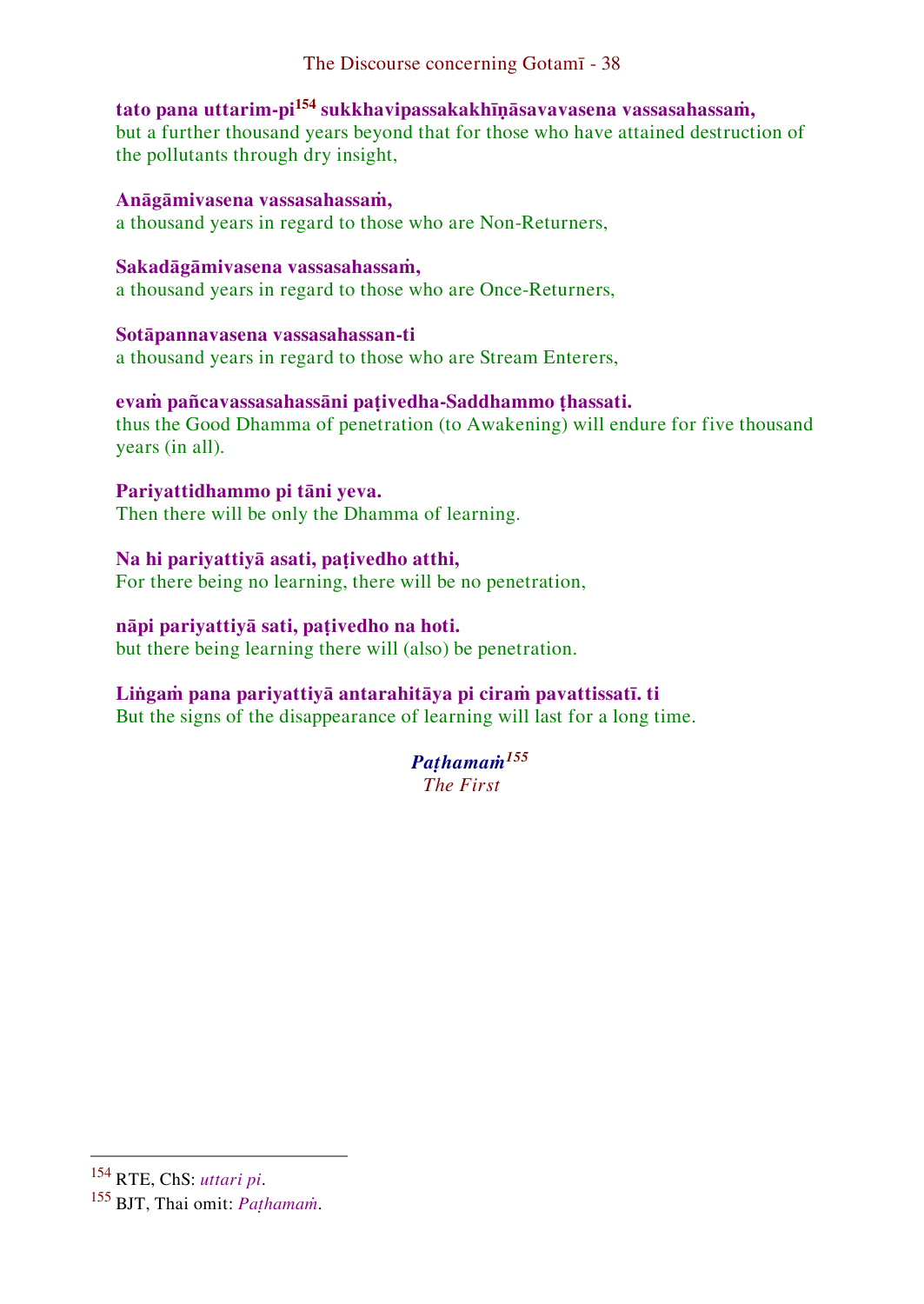**tato pana uttarim-pi[154] sukkhavipassakakhīṇāsavavasena vassasahassaṁ,**
but a further thousand years beyond that for those who have attained destruction of the pollutants through dry insight,

**Anāgāmivasena vassasahassaṁ,**
a thousand years in regard to those who are Non-Returners,

**Sakadāgāmivasena vassasahassaṁ,**
a thousand years in regard to those who are Once-Returners,

**Sotāpannavasena vassasahassan-ti**
a thousand years in regard to those who are Stream Enterers,

**evaṁ pañcavassasahassāni paṭivedha-Saddhammo ṭhassati.**
thus the Good Dhamma of penetration (to Awakening) will endure for five thousand years (in all).

**Pariyattidhammo pi tāni yeva.**
Then there will be only the Dhamma of learning.

**Na hi pariyattiyā asati, paṭivedho atthi,**
For there being no learning, there will be no penetration,

**nāpi pariyattiyā sati, paṭivedho na hoti.**
but there being learning there will (also) be penetration.

**Liṅgaṁ pana pariyattiyā antarahitāya pi ciraṁ pavattissatī. ti**
But the signs of the disappearance of learning will last for a long time.

<center>

***Paṭhamaṁ***[155]
*The First*

</center>

---

[154] RTE, ChS: *uttari pi*.
[155] BJT, Thai omit: *Paṭhamaṁ*.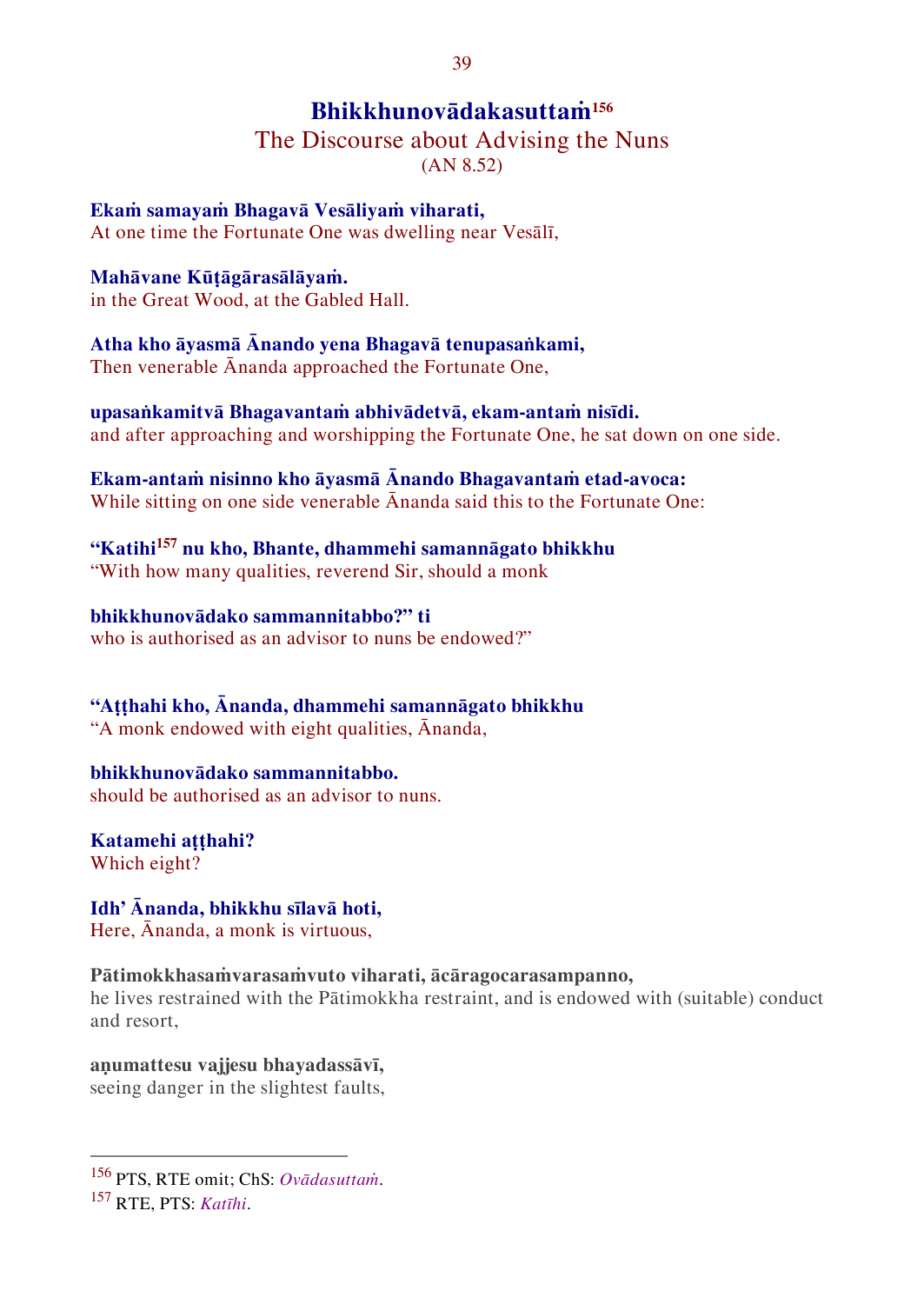## Bhikkhunovādakasuttaṁ[156]

### The Discourse about Advising the Nuns
(AN 8.52)

**Ekaṁ samayaṁ Bhagavā Vesāliyaṁ viharati,**
At one time the Fortunate One was dwelling near Vesālī,

**Mahāvane Kūṭāgārasālāyaṁ.**
in the Great Wood, at the Gabled Hall.

**Atha kho āyasmā Ānando yena Bhagavā tenupasaṅkami,**
Then venerable Ānanda approached the Fortunate One,

**upasaṅkamitvā Bhagavantaṁ abhivādetvā, ekam-antaṁ nisīdi.**
and after approaching and worshipping the Fortunate One, he sat down on one side.

**Ekam-antaṁ nisinno kho āyasmā Ānando Bhagavantaṁ etad-avoca:**
While sitting on one side venerable Ānanda said this to the Fortunate One:

**"Katihi[157] nu kho, Bhante, dhammehi samannāgato bhikkhu**
"With how many qualities, reverend Sir, should a monk

**bhikkhunovādako sammannitabbo?" ti**
who is authorised as an advisor to nuns be endowed?"

**"Aṭṭhahi kho, Ānanda, dhammehi samannāgato bhikkhu**
"A monk endowed with eight qualities, Ānanda,

**bhikkhunovādako sammannitabbo.**
should be authorised as an advisor to nuns.

**Katamehi aṭṭhahi?**
Which eight?

**Idh' Ānanda, bhikkhu sīlavā hoti,**
Here, Ānanda, a monk is virtuous,

**Pātimokkhasaṁvarasaṁvuto viharati, ācāragocarasampanno,**
he lives restrained with the Pātimokkha restraint, and is endowed with (suitable) conduct and resort,

**aṇumattesu vajjesu bhayadassāvī,**
seeing danger in the slightest faults,

---

[156] PTS, RTE omit; ChS: *Ovādasuttaṁ*.
[157] RTE, PTS: *Katīhi*.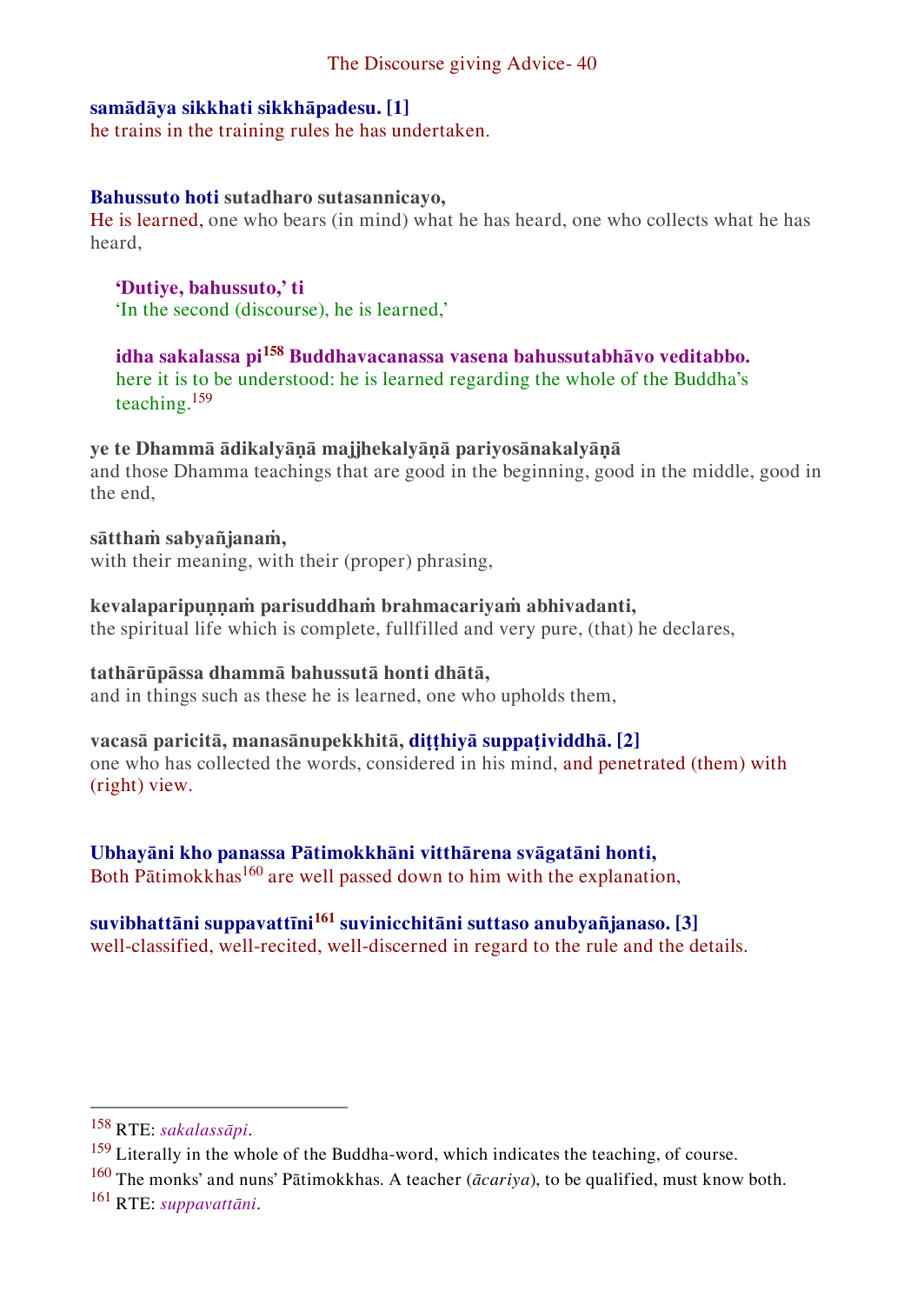**samādāya sikkhati sikkhāpadesu. [1]**
he trains in the training rules he has undertaken.

**Bahussuto hoti sutadharo sutasannicayo,**
He is learned, one who bears (in mind) what he has heard, one who collects what he has heard,

> **'Dutiye, bahussuto,' ti**
> 'In the second (discourse), he is learned,'
>
> **idha sakalassa pi[158] Buddhavacanassa vasena bahussutabhāvo veditabbo.**
> here it is to be understood: he is learned regarding the whole of the Buddha's teaching.[159]

**ye te Dhammā ādikalyāṇā majjhekalyāṇā pariyosānakalyāṇā**
and those Dhamma teachings that are good in the beginning, good in the middle, good in the end,

**sātthaṁ sabyañjanaṁ,**
with their meaning, with their (proper) phrasing,

**kevalaparipuṇṇaṁ parisuddhaṁ brahmacariyaṁ abhivadanti,**
the spiritual life which is complete, fullfilled and very pure, (that) he declares,

**tathārūpāssa dhammā bahussutā honti dhātā,**
and in things such as these he is learned, one who upholds them,

**vacasā paricitā, manasānupekkhitā, diṭṭhiyā suppaṭividdhā. [2]**
one who has collected the words, considered in his mind, and penetrated (them) with (right) view.

**Ubhayāni kho panassa Pātimokkhāni vitthārena svāgatāni honti,**
Both Pātimokkhas[160] are well passed down to him with the explanation,

**suvibhattāni suppavattīni[161] suvinicchitāni suttaso anubyañjanaso. [3]**
well-classified, well-recited, well-discerned in regard to the rule and the details.

---

[158] RTE: *sakalassāpi*.

[159] Literally in the whole of the Buddha-word, which indicates the teaching, of course.

[160] The monks' and nuns' Pātimokkhas. A teacher (*ācariya*), to be qualified, must know both.

[161] RTE: *suppavattāni*.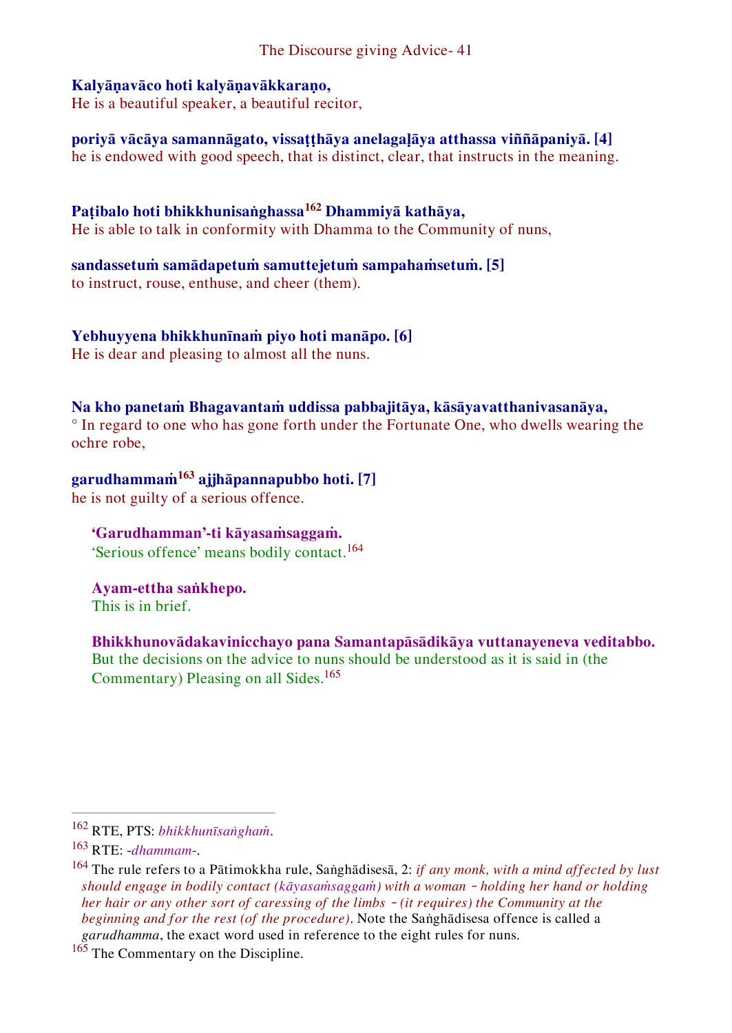**Kalyāṇavāco hoti kalyāṇavākkaraṇo,**
He is a beautiful speaker, a beautiful recitor,

**poriyā vācāya samannāgato, vissaṭṭhāya anelagaḷāya atthassa viññāpaniyā. [4]**
he is endowed with good speech, that is distinct, clear, that instructs in the meaning.

**Paṭibalo hoti bhikkhunisaṅghassa[162] Dhammiyā kathāya,**
He is able to talk in conformity with Dhamma to the Community of nuns,

**sandassetuṁ samādapetuṁ samuttejetuṁ sampahaṁsetuṁ. [5]**
to instruct, rouse, enthuse, and cheer (them).

**Yebhuyyena bhikkhunīnaṁ piyo hoti manāpo. [6]**
He is dear and pleasing to almost all the nuns.

**Na kho panetaṁ Bhagavantaṁ uddissa pabbajitāya, kāsāyavatthanivasanāya,**
° In regard to one who has gone forth under the Fortunate One, who dwells wearing the ochre robe,

**garudhammaṁ[163] ajjhāpannapubbo hoti. [7]**
he is not guilty of a serious offence.

> **'Garudhamman'-ti kāyasaṁsaggaṁ.**
> 'Serious offence' means bodily contact.[164]
>
> **Ayam-ettha saṅkhepo.**
> This is in brief.
>
> **Bhikkhunovādakavinicchayo pana Samantapāsādikāya vuttanayeneva veditabbo.**
> But the decisions on the advice to nuns should be understood as it is said in (the Commentary) Pleasing on all Sides.[165]

---

[162] RTE, PTS: *bhikkhunīsaṅghaṁ*.

[163] RTE: *-dhammam-*.

[164] The rule refers to a Pātimokkha rule, Saṅghādisesā, 2: *if any monk, with a mind affected by lust should engage in bodily contact (kāyasaṁsaggaṁ) with a woman – holding her hand or holding her hair or any other sort of caressing of the limbs – (it requires) the Community at the beginning and for the rest (of the procedure).* Note the Saṅghādisesa offence is called a *garudhamma*, the exact word used in reference to the eight rules for nuns.

[165] The Commentary on the Discipline.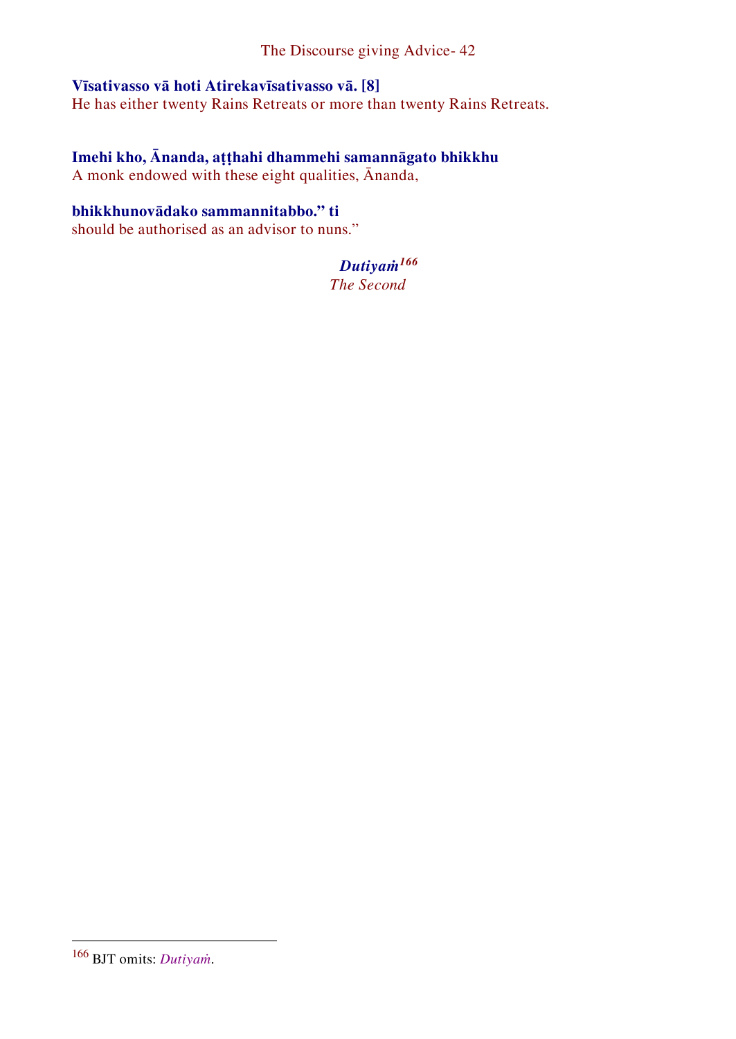**Vīsativasso vā hoti Atirekavīsativasso vā. [8]**
He has either twenty Rains Retreats or more than twenty Rains Retreats.

**Imehi kho, Ānanda, aṭṭhahi dhammehi samannāgato bhikkhu**
A monk endowed with these eight qualities, Ānanda,

**bhikkhunovādako sammannitabbo.” ti**
should be authorised as an advisor to nuns.”

***Dutiyaṁ***[166]
*The Second*

---

[166] BJT omits: *Dutiyaṁ*.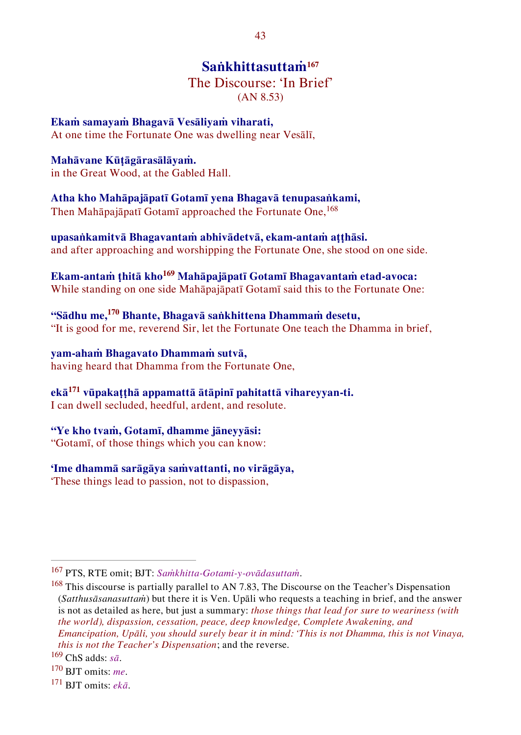# **Saṅkhittasuttaṁ**[167]

## The Discourse: 'In Brief'

(AN 8.53)

**Ekaṁ samayaṁ Bhagavā Vesāliyaṁ viharati,**
At one time the Fortunate One was dwelling near Vesālī,

**Mahāvane Kūṭāgārasālāyaṁ.**
in the Great Wood, at the Gabled Hall.

**Atha kho Mahāpajāpatī Gotamī yena Bhagavā tenupasaṅkami,**
Then Mahāpajāpatī Gotamī approached the Fortunate One,[168]

**upasaṅkamitvā Bhagavantaṁ abhivādetvā, ekam-antaṁ aṭṭhāsi.**
and after approaching and worshipping the Fortunate One, she stood on one side.

**Ekam-antaṁ ṭhitā kho[169] Mahāpajāpatī Gotamī Bhagavantaṁ etad-avoca:**
While standing on one side Mahāpajāpatī Gotamī said this to the Fortunate One:

**"Sādhu me,[170] Bhante, Bhagavā saṅkhittena Dhammaṁ desetu,**
"It is good for me, reverend Sir, let the Fortunate One teach the Dhamma in brief,

**yam-ahaṁ Bhagavato Dhammaṁ sutvā,**
having heard that Dhamma from the Fortunate One,

**ekā[171] vūpakaṭṭhā appamattā ātāpinī pahitattā vihareyyan-ti.**
I can dwell secluded, heedful, ardent, and resolute.

**"Ye kho tvaṁ, Gotamī, dhamme jāneyyāsi:**
"Gotamī, of those things which you can know:

**'Ime dhammā sarāgāya saṁvattanti, no virāgāya,**
'These things lead to passion, not to dispassion,

---

[167] PTS, RTE omit; BJT: *Saṁkhitta-Gotami-y-ovādasuttaṁ*.

[168] This discourse is partially parallel to AN 7.83, The Discourse on the Teacher's Dispensation (*Satthusāsanasuttaṁ*) but there it is Ven. Upāli who requests a teaching in brief, and the answer is not as detailed as here, but just a summary: *those things that lead for sure to weariness (with the world), dispassion, cessation, peace, deep knowledge, Complete Awakening, and Emancipation, Upāli, you should surely bear it in mind: 'This is not Dhamma, this is not Vinaya, this is not the Teacher's Dispensation*; and the reverse.

[169] ChS adds: *sā*.

[170] BJT omits: *me*.

[171] BJT omits: *ekā*.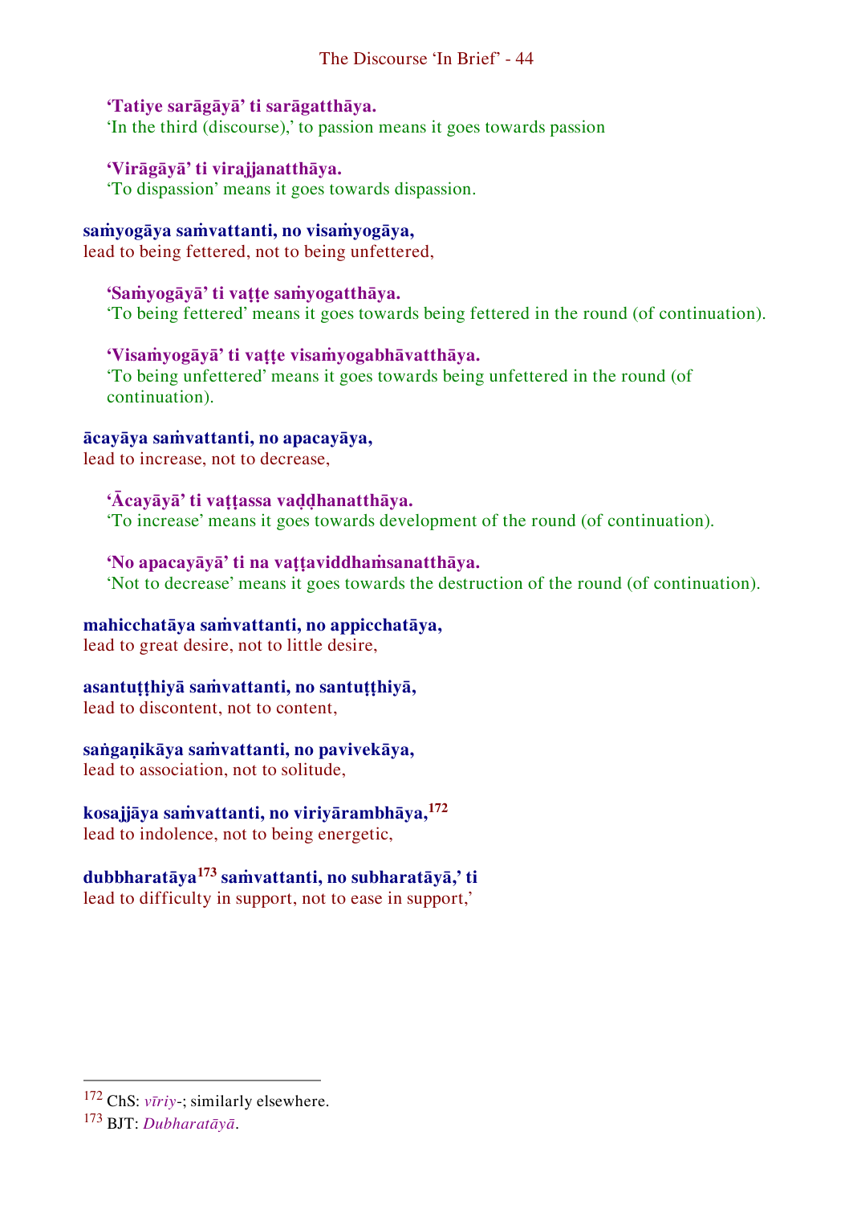**'Tatiye sarāgāyā' ti sarāgatthāya.**
'In the third (discourse),' to passion means it goes towards passion

**'Virāgāyā' ti virajjanatthāya.**
'To dispassion' means it goes towards dispassion.

**saṁyogāya saṁvattanti, no visaṁyogāya,**
lead to being fettered, not to being unfettered,

**'Saṁyogāyā' ti vaṭṭe saṁyogatthāya.**
'To being fettered' means it goes towards being fettered in the round (of continuation).

**'Visaṁyogāyā' ti vaṭṭe visaṁyogabhāvatthāya.**
'To being unfettered' means it goes towards being unfettered in the round (of continuation).

**ācayāya saṁvattanti, no apacayāya,**
lead to increase, not to decrease,

**'Ācayāyā' ti vaṭṭassa vaḍḍhanatthāya.**
'To increase' means it goes towards development of the round (of continuation).

**'No apacayāyā' ti na vaṭṭaviddhaṁsanatthāya.**
'Not to decrease' means it goes towards the destruction of the round (of continuation).

**mahicchatāya saṁvattanti, no appicchatāya,**
lead to great desire, not to little desire,

**asantuṭṭhiyā saṁvattanti, no santuṭṭhiyā,**
lead to discontent, not to content,

**saṅgaṇikāya saṁvattanti, no pavivekāya,**
lead to association, not to solitude,

**kosajjāya saṁvattanti, no viriyārambhāya,**[172]
lead to indolence, not to being energetic,

**dubbharatāya**[173] **saṁvattanti, no subharatāyā,' ti**
lead to difficulty in support, not to ease in support,'

---

[172] ChS: *vīriy-*; similarly elsewhere.
[173] BJT: *Dubharatāyā*.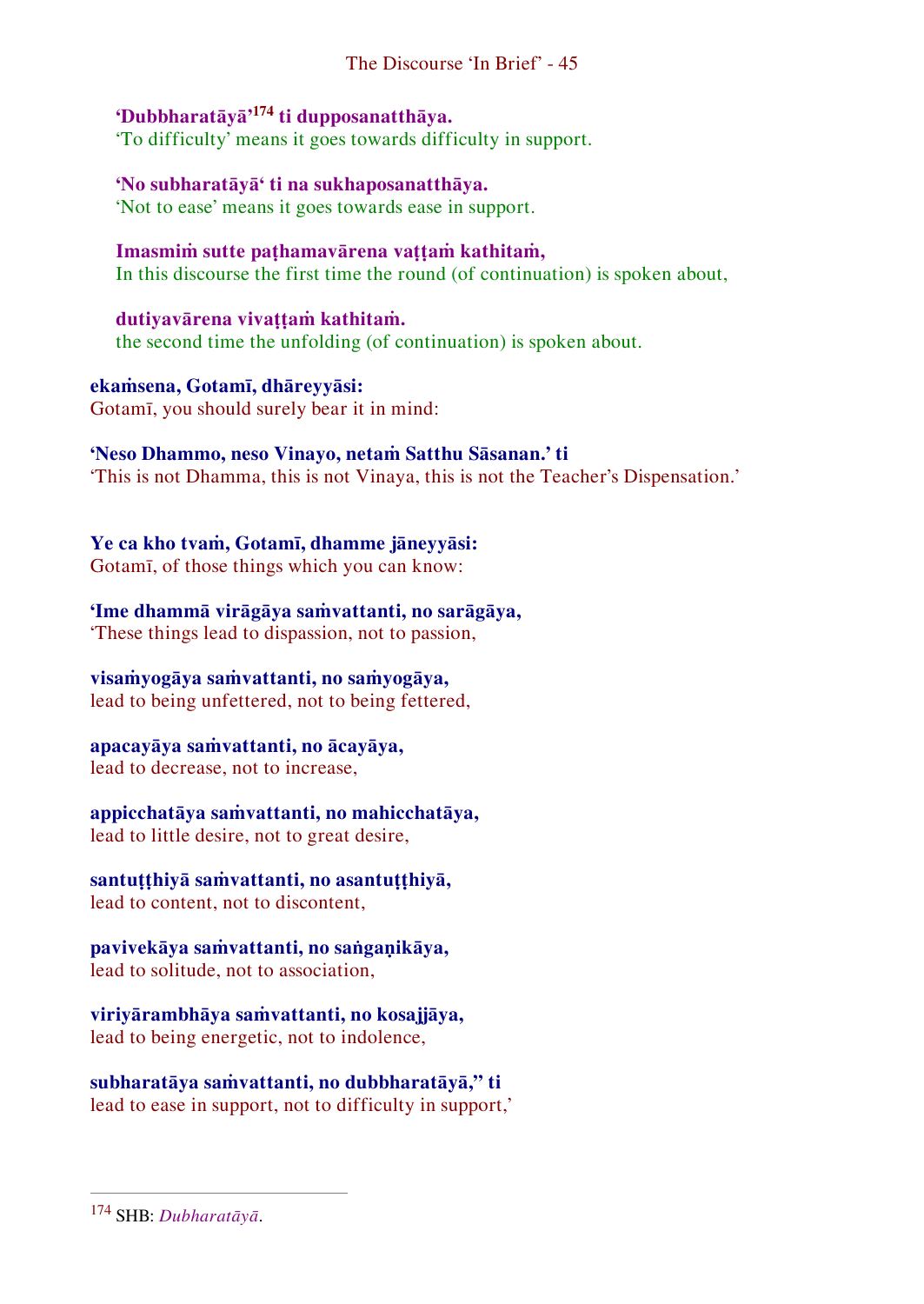**'Dubbharatāyā'[174] ti dupposanatthāya.**
'To difficulty' means it goes towards difficulty in support.

**'No subharatāyā' ti na sukhaposanatthāya.**
'Not to ease' means it goes towards ease in support.

**Imasmiṁ sutte paṭhamavārena vaṭṭaṁ kathitaṁ,**
In this discourse the first time the round (of continuation) is spoken about,

**dutiyavārena vivaṭṭaṁ kathitaṁ.**
the second time the unfolding (of continuation) is spoken about.

**ekaṁsena, Gotamī, dhāreyyāsi:**
Gotamī, you should surely bear it in mind:

**'Neso Dhammo, neso Vinayo, netaṁ Satthu Sāsanan.' ti**
'This is not Dhamma, this is not Vinaya, this is not the Teacher's Dispensation.'

**Ye ca kho tvaṁ, Gotamī, dhamme jāneyyāsi:**
Gotamī, of those things which you can know:

**'Ime dhammā virāgāya saṁvattanti, no sarāgāya,**
'These things lead to dispassion, not to passion,

**visaṁyogāya saṁvattanti, no saṁyogāya,**
lead to being unfettered, not to being fettered,

**apacayāya saṁvattanti, no ācayāya,**
lead to decrease, not to increase,

**appicchatāya saṁvattanti, no mahicchatāya,**
lead to little desire, not to great desire,

**santuṭṭhiyā saṁvattanti, no asantuṭṭhiyā,**
lead to content, not to discontent,

**pavivekāya saṁvattanti, no saṅgaṇikāya,**
lead to solitude, not to association,

**viriyārambhāya saṁvattanti, no kosajjāya,**
lead to being energetic, not to indolence,

**subharatāya saṁvattanti, no dubbharatāyā," ti**
lead to ease in support, not to difficulty in support,'

---

[174] SHB: *Dubharatāyā*.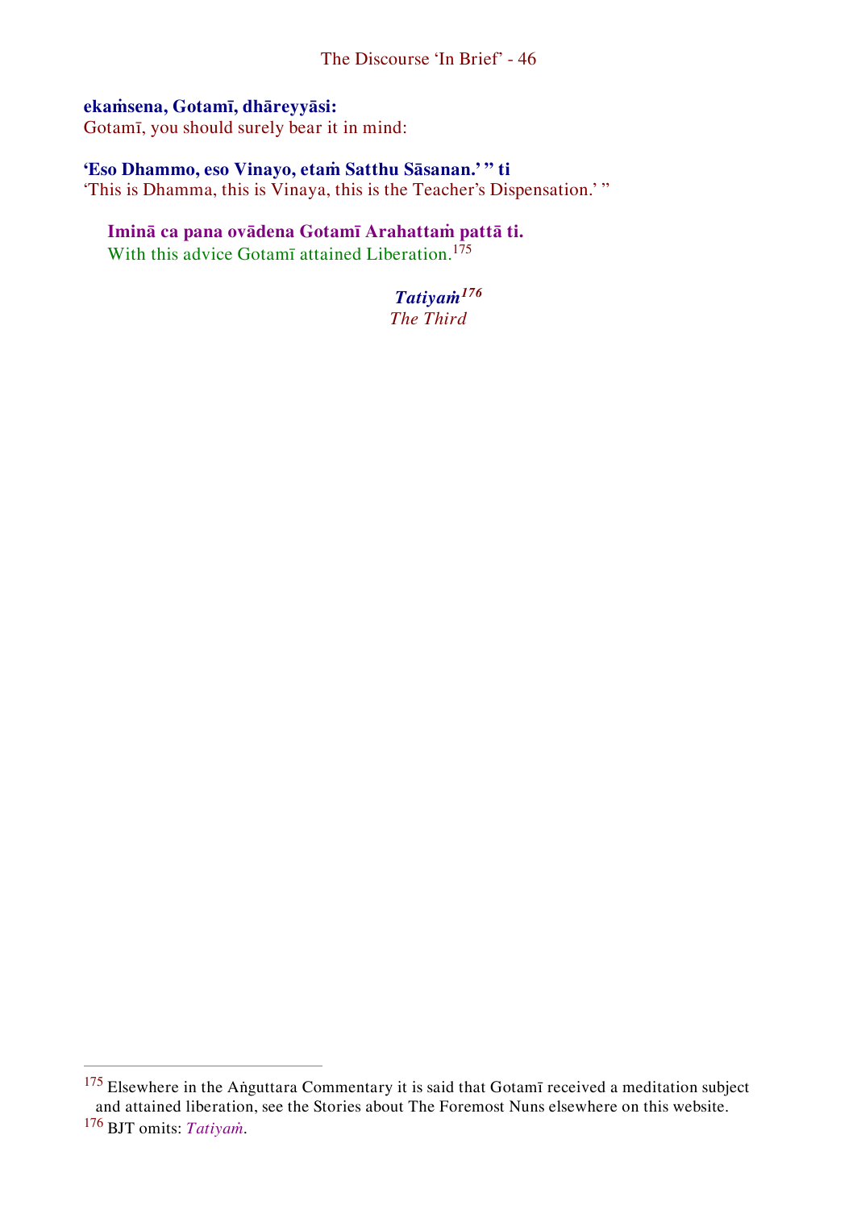**ekaṁsena, Gotamī, dhāreyyāsi:**
Gotamī, you should surely bear it in mind:

**'Eso Dhammo, eso Vinayo, etaṁ Satthu Sāsanan.' " ti**
'This is Dhamma, this is Vinaya, this is the Teacher's Dispensation.' "

**Iminā ca pana ovādena Gotamī Arahattaṁ pattā ti.**
With this advice Gotamī attained Liberation.[175]

***Tatiyaṁ***[176]
*The Third*

---

[175] Elsewhere in the Aṅguttara Commentary it is said that Gotamī received a meditation subject and attained liberation, see the Stories about The Foremost Nuns elsewhere on this website.

[176] BJT omits: *Tatiyaṁ*.